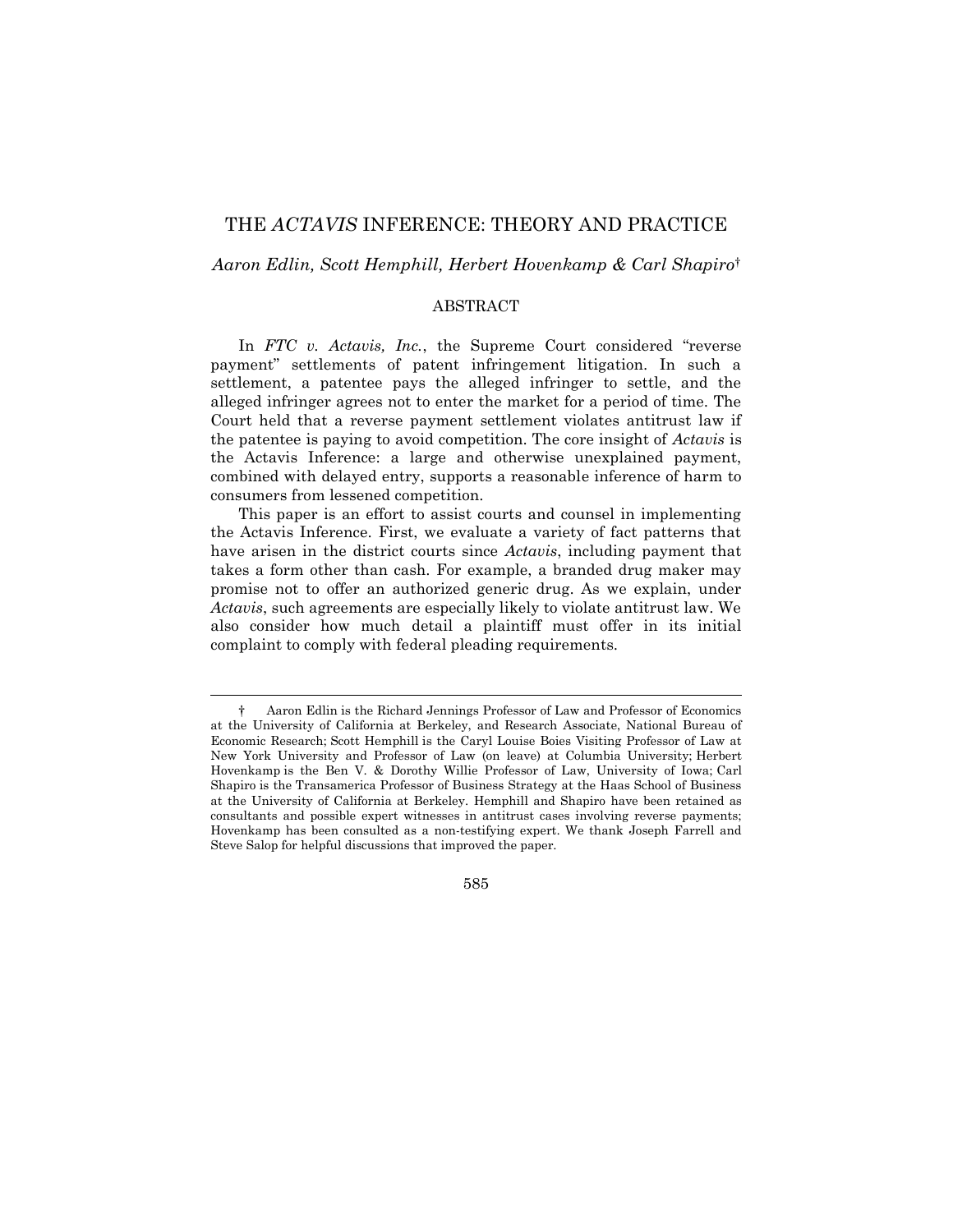# THE *ACTAVIS* INFERENCE: THEORY AND PRACTICE

*Aaron Edlin, Scott Hemphill, Herbert Hovenkamp & Carl Shapiro*†

## ABSTRACT

In *FTC v. Actavis, Inc.*, the Supreme Court considered "reverse payment" settlements of patent infringement litigation. In such a settlement, a patentee pays the alleged infringer to settle, and the alleged infringer agrees not to enter the market for a period of time. The Court held that a reverse payment settlement violates antitrust law if the patentee is paying to avoid competition. The core insight of *Actavis* is the Actavis Inference: a large and otherwise unexplained payment, combined with delayed entry, supports a reasonable inference of harm to consumers from lessened competition.

This paper is an effort to assist courts and counsel in implementing the Actavis Inference. First, we evaluate a variety of fact patterns that have arisen in the district courts since *Actavis*, including payment that takes a form other than cash. For example, a branded drug maker may promise not to offer an authorized generic drug. As we explain, under *Actavis*, such agreements are especially likely to violate antitrust law. We also consider how much detail a plaintiff must offer in its initial complaint to comply with federal pleading requirements.

---

† Aaron Edlin is the Richard Jennings Professor of Law and Professor of Economics at the University of California at Berkeley, and Research Associate, National Bureau of Economic Research; Scott Hemphill is the Caryl Louise Boies Visiting Professor of Law at New York University and Professor of Law (on leave) at Columbia University; Herbert Hovenkamp is the Ben V. & Dorothy Willie Professor of Law, University of Iowa; Carl Shapiro is the Transamerica Professor of Business Strategy at the Haas School of Business at the University of California at Berkeley. Hemphill and Shapiro have been retained as consultants and possible expert witnesses in antitrust cases involving reverse payments; Hovenkamp has been consulted as a non-testifying expert. We thank Joseph Farrell and Steve Salop for helpful discussions that improved the paper.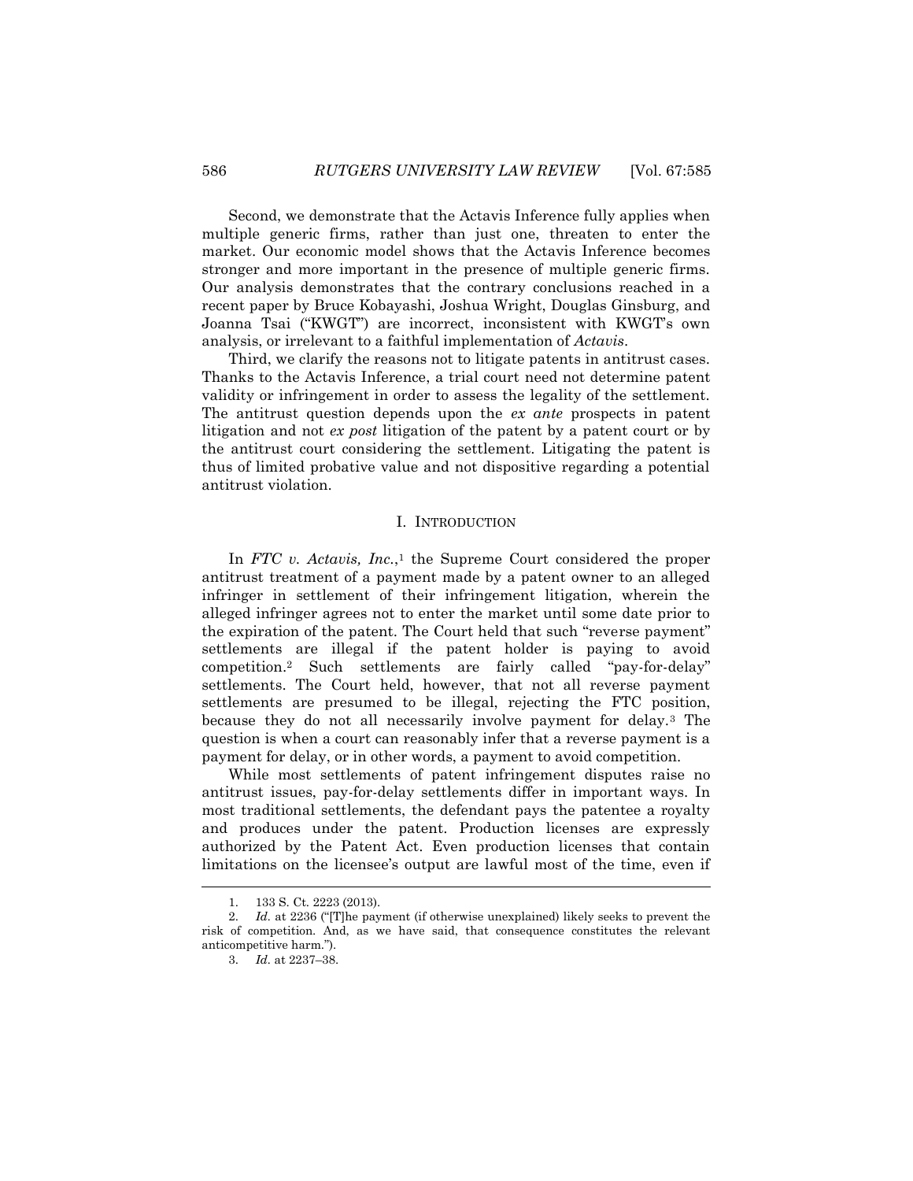Second, we demonstrate that the Actavis Inference fully applies when multiple generic firms, rather than just one, threaten to enter the market. Our economic model shows that the Actavis Inference becomes stronger and more important in the presence of multiple generic firms. Our analysis demonstrates that the contrary conclusions reached in a recent paper by Bruce Kobayashi, Joshua Wright, Douglas Ginsburg, and Joanna Tsai ("KWGT") are incorrect, inconsistent with KWGT's own analysis, or irrelevant to a faithful implementation of *Actavis*.

Third, we clarify the reasons not to litigate patents in antitrust cases. Thanks to the Actavis Inference, a trial court need not determine patent validity or infringement in order to assess the legality of the settlement. The antitrust question depends upon the *ex ante* prospects in patent litigation and not *ex post* litigation of the patent by a patent court or by the antitrust court considering the settlement. Litigating the patent is thus of limited probative value and not dispositive regarding a potential antitrust violation.

## I. INTRODUCTION

In *FTC v. Actavis, Inc.*,[1] the Supreme Court considered the proper antitrust treatment of a payment made by a patent owner to an alleged infringer in settlement of their infringement litigation, wherein the alleged infringer agrees not to enter the market until some date prior to the expiration of the patent. The Court held that such "reverse payment" settlements are illegal if the patent holder is paying to avoid competition.[2] Such settlements are fairly called "pay-for-delay" settlements. The Court held, however, that not all reverse payment settlements are presumed to be illegal, rejecting the FTC position, because they do not all necessarily involve payment for delay.[3] The question is when a court can reasonably infer that a reverse payment is a payment for delay, or in other words, a payment to avoid competition.

While most settlements of patent infringement disputes raise no antitrust issues, pay-for-delay settlements differ in important ways. In most traditional settlements, the defendant pays the patentee a royalty and produces under the patent. Production licenses are expressly authorized by the Patent Act. Even production licenses that contain limitations on the licensee's output are lawful most of the time, even if

---

1. 133 S. Ct. 2223 (2013).

2. *Id.* at 2236 ("[T]he payment (if otherwise unexplained) likely seeks to prevent the risk of competition. And, as we have said, that consequence constitutes the relevant anticompetitive harm.").

3. *Id.* at 2237–38.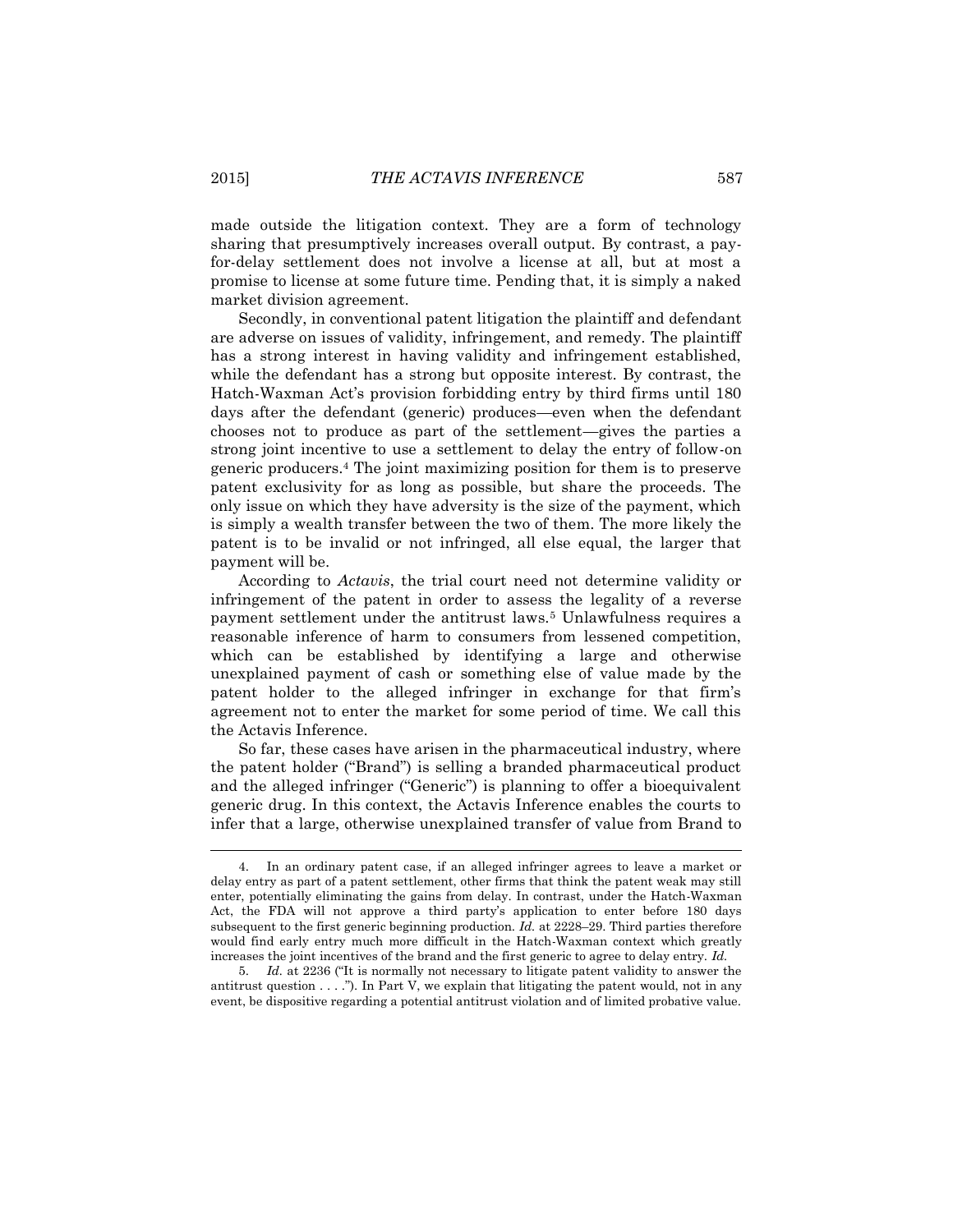made outside the litigation context. They are a form of technology sharing that presumptively increases overall output. By contrast, a pay-for-delay settlement does not involve a license at all, but at most a promise to license at some future time. Pending that, it is simply a naked market division agreement.

Secondly, in conventional patent litigation the plaintiff and defendant are adverse on issues of validity, infringement, and remedy. The plaintiff has a strong interest in having validity and infringement established, while the defendant has a strong but opposite interest. By contrast, the Hatch-Waxman Act's provision forbidding entry by third firms until 180 days after the defendant (generic) produces—even when the defendant chooses not to produce as part of the settlement—gives the parties a strong joint incentive to use a settlement to delay the entry of follow-on generic producers.[4] The joint maximizing position for them is to preserve patent exclusivity for as long as possible, but share the proceeds. The only issue on which they have adversity is the size of the payment, which is simply a wealth transfer between the two of them. The more likely the patent is to be invalid or not infringed, all else equal, the larger that payment will be.

According to *Actavis*, the trial court need not determine validity or infringement of the patent in order to assess the legality of a reverse payment settlement under the antitrust laws.[5] Unlawfulness requires a reasonable inference of harm to consumers from lessened competition, which can be established by identifying a large and otherwise unexplained payment of cash or something else of value made by the patent holder to the alleged infringer in exchange for that firm's agreement not to enter the market for some period of time. We call this the Actavis Inference.

So far, these cases have arisen in the pharmaceutical industry, where the patent holder ("Brand") is selling a branded pharmaceutical product and the alleged infringer ("Generic") is planning to offer a bioequivalent generic drug. In this context, the Actavis Inference enables the courts to infer that a large, otherwise unexplained transfer of value from Brand to

---

4. In an ordinary patent case, if an alleged infringer agrees to leave a market or delay entry as part of a patent settlement, other firms that think the patent weak may still enter, potentially eliminating the gains from delay. In contrast, under the Hatch-Waxman Act, the FDA will not approve a third party's application to enter before 180 days subsequent to the first generic beginning production. *Id.* at 2228–29. Third parties therefore would find early entry much more difficult in the Hatch-Waxman context which greatly increases the joint incentives of the brand and the first generic to agree to delay entry. *Id.*

5. *Id.* at 2236 ("It is normally not necessary to litigate patent validity to answer the antitrust question . . . ."). In Part V, we explain that litigating the patent would, not in any event, be dispositive regarding a potential antitrust violation and of limited probative value.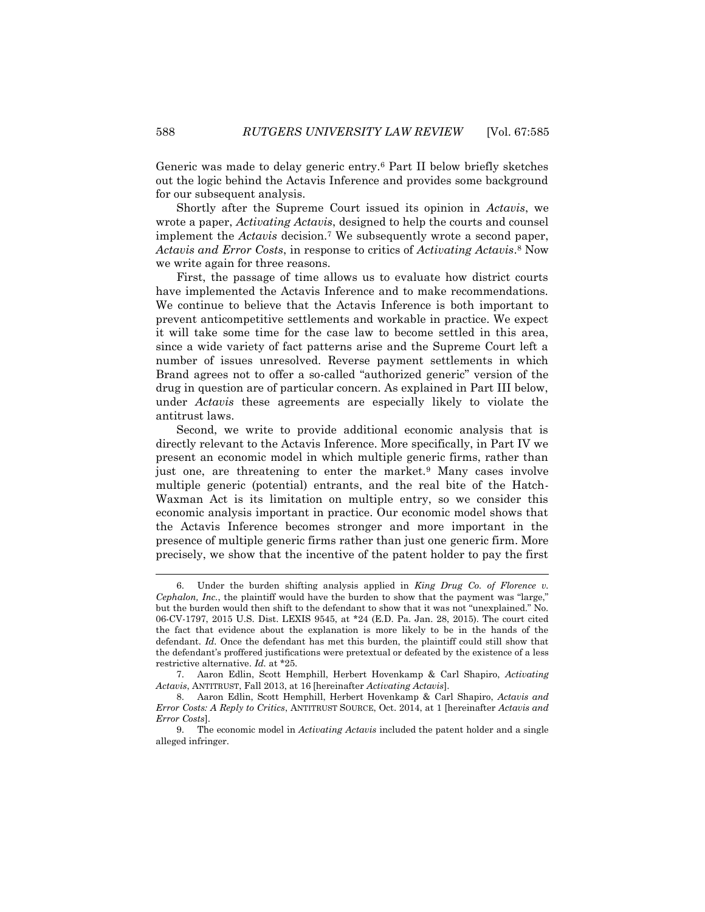Generic was made to delay generic entry.[6] Part II below briefly sketches out the logic behind the Actavis Inference and provides some background for our subsequent analysis.

Shortly after the Supreme Court issued its opinion in *Actavis*, we wrote a paper, *Activating Actavis*, designed to help the courts and counsel implement the *Actavis* decision.[7] We subsequently wrote a second paper, *Actavis and Error Costs*, in response to critics of *Activating Actavis*.[8] Now we write again for three reasons.

First, the passage of time allows us to evaluate how district courts have implemented the Actavis Inference and to make recommendations. We continue to believe that the Actavis Inference is both important to prevent anticompetitive settlements and workable in practice. We expect it will take some time for the case law to become settled in this area, since a wide variety of fact patterns arise and the Supreme Court left a number of issues unresolved. Reverse payment settlements in which Brand agrees not to offer a so-called "authorized generic" version of the drug in question are of particular concern. As explained in Part III below, under *Actavis* these agreements are especially likely to violate the antitrust laws.

Second, we write to provide additional economic analysis that is directly relevant to the Actavis Inference. More specifically, in Part IV we present an economic model in which multiple generic firms, rather than just one, are threatening to enter the market.[9] Many cases involve multiple generic (potential) entrants, and the real bite of the Hatch-Waxman Act is its limitation on multiple entry, so we consider this economic analysis important in practice. Our economic model shows that the Actavis Inference becomes stronger and more important in the presence of multiple generic firms rather than just one generic firm. More precisely, we show that the incentive of the patent holder to pay the first

---

6. Under the burden shifting analysis applied in *King Drug Co. of Florence v. Cephalon, Inc.*, the plaintiff would have the burden to show that the payment was "large," but the burden would then shift to the defendant to show that it was not "unexplained." No. 06-CV-1797, 2015 U.S. Dist. LEXIS 9545, at *24 (E.D. Pa. Jan. 28, 2015). The court cited the fact that evidence about the explanation is more likely to be in the hands of the defendant. *Id.* Once the defendant has met this burden, the plaintiff could still show that the defendant's proffered justifications were pretextual or defeated by the existence of a less restrictive alternative. *Id.* at *25.

7. Aaron Edlin, Scott Hemphill, Herbert Hovenkamp & Carl Shapiro, *Activating Actavis*, ANTITRUST, Fall 2013, at 16 [hereinafter *Activating Actavis*].

8. Aaron Edlin, Scott Hemphill, Herbert Hovenkamp & Carl Shapiro, *Actavis and Error Costs: A Reply to Critics*, ANTITRUST SOURCE, Oct. 2014, at 1 [hereinafter *Actavis and Error Costs*].

9. The economic model in *Activating Actavis* included the patent holder and a single alleged infringer.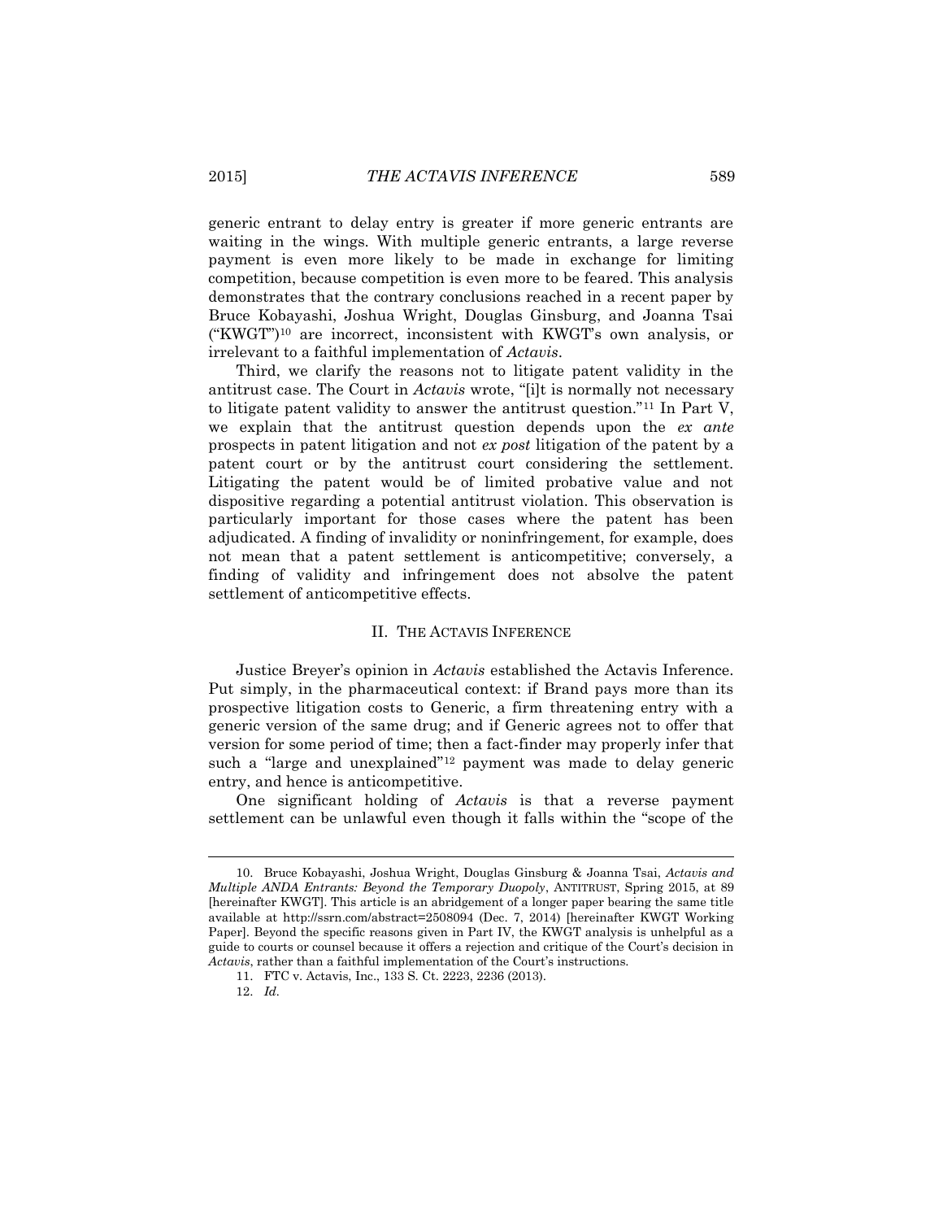generic entrant to delay entry is greater if more generic entrants are waiting in the wings. With multiple generic entrants, a large reverse payment is even more likely to be made in exchange for limiting competition, because competition is even more to be feared. This analysis demonstrates that the contrary conclusions reached in a recent paper by Bruce Kobayashi, Joshua Wright, Douglas Ginsburg, and Joanna Tsai ("KWGT")[10] are incorrect, inconsistent with KWGT's own analysis, or irrelevant to a faithful implementation of *Actavis*.

Third, we clarify the reasons not to litigate patent validity in the antitrust case. The Court in *Actavis* wrote, "[i]t is normally not necessary to litigate patent validity to answer the antitrust question."[11] In Part V, we explain that the antitrust question depends upon the *ex ante* prospects in patent litigation and not *ex post* litigation of the patent by a patent court or by the antitrust court considering the settlement. Litigating the patent would be of limited probative value and not dispositive regarding a potential antitrust violation. This observation is particularly important for those cases where the patent has been adjudicated. A finding of invalidity or noninfringement, for example, does not mean that a patent settlement is anticompetitive; conversely, a finding of validity and infringement does not absolve the patent settlement of anticompetitive effects.

## II. THE ACTAVIS INFERENCE

Justice Breyer's opinion in *Actavis* established the Actavis Inference. Put simply, in the pharmaceutical context: if Brand pays more than its prospective litigation costs to Generic, a firm threatening entry with a generic version of the same drug; and if Generic agrees not to offer that version for some period of time; then a fact-finder may properly infer that such a "large and unexplained"[12] payment was made to delay generic entry, and hence is anticompetitive.

One significant holding of *Actavis* is that a reverse payment settlement can be unlawful even though it falls within the "scope of the

---

10. Bruce Kobayashi, Joshua Wright, Douglas Ginsburg & Joanna Tsai, *Actavis and Multiple ANDA Entrants: Beyond the Temporary Duopoly*, ANTITRUST, Spring 2015, at 89 [hereinafter KWGT]. This article is an abridgement of a longer paper bearing the same title available at http://ssrn.com/abstract=2508094 (Dec. 7, 2014) [hereinafter KWGT Working Paper]. Beyond the specific reasons given in Part IV, the KWGT analysis is unhelpful as a guide to courts or counsel because it offers a rejection and critique of the Court's decision in *Actavis*, rather than a faithful implementation of the Court's instructions.

11. FTC v. Actavis, Inc., 133 S. Ct. 2223, 2236 (2013).

12. *Id.*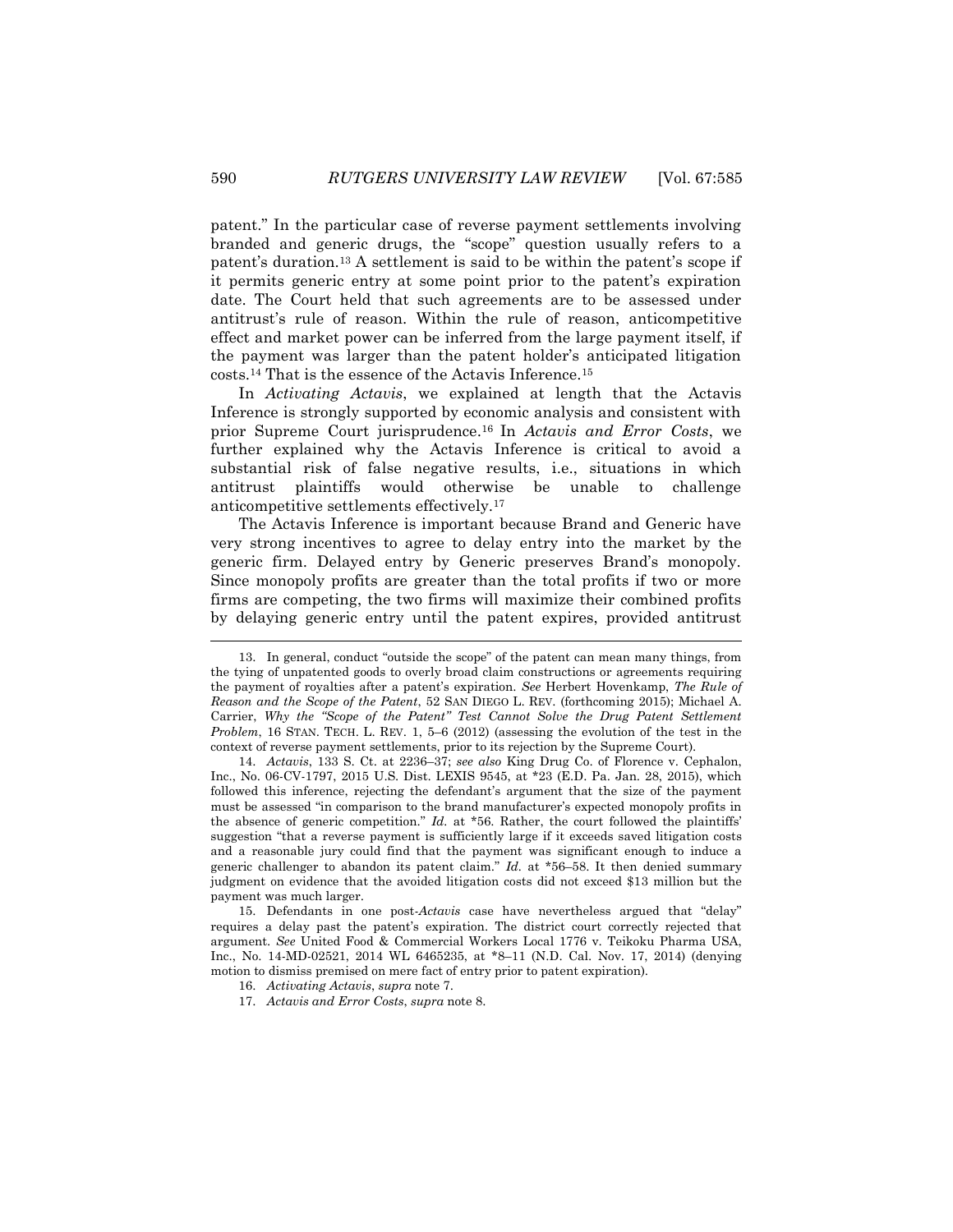patent." In the particular case of reverse payment settlements involving branded and generic drugs, the "scope" question usually refers to a patent's duration.[13] A settlement is said to be within the patent's scope if it permits generic entry at some point prior to the patent's expiration date. The Court held that such agreements are to be assessed under antitrust's rule of reason. Within the rule of reason, anticompetitive effect and market power can be inferred from the large payment itself, if the payment was larger than the patent holder's anticipated litigation costs.[14] That is the essence of the Actavis Inference.[15]

In *Activating Actavis*, we explained at length that the Actavis Inference is strongly supported by economic analysis and consistent with prior Supreme Court jurisprudence.[16] In *Actavis and Error Costs*, we further explained why the Actavis Inference is critical to avoid a substantial risk of false negative results, i.e., situations in which antitrust plaintiffs would otherwise be unable to challenge anticompetitive settlements effectively.[17]

The Actavis Inference is important because Brand and Generic have very strong incentives to agree to delay entry into the market by the generic firm. Delayed entry by Generic preserves Brand's monopoly. Since monopoly profits are greater than the total profits if two or more firms are competing, the two firms will maximize their combined profits by delaying generic entry until the patent expires, provided antitrust

---

13. In general, conduct "outside the scope" of the patent can mean many things, from the tying of unpatented goods to overly broad claim constructions or agreements requiring the payment of royalties after a patent's expiration. *See* Herbert Hovenkamp, *The Rule of Reason and the Scope of the Patent*, 52 SAN DIEGO L. REV. (forthcoming 2015); Michael A. Carrier, *Why the "Scope of the Patent" Test Cannot Solve the Drug Patent Settlement Problem*, 16 STAN. TECH. L. REV. 1, 5–6 (2012) (assessing the evolution of the test in the context of reverse payment settlements, prior to its rejection by the Supreme Court).

14. *Actavis*, 133 S. Ct. at 2236–37; *see also* King Drug Co. of Florence v. Cephalon, Inc., No. 06-CV-1797, 2015 U.S. Dist. LEXIS 9545, at *23 (E.D. Pa. Jan. 28, 2015), which followed this inference, rejecting the defendant's argument that the size of the payment must be assessed "in comparison to the brand manufacturer's expected monopoly profits in the absence of generic competition." *Id.* at *56. Rather, the court followed the plaintiffs' suggestion "that a reverse payment is sufficiently large if it exceeds saved litigation costs and a reasonable jury could find that the payment was significant enough to induce a generic challenger to abandon its patent claim." *Id.* at *56–58. It then denied summary judgment on evidence that the avoided litigation costs did not exceed $13 million but the payment was much larger.

15. Defendants in one post-*Actavis* case have nevertheless argued that "delay" requires a delay past the patent's expiration. The district court correctly rejected that argument. *See* United Food & Commercial Workers Local 1776 v. Teikoku Pharma USA, Inc., No. 14-MD-02521, 2014 WL 6465235, at *8–11 (N.D. Cal. Nov. 17, 2014) (denying motion to dismiss premised on mere fact of entry prior to patent expiration).

16. *Activating Actavis*, *supra* note 7.

17. *Actavis and Error Costs*, *supra* note 8.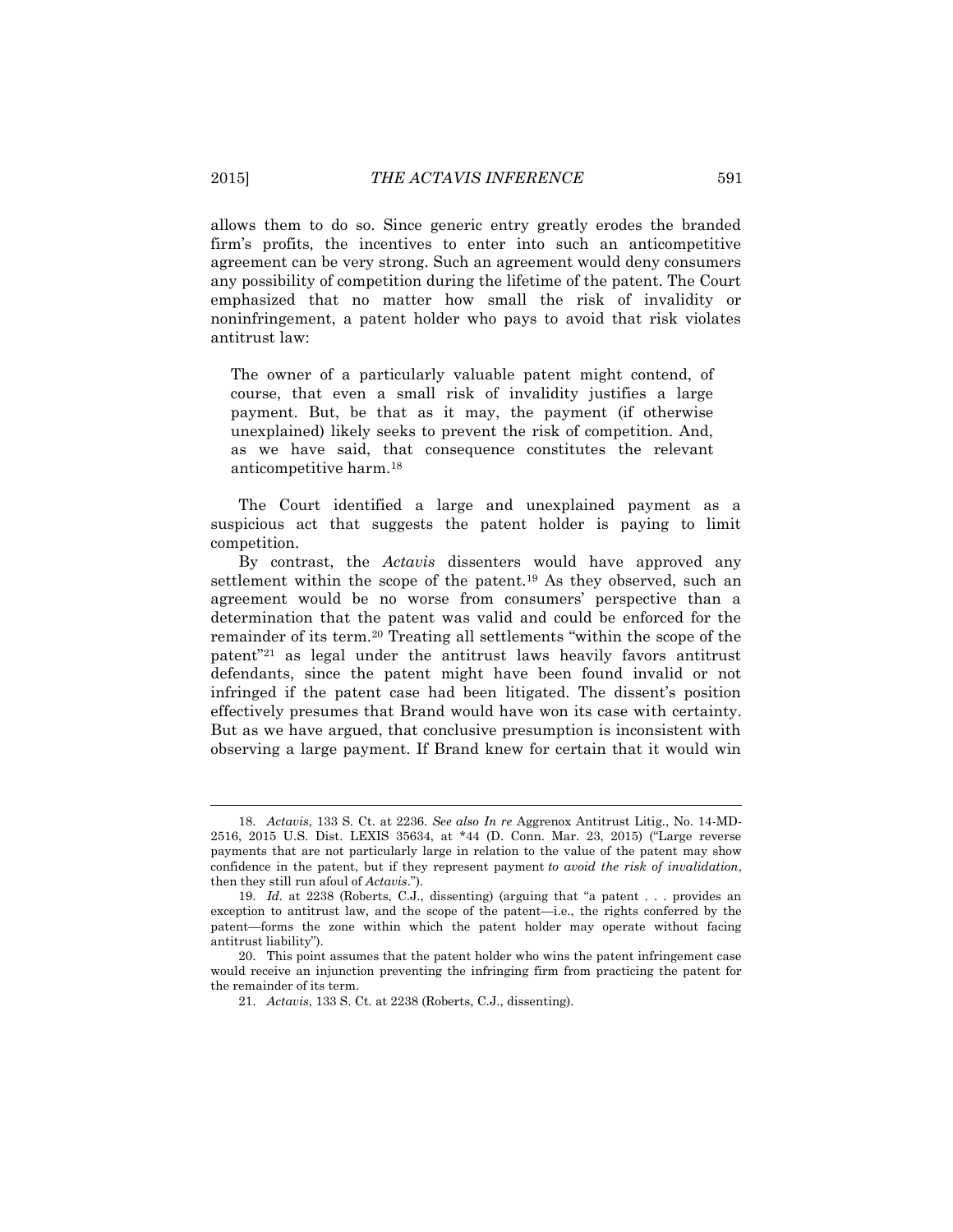allows them to do so. Since generic entry greatly erodes the branded firm's profits, the incentives to enter into such an anticompetitive agreement can be very strong. Such an agreement would deny consumers any possibility of competition during the lifetime of the patent. The Court emphasized that no matter how small the risk of invalidity or noninfringement, a patent holder who pays to avoid that risk violates antitrust law:

> The owner of a particularly valuable patent might contend, of course, that even a small risk of invalidity justifies a large payment. But, be that as it may, the payment (if otherwise unexplained) likely seeks to prevent the risk of competition. And, as we have said, that consequence constitutes the relevant anticompetitive harm.[18]

The Court identified a large and unexplained payment as a suspicious act that suggests the patent holder is paying to limit competition.

By contrast, the *Actavis* dissenters would have approved any settlement within the scope of the patent.[19] As they observed, such an agreement would be no worse from consumers' perspective than a determination that the patent was valid and could be enforced for the remainder of its term.[20] Treating all settlements "within the scope of the patent"[21] as legal under the antitrust laws heavily favors antitrust defendants, since the patent might have been found invalid or not infringed if the patent case had been litigated. The dissent's position effectively presumes that Brand would have won its case with certainty. But as we have argued, that conclusive presumption is inconsistent with observing a large payment. If Brand knew for certain that it would win

---

18. *Actavis*, 133 S. Ct. at 2236. *See also In re* Aggrenox Antitrust Litig., No. 14-MD-2516, 2015 U.S. Dist. LEXIS 35634, at *44 (D. Conn. Mar. 23, 2015) ("Large reverse payments that are not particularly large in relation to the value of the patent may show confidence in the patent, but if they represent payment *to avoid the risk of invalidation*, then they still run afoul of *Actavis*.").

19. *Id.* at 2238 (Roberts, C.J., dissenting) (arguing that "a patent . . . provides an exception to antitrust law, and the scope of the patent—i.e., the rights conferred by the patent—forms the zone within which the patent holder may operate without facing antitrust liability").

20. This point assumes that the patent holder who wins the patent infringement case would receive an injunction preventing the infringing firm from practicing the patent for the remainder of its term.

21. *Actavis*, 133 S. Ct. at 2238 (Roberts, C.J., dissenting).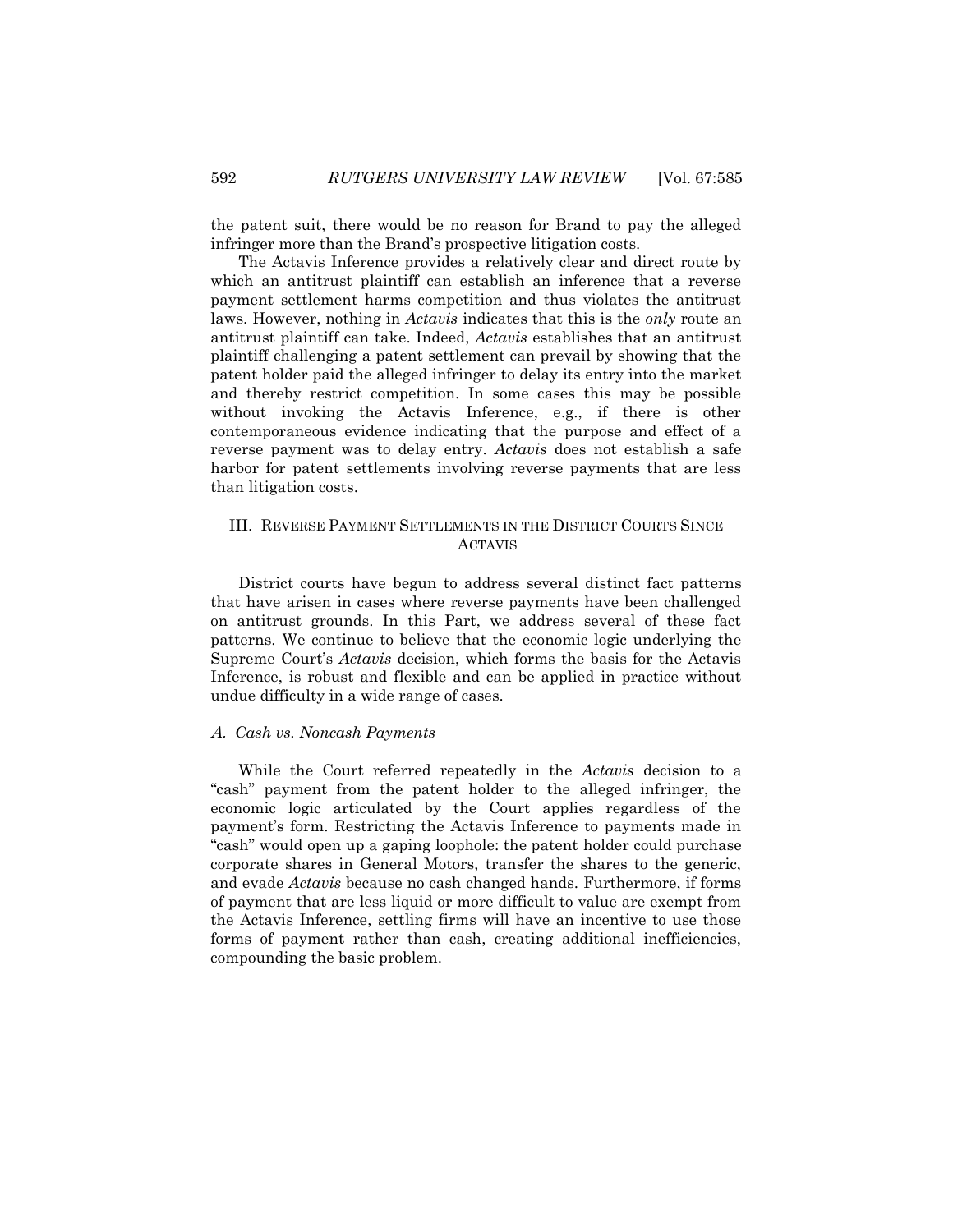the patent suit, there would be no reason for Brand to pay the alleged infringer more than the Brand's prospective litigation costs.

The Actavis Inference provides a relatively clear and direct route by which an antitrust plaintiff can establish an inference that a reverse payment settlement harms competition and thus violates the antitrust laws. However, nothing in *Actavis* indicates that this is the *only* route an antitrust plaintiff can take. Indeed, *Actavis* establishes that an antitrust plaintiff challenging a patent settlement can prevail by showing that the patent holder paid the alleged infringer to delay its entry into the market and thereby restrict competition. In some cases this may be possible without invoking the Actavis Inference, e.g., if there is other contemporaneous evidence indicating that the purpose and effect of a reverse payment was to delay entry. *Actavis* does not establish a safe harbor for patent settlements involving reverse payments that are less than litigation costs.

## III. REVERSE PAYMENT SETTLEMENTS IN THE DISTRICT COURTS SINCE ACTAVIS

District courts have begun to address several distinct fact patterns that have arisen in cases where reverse payments have been challenged on antitrust grounds. In this Part, we address several of these fact patterns. We continue to believe that the economic logic underlying the Supreme Court's *Actavis* decision, which forms the basis for the Actavis Inference, is robust and flexible and can be applied in practice without undue difficulty in a wide range of cases.

### *A. Cash vs. Noncash Payments*

While the Court referred repeatedly in the *Actavis* decision to a "cash" payment from the patent holder to the alleged infringer, the economic logic articulated by the Court applies regardless of the payment's form. Restricting the Actavis Inference to payments made in "cash" would open up a gaping loophole: the patent holder could purchase corporate shares in General Motors, transfer the shares to the generic, and evade *Actavis* because no cash changed hands. Furthermore, if forms of payment that are less liquid or more difficult to value are exempt from the Actavis Inference, settling firms will have an incentive to use those forms of payment rather than cash, creating additional inefficiencies, compounding the basic problem.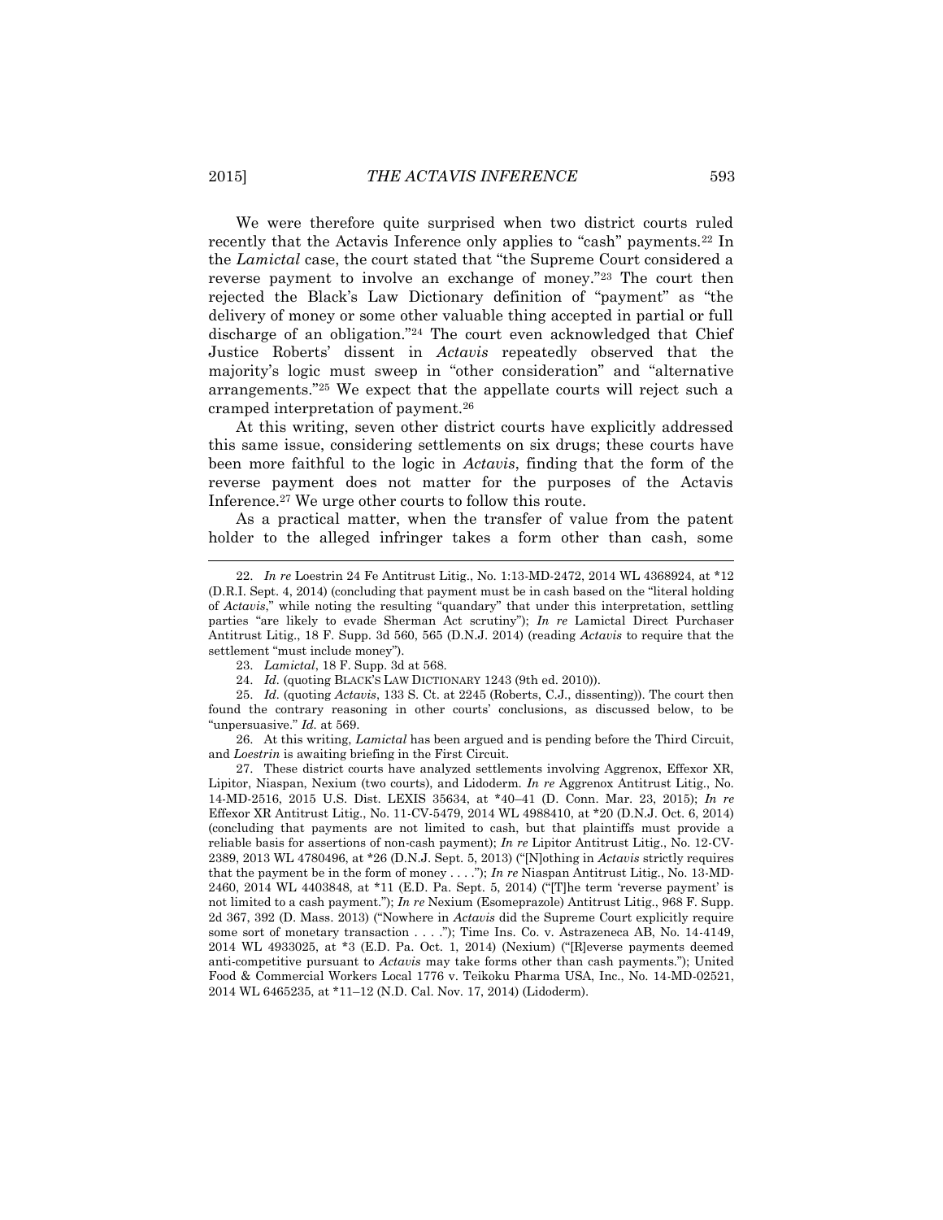We were therefore quite surprised when two district courts ruled recently that the Actavis Inference only applies to "cash" payments.[22] In the *Lamictal* case, the court stated that "the Supreme Court considered a reverse payment to involve an exchange of money."[23] The court then rejected the Black's Law Dictionary definition of "payment" as "the delivery of money or some other valuable thing accepted in partial or full discharge of an obligation."[24] The court even acknowledged that Chief Justice Roberts' dissent in *Actavis* repeatedly observed that the majority's logic must sweep in "other consideration" and "alternative arrangements."[25] We expect that the appellate courts will reject such a cramped interpretation of payment.[26]

At this writing, seven other district courts have explicitly addressed this same issue, considering settlements on six drugs; these courts have been more faithful to the logic in *Actavis*, finding that the form of the reverse payment does not matter for the purposes of the Actavis Inference.[27] We urge other courts to follow this route.

As a practical matter, when the transfer of value from the patent holder to the alleged infringer takes a form other than cash, some

---

22. *In re* Loestrin 24 Fe Antitrust Litig., No. 1:13-MD-2472, 2014 WL 4368924, at \*12 (D.R.I. Sept. 4, 2014) (concluding that payment must be in cash based on the "literal holding of *Actavis*," while noting the resulting "quandary" that under this interpretation, settling parties "are likely to evade Sherman Act scrutiny"); *In re* Lamictal Direct Purchaser Antitrust Litig., 18 F. Supp. 3d 560, 565 (D.N.J. 2014) (reading *Actavis* to require that the settlement "must include money").

23. *Lamictal*, 18 F. Supp. 3d at 568.

24. *Id.* (quoting BLACK'S LAW DICTIONARY 1243 (9th ed. 2010)).

25. *Id.* (quoting *Actavis*, 133 S. Ct. at 2245 (Roberts, C.J., dissenting)). The court then found the contrary reasoning in other courts' conclusions, as discussed below, to be "unpersuasive." *Id.* at 569.

26. At this writing, *Lamictal* has been argued and is pending before the Third Circuit, and *Loestrin* is awaiting briefing in the First Circuit.

27. These district courts have analyzed settlements involving Aggrenox, Effexor XR, Lipitor, Niaspan, Nexium (two courts), and Lidoderm. *In re* Aggrenox Antitrust Litig., No. 14-MD-2516, 2015 U.S. Dist. LEXIS 35634, at \*40–41 (D. Conn. Mar. 23, 2015); *In re* Effexor XR Antitrust Litig., No. 11-CV-5479, 2014 WL 4988410, at \*20 (D.N.J. Oct. 6, 2014) (concluding that payments are not limited to cash, but that plaintiffs must provide a reliable basis for assertions of non-cash payment); *In re* Lipitor Antitrust Litig., No. 12-CV-2389, 2013 WL 4780496, at \*26 (D.N.J. Sept. 5, 2013) ("[N]othing in *Actavis* strictly requires that the payment be in the form of money . . . ."); *In re* Niaspan Antitrust Litig., No. 13-MD-2460, 2014 WL 4403848, at \*11 (E.D. Pa. Sept. 5, 2014) ("[T]he term 'reverse payment' is not limited to a cash payment."); *In re* Nexium (Esomeprazole) Antitrust Litig., 968 F. Supp. 2d 367, 392 (D. Mass. 2013) ("Nowhere in *Actavis* did the Supreme Court explicitly require some sort of monetary transaction . . . ."); Time Ins. Co. v. Astrazeneca AB, No. 14-4149, 2014 WL 4933025, at \*3 (E.D. Pa. Oct. 1, 2014) (Nexium) ("[R]everse payments deemed anti-competitive pursuant to *Actavis* may take forms other than cash payments."); United Food & Commercial Workers Local 1776 v. Teikoku Pharma USA, Inc., No. 14-MD-02521, 2014 WL 6465235, at \*11–12 (N.D. Cal. Nov. 17, 2014) (Lidoderm).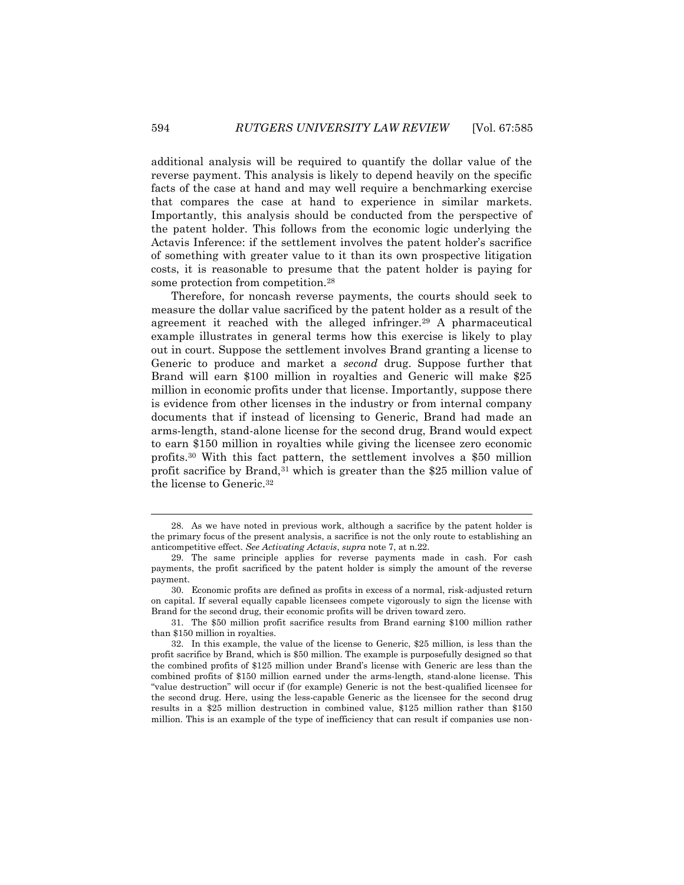additional analysis will be required to quantify the dollar value of the reverse payment. This analysis is likely to depend heavily on the specific facts of the case at hand and may well require a benchmarking exercise that compares the case at hand to experience in similar markets. Importantly, this analysis should be conducted from the perspective of the patent holder. This follows from the economic logic underlying the Actavis Inference: if the settlement involves the patent holder's sacrifice of something with greater value to it than its own prospective litigation costs, it is reasonable to presume that the patent holder is paying for some protection from competition.[28]

Therefore, for noncash reverse payments, the courts should seek to measure the dollar value sacrificed by the patent holder as a result of the agreement it reached with the alleged infringer.[29] A pharmaceutical example illustrates in general terms how this exercise is likely to play out in court. Suppose the settlement involves Brand granting a license to Generic to produce and market a *second* drug. Suppose further that Brand will earn $100 million in royalties and Generic will make $25 million in economic profits under that license. Importantly, suppose there is evidence from other licenses in the industry or from internal company documents that if instead of licensing to Generic, Brand had made an arms-length, stand-alone license for the second drug, Brand would expect to earn $150 million in royalties while giving the licensee zero economic profits.[30] With this fact pattern, the settlement involves a $50 million profit sacrifice by Brand,[31] which is greater than the $25 million value of the license to Generic.[32]

---

28. As we have noted in previous work, although a sacrifice by the patent holder is the primary focus of the present analysis, a sacrifice is not the only route to establishing an anticompetitive effect. *See Activating Actavis*, *supra* note 7, at n.22.

29. The same principle applies for reverse payments made in cash. For cash payments, the profit sacrificed by the patent holder is simply the amount of the reverse payment.

30. Economic profits are defined as profits in excess of a normal, risk-adjusted return on capital. If several equally capable licensees compete vigorously to sign the license with Brand for the second drug, their economic profits will be driven toward zero.

31. The $50 million profit sacrifice results from Brand earning $100 million rather than $150 million in royalties.

32. In this example, the value of the license to Generic, $25 million, is less than the profit sacrifice by Brand, which is $50 million. The example is purposefully designed so that the combined profits of $125 million under Brand's license with Generic are less than the combined profits of $150 million earned under the arms-length, stand-alone license. This "value destruction" will occur if (for example) Generic is not the best-qualified licensee for the second drug. Here, using the less-capable Generic as the licensee for the second drug results in a $25 million destruction in combined value, $125 million rather than $150 million. This is an example of the type of inefficiency that can result if companies use non-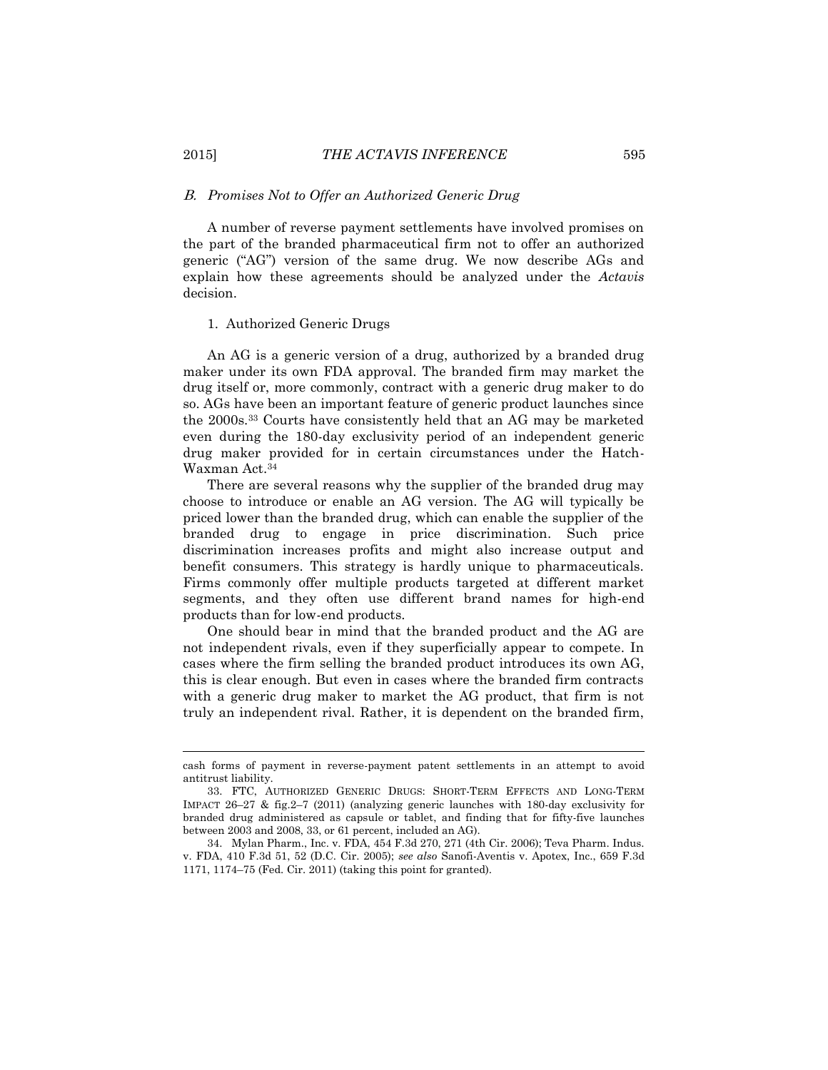### *B. Promises Not to Offer an Authorized Generic Drug*

A number of reverse payment settlements have involved promises on the part of the branded pharmaceutical firm not to offer an authorized generic ("AG") version of the same drug. We now describe AGs and explain how these agreements should be analyzed under the *Actavis* decision.

#### 1. Authorized Generic Drugs

An AG is a generic version of a drug, authorized by a branded drug maker under its own FDA approval. The branded firm may market the drug itself or, more commonly, contract with a generic drug maker to do so. AGs have been an important feature of generic product launches since the 2000s.[33] Courts have consistently held that an AG may be marketed even during the 180-day exclusivity period of an independent generic drug maker provided for in certain circumstances under the Hatch-Waxman Act.[34]

There are several reasons why the supplier of the branded drug may choose to introduce or enable an AG version. The AG will typically be priced lower than the branded drug, which can enable the supplier of the branded drug to engage in price discrimination. Such price discrimination increases profits and might also increase output and benefit consumers. This strategy is hardly unique to pharmaceuticals. Firms commonly offer multiple products targeted at different market segments, and they often use different brand names for high-end products than for low-end products.

One should bear in mind that the branded product and the AG are not independent rivals, even if they superficially appear to compete. In cases where the firm selling the branded product introduces its own AG, this is clear enough. But even in cases where the branded firm contracts with a generic drug maker to market the AG product, that firm is not truly an independent rival. Rather, it is dependent on the branded firm,

---

cash forms of payment in reverse-payment patent settlements in an attempt to avoid antitrust liability.

33. FTC, AUTHORIZED GENERIC DRUGS: SHORT-TERM EFFECTS AND LONG-TERM IMPACT 26–27 & fig.2–7 (2011) (analyzing generic launches with 180-day exclusivity for branded drug administered as capsule or tablet, and finding that for fifty-five launches between 2003 and 2008, 33, or 61 percent, included an AG).

34. Mylan Pharm., Inc. v. FDA, 454 F.3d 270, 271 (4th Cir. 2006); Teva Pharm. Indus. v. FDA, 410 F.3d 51, 52 (D.C. Cir. 2005); *see also* Sanofi-Aventis v. Apotex, Inc., 659 F.3d 1171, 1174–75 (Fed. Cir. 2011) (taking this point for granted).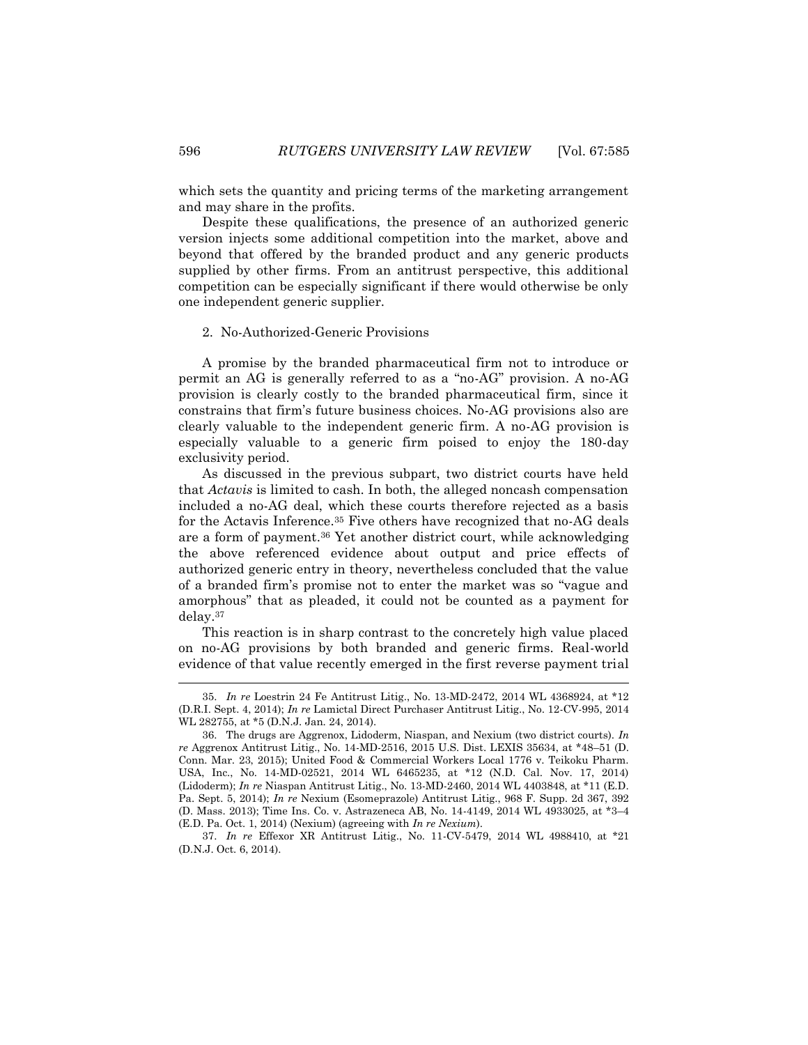which sets the quantity and pricing terms of the marketing arrangement and may share in the profits.

Despite these qualifications, the presence of an authorized generic version injects some additional competition into the market, above and beyond that offered by the branded product and any generic products supplied by other firms. From an antitrust perspective, this additional competition can be especially significant if there would otherwise be only one independent generic supplier.

### 2. No-Authorized-Generic Provisions

A promise by the branded pharmaceutical firm not to introduce or permit an AG is generally referred to as a "no-AG" provision. A no-AG provision is clearly costly to the branded pharmaceutical firm, since it constrains that firm's future business choices. No-AG provisions also are clearly valuable to the independent generic firm. A no-AG provision is especially valuable to a generic firm poised to enjoy the 180-day exclusivity period.

As discussed in the previous subpart, two district courts have held that *Actavis* is limited to cash. In both, the alleged noncash compensation included a no-AG deal, which these courts therefore rejected as a basis for the Actavis Inference.[35] Five others have recognized that no-AG deals are a form of payment.[36] Yet another district court, while acknowledging the above referenced evidence about output and price effects of authorized generic entry in theory, nevertheless concluded that the value of a branded firm's promise not to enter the market was so "vague and amorphous" that as pleaded, it could not be counted as a payment for delay.[37]

This reaction is in sharp contrast to the concretely high value placed on no-AG provisions by both branded and generic firms. Real-world evidence of that value recently emerged in the first reverse payment trial

---

35. *In re* Loestrin 24 Fe Antitrust Litig., No. 13-MD-2472, 2014 WL 4368924, at *12 (D.R.I. Sept. 4, 2014); *In re* Lamictal Direct Purchaser Antitrust Litig., No. 12-CV-995, 2014 WL 282755, at *5 (D.N.J. Jan. 24, 2014).

36. The drugs are Aggrenox, Lidoderm, Niaspan, and Nexium (two district courts). *In re* Aggrenox Antitrust Litig., No. 14-MD-2516, 2015 U.S. Dist. LEXIS 35634, at *48–51 (D. Conn. Mar. 23, 2015); United Food & Commercial Workers Local 1776 v. Teikoku Pharm. USA, Inc., No. 14-MD-02521, 2014 WL 6465235, at *12 (N.D. Cal. Nov. 17, 2014) (Lidoderm); *In re* Niaspan Antitrust Litig., No. 13-MD-2460, 2014 WL 4403848, at *11 (E.D. Pa. Sept. 5, 2014); *In re* Nexium (Esomeprazole) Antitrust Litig., 968 F. Supp. 2d 367, 392 (D. Mass. 2013); Time Ins. Co. v. Astrazeneca AB, No. 14-4149, 2014 WL 4933025, at *3–4 (E.D. Pa. Oct. 1, 2014) (Nexium) (agreeing with *In re Nexium*).

37. *In re* Effexor XR Antitrust Litig., No. 11-CV-5479, 2014 WL 4988410, at *21 (D.N.J. Oct. 6, 2014).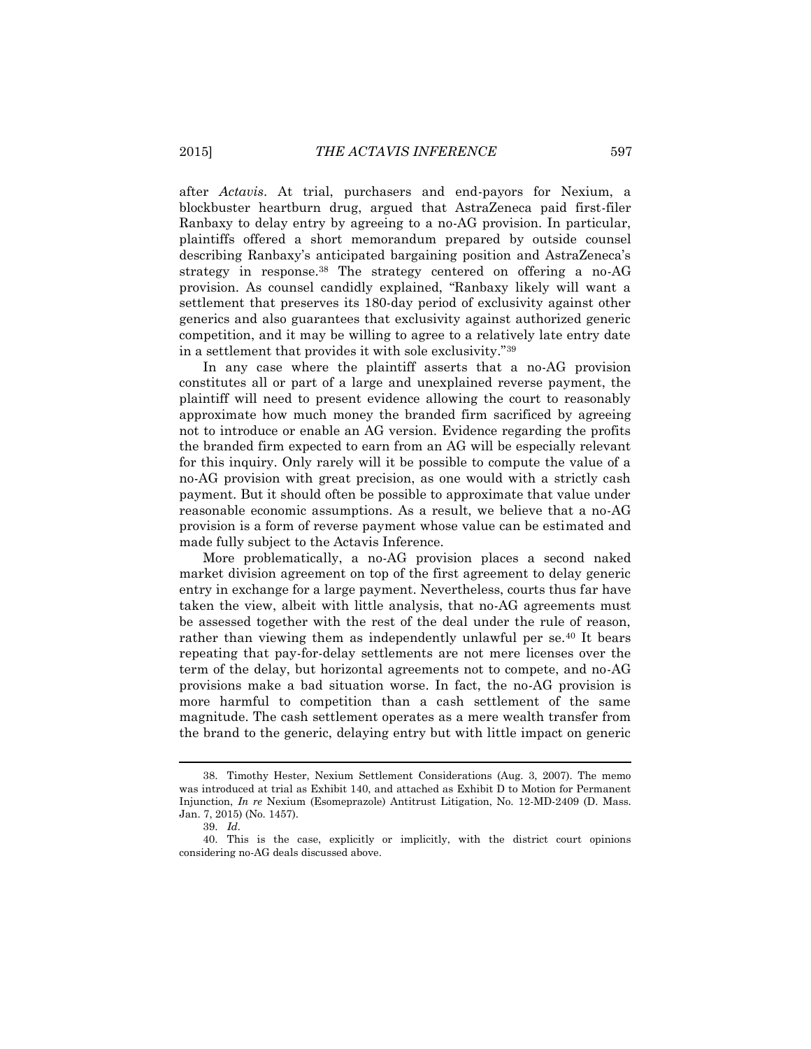after *Actavis*. At trial, purchasers and end-payors for Nexium, a blockbuster heartburn drug, argued that AstraZeneca paid first-filer Ranbaxy to delay entry by agreeing to a no-AG provision. In particular, plaintiffs offered a short memorandum prepared by outside counsel describing Ranbaxy's anticipated bargaining position and AstraZeneca's strategy in response.[38] The strategy centered on offering a no-AG provision. As counsel candidly explained, "Ranbaxy likely will want a settlement that preserves its 180-day period of exclusivity against other generics and also guarantees that exclusivity against authorized generic competition, and it may be willing to agree to a relatively late entry date in a settlement that provides it with sole exclusivity."[39]

In any case where the plaintiff asserts that a no-AG provision constitutes all or part of a large and unexplained reverse payment, the plaintiff will need to present evidence allowing the court to reasonably approximate how much money the branded firm sacrificed by agreeing not to introduce or enable an AG version. Evidence regarding the profits the branded firm expected to earn from an AG will be especially relevant for this inquiry. Only rarely will it be possible to compute the value of a no-AG provision with great precision, as one would with a strictly cash payment. But it should often be possible to approximate that value under reasonable economic assumptions. As a result, we believe that a no-AG provision is a form of reverse payment whose value can be estimated and made fully subject to the Actavis Inference.

More problematically, a no-AG provision places a second naked market division agreement on top of the first agreement to delay generic entry in exchange for a large payment. Nevertheless, courts thus far have taken the view, albeit with little analysis, that no-AG agreements must be assessed together with the rest of the deal under the rule of reason, rather than viewing them as independently unlawful per se.[40] It bears repeating that pay-for-delay settlements are not mere licenses over the term of the delay, but horizontal agreements not to compete, and no-AG provisions make a bad situation worse. In fact, the no-AG provision is more harmful to competition than a cash settlement of the same magnitude. The cash settlement operates as a mere wealth transfer from the brand to the generic, delaying entry but with little impact on generic

---

38. Timothy Hester, Nexium Settlement Considerations (Aug. 3, 2007). The memo was introduced at trial as Exhibit 140, and attached as Exhibit D to Motion for Permanent Injunction, *In re* Nexium (Esomeprazole) Antitrust Litigation, No. 12-MD-2409 (D. Mass. Jan. 7, 2015) (No. 1457).

39. *Id.*

40. This is the case, explicitly or implicitly, with the district court opinions considering no-AG deals discussed above.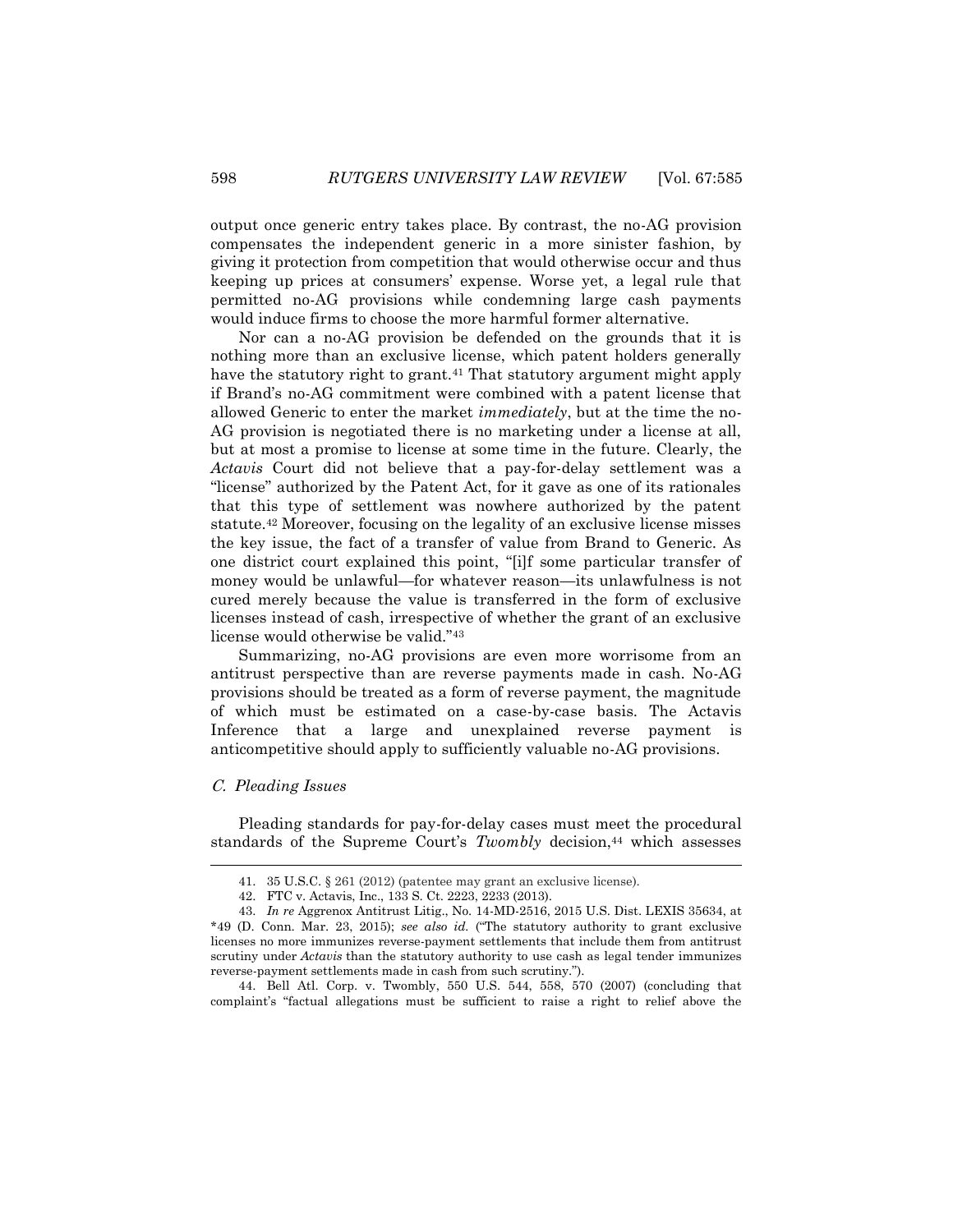output once generic entry takes place. By contrast, the no-AG provision compensates the independent generic in a more sinister fashion, by giving it protection from competition that would otherwise occur and thus keeping up prices at consumers' expense. Worse yet, a legal rule that permitted no-AG provisions while condemning large cash payments would induce firms to choose the more harmful former alternative.

Nor can a no-AG provision be defended on the grounds that it is nothing more than an exclusive license, which patent holders generally have the statutory right to grant.[41] That statutory argument might apply if Brand's no-AG commitment were combined with a patent license that allowed Generic to enter the market *immediately*, but at the time the no-AG provision is negotiated there is no marketing under a license at all, but at most a promise to license at some time in the future. Clearly, the *Actavis* Court did not believe that a pay-for-delay settlement was a "license" authorized by the Patent Act, for it gave as one of its rationales that this type of settlement was nowhere authorized by the patent statute.[42] Moreover, focusing on the legality of an exclusive license misses the key issue, the fact of a transfer of value from Brand to Generic. As one district court explained this point, "[i]f some particular transfer of money would be unlawful—for whatever reason—its unlawfulness is not cured merely because the value is transferred in the form of exclusive licenses instead of cash, irrespective of whether the grant of an exclusive license would otherwise be valid."[43]

Summarizing, no-AG provisions are even more worrisome from an antitrust perspective than are reverse payments made in cash. No-AG provisions should be treated as a form of reverse payment, the magnitude of which must be estimated on a case-by-case basis. The Actavis Inference that a large and unexplained reverse payment is anticompetitive should apply to sufficiently valuable no-AG provisions.

### *C. Pleading Issues*

Pleading standards for pay-for-delay cases must meet the procedural standards of the Supreme Court's *Twombly* decision,[44] which assesses

---

41. 35 U.S.C. § 261 (2012) (patentee may grant an exclusive license).

42. FTC v. Actavis, Inc., 133 S. Ct. 2223, 2233 (2013).

43. *In re* Aggrenox Antitrust Litig., No. 14-MD-2516, 2015 U.S. Dist. LEXIS 35634, at *49 (D. Conn. Mar. 23, 2015); *see also id.* ("The statutory authority to grant exclusive licenses no more immunizes reverse-payment settlements that include them from antitrust scrutiny under *Actavis* than the statutory authority to use cash as legal tender immunizes reverse-payment settlements made in cash from such scrutiny.").

44. Bell Atl. Corp. v. Twombly, 550 U.S. 544, 558, 570 (2007) (concluding that complaint's "factual allegations must be sufficient to raise a right to relief above the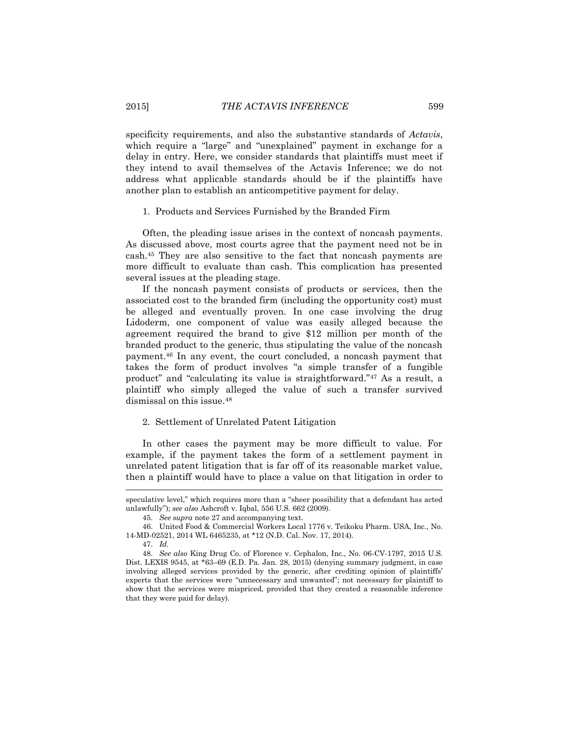specificity requirements, and also the substantive standards of *Actavis*, which require a "large" and "unexplained" payment in exchange for a delay in entry. Here, we consider standards that plaintiffs must meet if they intend to avail themselves of the Actavis Inference; we do not address what applicable standards should be if the plaintiffs have another plan to establish an anticompetitive payment for delay.

### 1. Products and Services Furnished by the Branded Firm

Often, the pleading issue arises in the context of noncash payments. As discussed above, most courts agree that the payment need not be in cash.[45] They are also sensitive to the fact that noncash payments are more difficult to evaluate than cash. This complication has presented several issues at the pleading stage.

If the noncash payment consists of products or services, then the associated cost to the branded firm (including the opportunity cost) must be alleged and eventually proven. In one case involving the drug Lidoderm, one component of value was easily alleged because the agreement required the brand to give $12 million per month of the branded product to the generic, thus stipulating the value of the noncash payment.[46] In any event, the court concluded, a noncash payment that takes the form of product involves "a simple transfer of a fungible product" and "calculating its value is straightforward."[47] As a result, a plaintiff who simply alleged the value of such a transfer survived dismissal on this issue.[48]

### 2. Settlement of Unrelated Patent Litigation

In other cases the payment may be more difficult to value. For example, if the payment takes the form of a settlement payment in unrelated patent litigation that is far off of its reasonable market value, then a plaintiff would have to place a value on that litigation in order to

---

speculative level," which requires more than a "sheer possibility that a defendant has acted unlawfully"); *see also* Ashcroft v. Iqbal, 556 U.S. 662 (2009).

45. *See supra* note 27 and accompanying text.

46. United Food & Commercial Workers Local 1776 v. Teikoku Pharm. USA, Inc., No. 14-MD-02521, 2014 WL 6465235, at *12 (N.D. Cal. Nov. 17, 2014).

47. *Id.*

48. *See also* King Drug Co. of Florence v. Cephalon, Inc., No. 06-CV-1797, 2015 U.S. Dist. LEXIS 9545, at *63–69 (E.D. Pa. Jan. 28, 2015) (denying summary judgment, in case involving alleged services provided by the generic, after crediting opinion of plaintiffs' experts that the services were "unnecessary and unwanted"; not necessary for plaintiff to show that the services were mispriced, provided that they created a reasonable inference that they were paid for delay).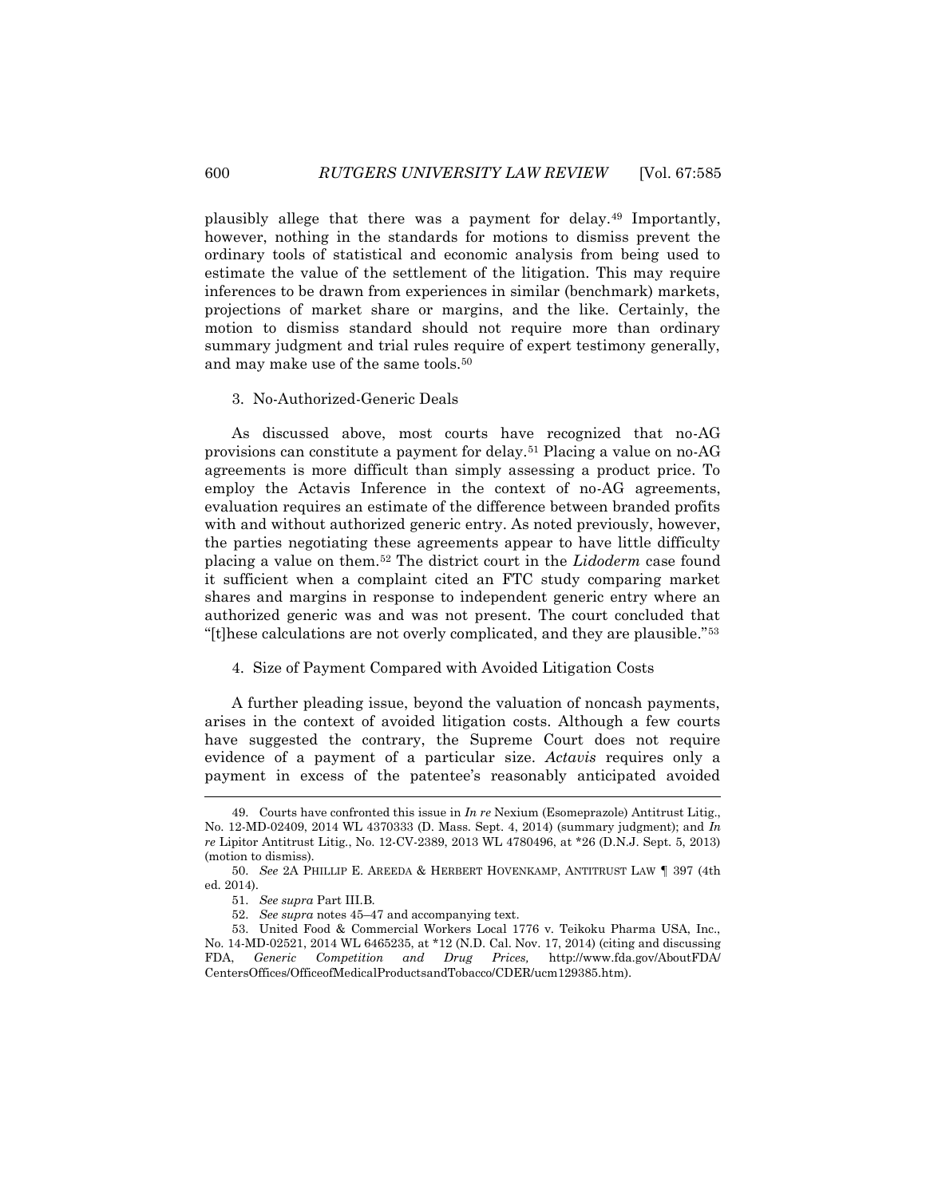plausibly allege that there was a payment for delay.[49] Importantly, however, nothing in the standards for motions to dismiss prevent the ordinary tools of statistical and economic analysis from being used to estimate the value of the settlement of the litigation. This may require inferences to be drawn from experiences in similar (benchmark) markets, projections of market share or margins, and the like. Certainly, the motion to dismiss standard should not require more than ordinary summary judgment and trial rules require of expert testimony generally, and may make use of the same tools.[50]

### 3. No-Authorized-Generic Deals

As discussed above, most courts have recognized that no-AG provisions can constitute a payment for delay.[51] Placing a value on no-AG agreements is more difficult than simply assessing a product price. To employ the Actavis Inference in the context of no-AG agreements, evaluation requires an estimate of the difference between branded profits with and without authorized generic entry. As noted previously, however, the parties negotiating these agreements appear to have little difficulty placing a value on them.[52] The district court in the *Lidoderm* case found it sufficient when a complaint cited an FTC study comparing market shares and margins in response to independent generic entry where an authorized generic was and was not present. The court concluded that "[t]hese calculations are not overly complicated, and they are plausible."[53]

### 4. Size of Payment Compared with Avoided Litigation Costs

A further pleading issue, beyond the valuation of noncash payments, arises in the context of avoided litigation costs. Although a few courts have suggested the contrary, the Supreme Court does not require evidence of a payment of a particular size. *Actavis* requires only a payment in excess of the patentee's reasonably anticipated avoided

---

49. Courts have confronted this issue in *In re* Nexium (Esomeprazole) Antitrust Litig., No. 12-MD-02409, 2014 WL 4370333 (D. Mass. Sept. 4, 2014) (summary judgment); and *In re* Lipitor Antitrust Litig., No. 12-CV-2389, 2013 WL 4780496, at *26 (D.N.J. Sept. 5, 2013) (motion to dismiss).

50. *See* 2A PHILLIP E. AREEDA & HERBERT HOVENKAMP, ANTITRUST LAW ¶ 397 (4th ed. 2014).

51. *See supra* Part III.B.

52. *See supra* notes 45–47 and accompanying text.

53. United Food & Commercial Workers Local 1776 v. Teikoku Pharma USA, Inc., No. 14-MD-02521, 2014 WL 6465235, at *12 (N.D. Cal. Nov. 17, 2014) (citing and discussing FDA, *Generic Competition and Drug Prices,* http://www.fda.gov/AboutFDA/CentersOffices/OfficeofMedicalProductsandTobacco/CDER/ucm129385.htm).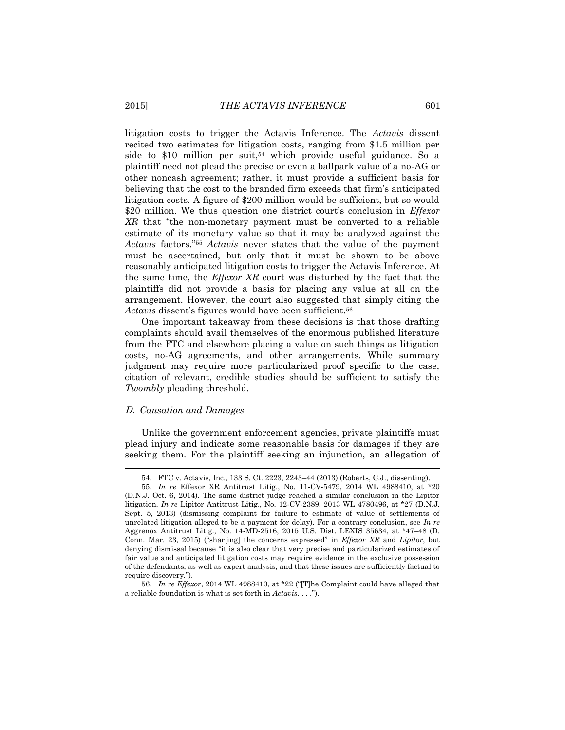litigation costs to trigger the Actavis Inference. The *Actavis* dissent recited two estimates for litigation costs, ranging from $1.5 million per side to $10 million per suit,[54] which provide useful guidance. So a plaintiff need not plead the precise or even a ballpark value of a no-AG or other noncash agreement; rather, it must provide a sufficient basis for believing that the cost to the branded firm exceeds that firm's anticipated litigation costs. A figure of $200 million would be sufficient, but so would $20 million. We thus question one district court's conclusion in *Effexor XR* that "the non-monetary payment must be converted to a reliable estimate of its monetary value so that it may be analyzed against the *Actavis* factors."[55] *Actavis* never states that the value of the payment must be ascertained, but only that it must be shown to be above reasonably anticipated litigation costs to trigger the Actavis Inference. At the same time, the *Effexor XR* court was disturbed by the fact that the plaintiffs did not provide a basis for placing any value at all on the arrangement. However, the court also suggested that simply citing the *Actavis* dissent's figures would have been sufficient.[56]

One important takeaway from these decisions is that those drafting complaints should avail themselves of the enormous published literature from the FTC and elsewhere placing a value on such things as litigation costs, no-AG agreements, and other arrangements. While summary judgment may require more particularized proof specific to the case, citation of relevant, credible studies should be sufficient to satisfy the *Twombly* pleading threshold.

### *D. Causation and Damages*

Unlike the government enforcement agencies, private plaintiffs must plead injury and indicate some reasonable basis for damages if they are seeking them. For the plaintiff seeking an injunction, an allegation of

---

54. FTC v. Actavis, Inc., 133 S. Ct. 2223, 2243–44 (2013) (Roberts, C.J., dissenting).

55. *In re* Effexor XR Antitrust Litig., No. 11-CV-5479, 2014 WL 4988410, at *20 (D.N.J. Oct. 6, 2014). The same district judge reached a similar conclusion in the Lipitor litigation. *In re* Lipitor Antitrust Litig., No. 12-CV-2389, 2013 WL 4780496, at *27 (D.N.J. Sept. 5, 2013) (dismissing complaint for failure to estimate of value of settlements of unrelated litigation alleged to be a payment for delay). For a contrary conclusion, see *In re* Aggrenox Antitrust Litig., No. 14-MD-2516, 2015 U.S. Dist. LEXIS 35634, at *47–48 (D. Conn. Mar. 23, 2015) ("shar[ing] the concerns expressed" in *Effexor XR* and *Lipitor*, but denying dismissal because "it is also clear that very precise and particularized estimates of fair value and anticipated litigation costs may require evidence in the exclusive possession of the defendants, as well as expert analysis, and that these issues are sufficiently factual to require discovery.").

56. *In re Effexor*, 2014 WL 4988410, at *22 ("[T]he Complaint could have alleged that a reliable foundation is what is set forth in *Actavis*. . . .").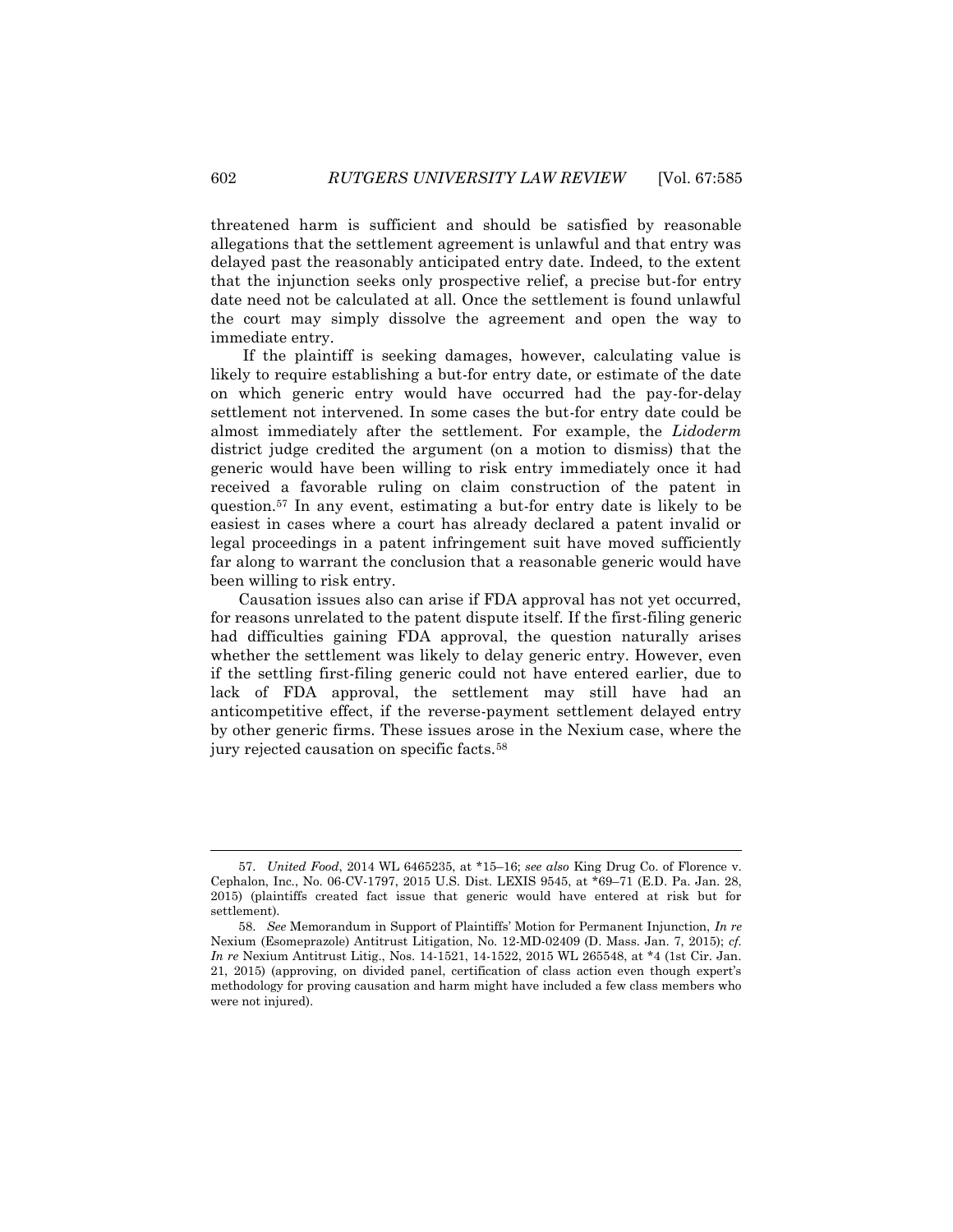threatened harm is sufficient and should be satisfied by reasonable allegations that the settlement agreement is unlawful and that entry was delayed past the reasonably anticipated entry date. Indeed, to the extent that the injunction seeks only prospective relief, a precise but-for entry date need not be calculated at all. Once the settlement is found unlawful the court may simply dissolve the agreement and open the way to immediate entry.

If the plaintiff is seeking damages, however, calculating value is likely to require establishing a but-for entry date, or estimate of the date on which generic entry would have occurred had the pay-for-delay settlement not intervened. In some cases the but-for entry date could be almost immediately after the settlement. For example, the *Lidoderm* district judge credited the argument (on a motion to dismiss) that the generic would have been willing to risk entry immediately once it had received a favorable ruling on claim construction of the patent in question.[57] In any event, estimating a but-for entry date is likely to be easiest in cases where a court has already declared a patent invalid or legal proceedings in a patent infringement suit have moved sufficiently far along to warrant the conclusion that a reasonable generic would have been willing to risk entry.

Causation issues also can arise if FDA approval has not yet occurred, for reasons unrelated to the patent dispute itself. If the first-filing generic had difficulties gaining FDA approval, the question naturally arises whether the settlement was likely to delay generic entry. However, even if the settling first-filing generic could not have entered earlier, due to lack of FDA approval, the settlement may still have had an anticompetitive effect, if the reverse-payment settlement delayed entry by other generic firms. These issues arose in the Nexium case, where the jury rejected causation on specific facts.[58]

---

57. *United Food*, 2014 WL 6465235, at *15–16; *see also* King Drug Co. of Florence v. Cephalon, Inc., No. 06-CV-1797, 2015 U.S. Dist. LEXIS 9545, at *69–71 (E.D. Pa. Jan. 28, 2015) (plaintiffs created fact issue that generic would have entered at risk but for settlement).

58. *See* Memorandum in Support of Plaintiffs' Motion for Permanent Injunction, *In re* Nexium (Esomeprazole) Antitrust Litigation, No. 12-MD-02409 (D. Mass. Jan. 7, 2015); *cf. In re* Nexium Antitrust Litig., Nos. 14-1521, 14-1522, 2015 WL 265548, at *4 (1st Cir. Jan. 21, 2015) (approving, on divided panel, certification of class action even though expert's methodology for proving causation and harm might have included a few class members who were not injured).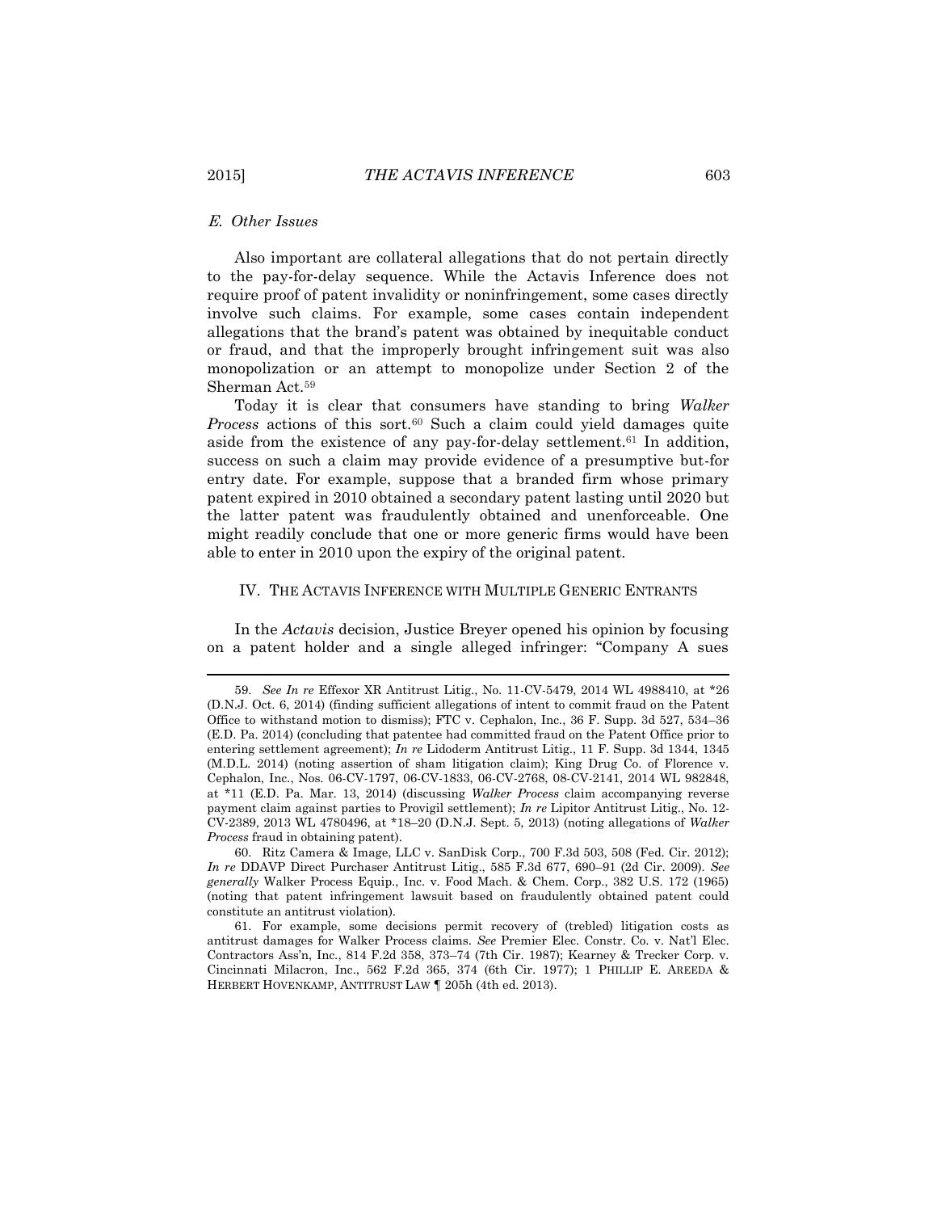### *E. Other Issues*

Also important are collateral allegations that do not pertain directly to the pay-for-delay sequence. While the Actavis Inference does not require proof of patent invalidity or noninfringement, some cases directly involve such claims. For example, some cases contain independent allegations that the brand's patent was obtained by inequitable conduct or fraud, and that the improperly brought infringement suit was also monopolization or an attempt to monopolize under Section 2 of the Sherman Act.[59]

Today it is clear that consumers have standing to bring *Walker Process* actions of this sort.[60] Such a claim could yield damages quite aside from the existence of any pay-for-delay settlement.[61] In addition, success on such a claim may provide evidence of a presumptive but-for entry date. For example, suppose that a branded firm whose primary patent expired in 2010 obtained a secondary patent lasting until 2020 but the latter patent was fraudulently obtained and unenforceable. One might readily conclude that one or more generic firms would have been able to enter in 2010 upon the expiry of the original patent.

## IV. THE ACTAVIS INFERENCE WITH MULTIPLE GENERIC ENTRANTS

In the *Actavis* decision, Justice Breyer opened his opinion by focusing on a patent holder and a single alleged infringer: "Company A sues

---

59. *See In re* Effexor XR Antitrust Litig., No. 11-CV-5479, 2014 WL 4988410, at \*26 (D.N.J. Oct. 6, 2014) (finding sufficient allegations of intent to commit fraud on the Patent Office to withstand motion to dismiss); FTC v. Cephalon, Inc., 36 F. Supp. 3d 527, 534–36 (E.D. Pa. 2014) (concluding that patentee had committed fraud on the Patent Office prior to entering settlement agreement); *In re* Lidoderm Antitrust Litig., 11 F. Supp. 3d 1344, 1345 (M.D.L. 2014) (noting assertion of sham litigation claim); King Drug Co. of Florence v. Cephalon, Inc., Nos. 06-CV-1797, 06-CV-1833, 06-CV-2768, 08-CV-2141, 2014 WL 982848, at \*11 (E.D. Pa. Mar. 13, 2014) (discussing *Walker Process* claim accompanying reverse payment claim against parties to Provigil settlement); *In re* Lipitor Antitrust Litig., No. 12-CV-2389, 2013 WL 4780496, at \*18–20 (D.N.J. Sept. 5, 2013) (noting allegations of *Walker Process* fraud in obtaining patent).

60. Ritz Camera & Image, LLC v. SanDisk Corp., 700 F.3d 503, 508 (Fed. Cir. 2012); *In re* DDAVP Direct Purchaser Antitrust Litig., 585 F.3d 677, 690–91 (2d Cir. 2009). *See generally* Walker Process Equip., Inc. v. Food Mach. & Chem. Corp., 382 U.S. 172 (1965) (noting that patent infringement lawsuit based on fraudulently obtained patent could constitute an antitrust violation).

61. For example, some decisions permit recovery of (trebled) litigation costs as antitrust damages for Walker Process claims. *See* Premier Elec. Constr. Co. v. Nat'l Elec. Contractors Ass'n, Inc., 814 F.2d 358, 373–74 (7th Cir. 1987); Kearney & Trecker Corp. v. Cincinnati Milacron, Inc., 562 F.2d 365, 374 (6th Cir. 1977); 1 PHILLIP E. AREEDA & HERBERT HOVENKAMP, ANTITRUST LAW ¶ 205h (4th ed. 2013).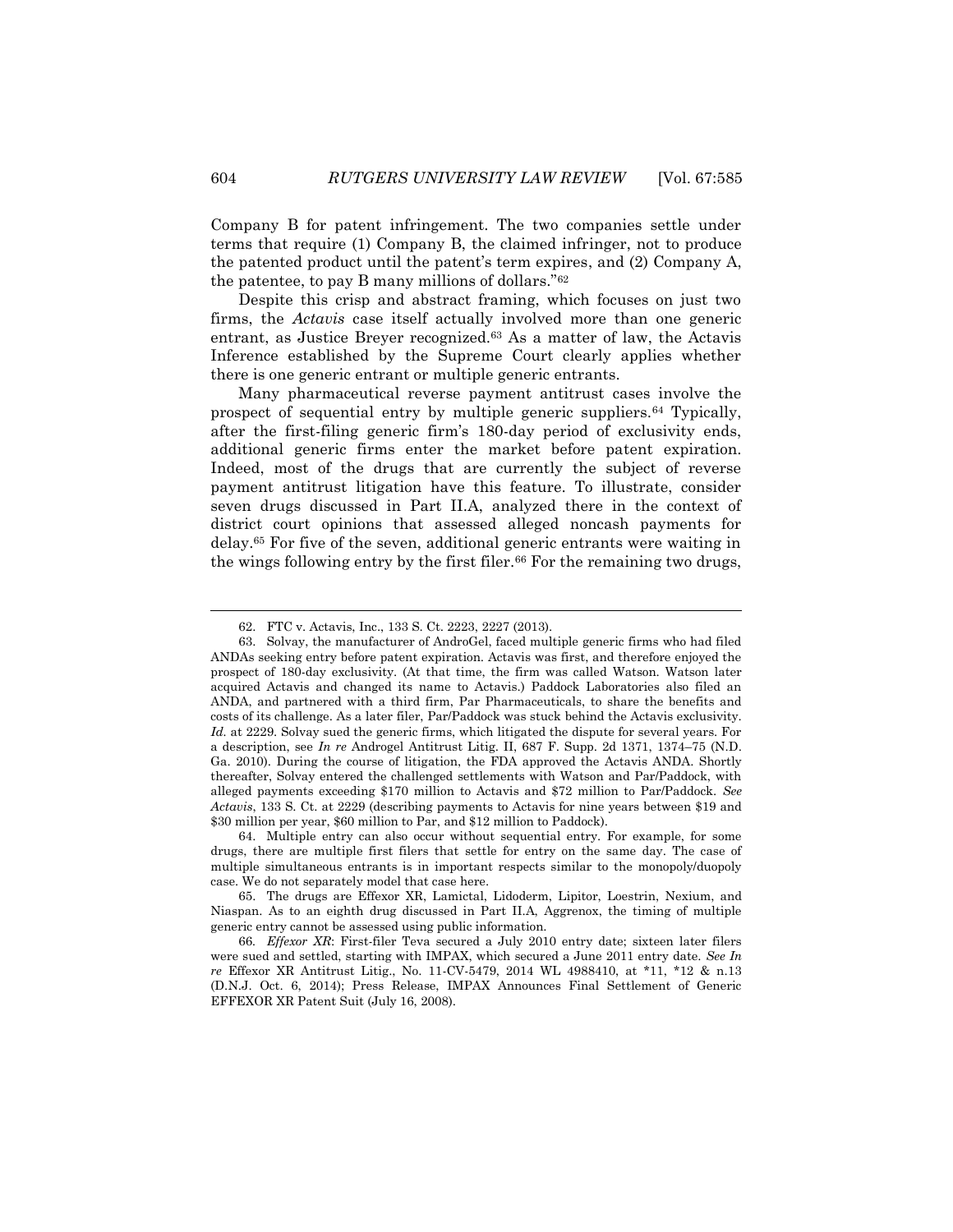Company B for patent infringement. The two companies settle under terms that require (1) Company B, the claimed infringer, not to produce the patented product until the patent's term expires, and (2) Company A, the patentee, to pay B many millions of dollars."[62]

Despite this crisp and abstract framing, which focuses on just two firms, the *Actavis* case itself actually involved more than one generic entrant, as Justice Breyer recognized.[63] As a matter of law, the Actavis Inference established by the Supreme Court clearly applies whether there is one generic entrant or multiple generic entrants.

Many pharmaceutical reverse payment antitrust cases involve the prospect of sequential entry by multiple generic suppliers.[64] Typically, after the first-filing generic firm's 180-day period of exclusivity ends, additional generic firms enter the market before patent expiration. Indeed, most of the drugs that are currently the subject of reverse payment antitrust litigation have this feature. To illustrate, consider seven drugs discussed in Part II.A, analyzed there in the context of district court opinions that assessed alleged noncash payments for delay.[65] For five of the seven, additional generic entrants were waiting in the wings following entry by the first filer.[66] For the remaining two drugs,

---

62. FTC v. Actavis, Inc., 133 S. Ct. 2223, 2227 (2013).

63. Solvay, the manufacturer of AndroGel, faced multiple generic firms who had filed ANDAs seeking entry before patent expiration. Actavis was first, and therefore enjoyed the prospect of 180-day exclusivity. (At that time, the firm was called Watson. Watson later acquired Actavis and changed its name to Actavis.) Paddock Laboratories also filed an ANDA, and partnered with a third firm, Par Pharmaceuticals, to share the benefits and costs of its challenge. As a later filer, Par/Paddock was stuck behind the Actavis exclusivity. *Id.* at 2229. Solvay sued the generic firms, which litigated the dispute for several years. For a description, see *In re* Androgel Antitrust Litig. II, 687 F. Supp. 2d 1371, 1374–75 (N.D. Ga. 2010). During the course of litigation, the FDA approved the Actavis ANDA. Shortly thereafter, Solvay entered the challenged settlements with Watson and Par/Paddock, with alleged payments exceeding $170 million to Actavis and $72 million to Par/Paddock. *See Actavis*, 133 S. Ct. at 2229 (describing payments to Actavis for nine years between $19 and $30 million per year, $60 million to Par, and $12 million to Paddock).

64. Multiple entry can also occur without sequential entry. For example, for some drugs, there are multiple first filers that settle for entry on the same day. The case of multiple simultaneous entrants is in important respects similar to the monopoly/duopoly case. We do not separately model that case here.

65. The drugs are Effexor XR, Lamictal, Lidoderm, Lipitor, Loestrin, Nexium, and Niaspan. As to an eighth drug discussed in Part II.A, Aggrenox, the timing of multiple generic entry cannot be assessed using public information.

66. *Effexor XR*: First-filer Teva secured a July 2010 entry date; sixteen later filers were sued and settled, starting with IMPAX, which secured a June 2011 entry date. *See In re* Effexor XR Antitrust Litig., No. 11-CV-5479, 2014 WL 4988410, at *11, *12 & n.13 (D.N.J. Oct. 6, 2014); Press Release, IMPAX Announces Final Settlement of Generic EFFEXOR XR Patent Suit (July 16, 2008).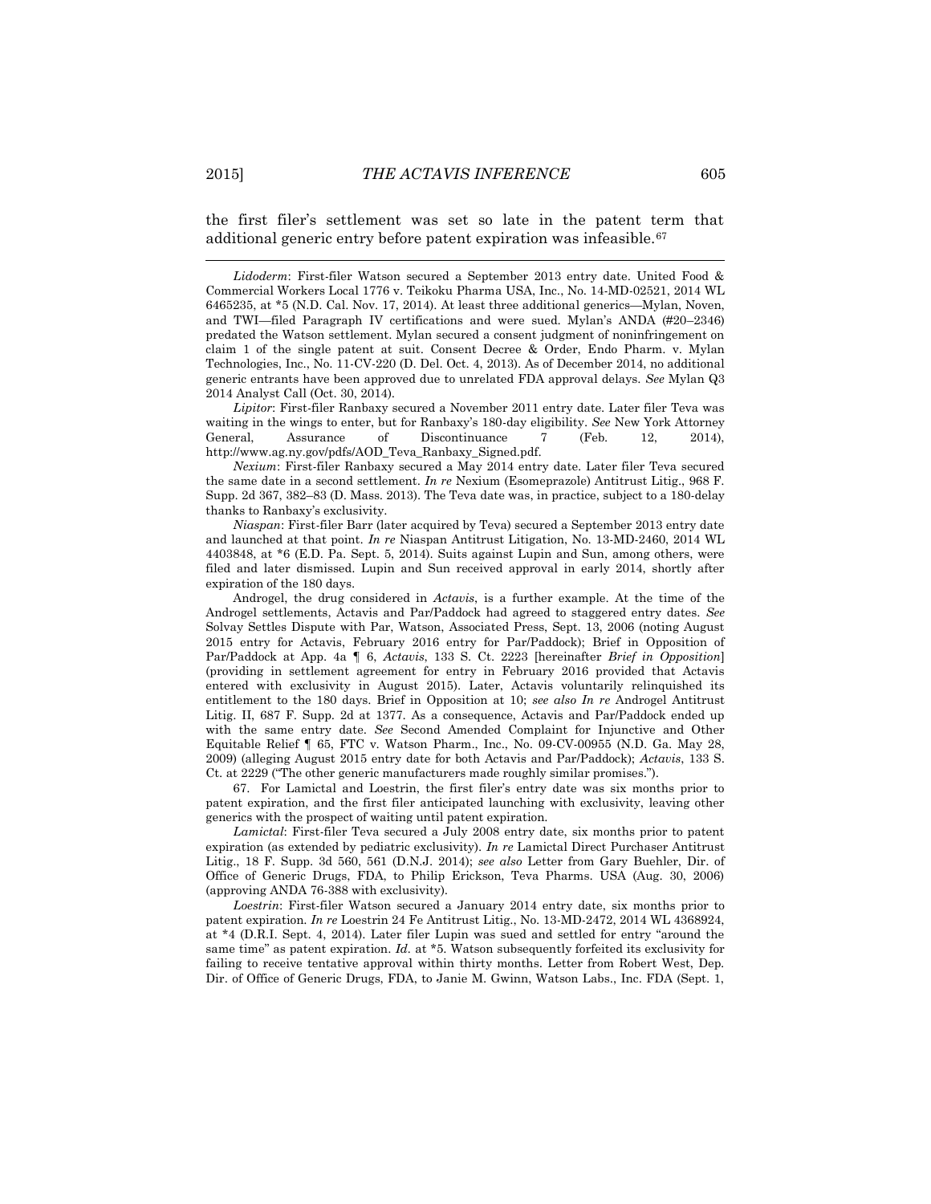the first filer's settlement was set so late in the patent term that additional generic entry before patent expiration was infeasible.[67]

---

*Lidoderm*: First-filer Watson secured a September 2013 entry date. United Food & Commercial Workers Local 1776 v. Teikoku Pharma USA, Inc., No. 14-MD-02521, 2014 WL 6465235, at *5 (N.D. Cal. Nov. 17, 2014). At least three additional generics—Mylan, Noven, and TWI—filed Paragraph IV certifications and were sued. Mylan's ANDA (#20–2346) predated the Watson settlement. Mylan secured a consent judgment of noninfringement on claim 1 of the single patent at suit. Consent Decree & Order, Endo Pharm. v. Mylan Technologies, Inc., No. 11-CV-220 (D. Del. Oct. 4, 2013). As of December 2014, no additional generic entrants have been approved due to unrelated FDA approval delays. *See* Mylan Q3 2014 Analyst Call (Oct. 30, 2014).

*Lipitor*: First-filer Ranbaxy secured a November 2011 entry date. Later filer Teva was waiting in the wings to enter, but for Ranbaxy's 180-day eligibility. *See* New York Attorney General, Assurance of Discontinuance 7 (Feb. 12, 2014), http://www.ag.ny.gov/pdfs/AOD_Teva_Ranbaxy_Signed.pdf.

*Nexium*: First-filer Ranbaxy secured a May 2014 entry date. Later filer Teva secured the same date in a second settlement. *In re* Nexium (Esomeprazole) Antitrust Litig., 968 F. Supp. 2d 367, 382–83 (D. Mass. 2013). The Teva date was, in practice, subject to a 180-delay thanks to Ranbaxy's exclusivity.

*Niaspan*: First-filer Barr (later acquired by Teva) secured a September 2013 entry date and launched at that point. *In re* Niaspan Antitrust Litigation, No. 13-MD-2460, 2014 WL 4403848, at *6 (E.D. Pa. Sept. 5, 2014). Suits against Lupin and Sun, among others, were filed and later dismissed. Lupin and Sun received approval in early 2014, shortly after expiration of the 180 days.

Androgel, the drug considered in *Actavis*, is a further example. At the time of the Androgel settlements, Actavis and Par/Paddock had agreed to staggered entry dates. *See* Solvay Settles Dispute with Par, Watson, Associated Press, Sept. 13, 2006 (noting August 2015 entry for Actavis, February 2016 entry for Par/Paddock); Brief in Opposition of Par/Paddock at App. 4a ¶ 6, *Actavis*, 133 S. Ct. 2223 [hereinafter *Brief in Opposition*] (providing in settlement agreement for entry in February 2016 provided that Actavis entered with exclusivity in August 2015). Later, Actavis voluntarily relinquished its entitlement to the 180 days. Brief in Opposition at 10; *see also In re* Androgel Antitrust Litig. II, 687 F. Supp. 2d at 1377. As a consequence, Actavis and Par/Paddock ended up with the same entry date. *See* Second Amended Complaint for Injunctive and Other Equitable Relief ¶ 65, FTC v. Watson Pharm., Inc., No. 09-CV-00955 (N.D. Ga. May 28, 2009) (alleging August 2015 entry date for both Actavis and Par/Paddock); *Actavis*, 133 S. Ct. at 2229 ("The other generic manufacturers made roughly similar promises.").

67. For Lamictal and Loestrin, the first filer's entry date was six months prior to patent expiration, and the first filer anticipated launching with exclusivity, leaving other generics with the prospect of waiting until patent expiration.

*Lamictal*: First-filer Teva secured a July 2008 entry date, six months prior to patent expiration (as extended by pediatric exclusivity). *In re* Lamictal Direct Purchaser Antitrust Litig., 18 F. Supp. 3d 560, 561 (D.N.J. 2014); *see also* Letter from Gary Buehler, Dir. of Office of Generic Drugs, FDA, to Philip Erickson, Teva Pharms. USA (Aug. 30, 2006) (approving ANDA 76-388 with exclusivity).

*Loestrin*: First-filer Watson secured a January 2014 entry date, six months prior to patent expiration. *In re* Loestrin 24 Fe Antitrust Litig., No. 13-MD-2472, 2014 WL 4368924, at *4 (D.R.I. Sept. 4, 2014). Later filer Lupin was sued and settled for entry "around the same time" as patent expiration. *Id*. at *5. Watson subsequently forfeited its exclusivity for failing to receive tentative approval within thirty months. Letter from Robert West, Dep. Dir. of Office of Generic Drugs, FDA, to Janie M. Gwinn, Watson Labs., Inc. FDA (Sept. 1,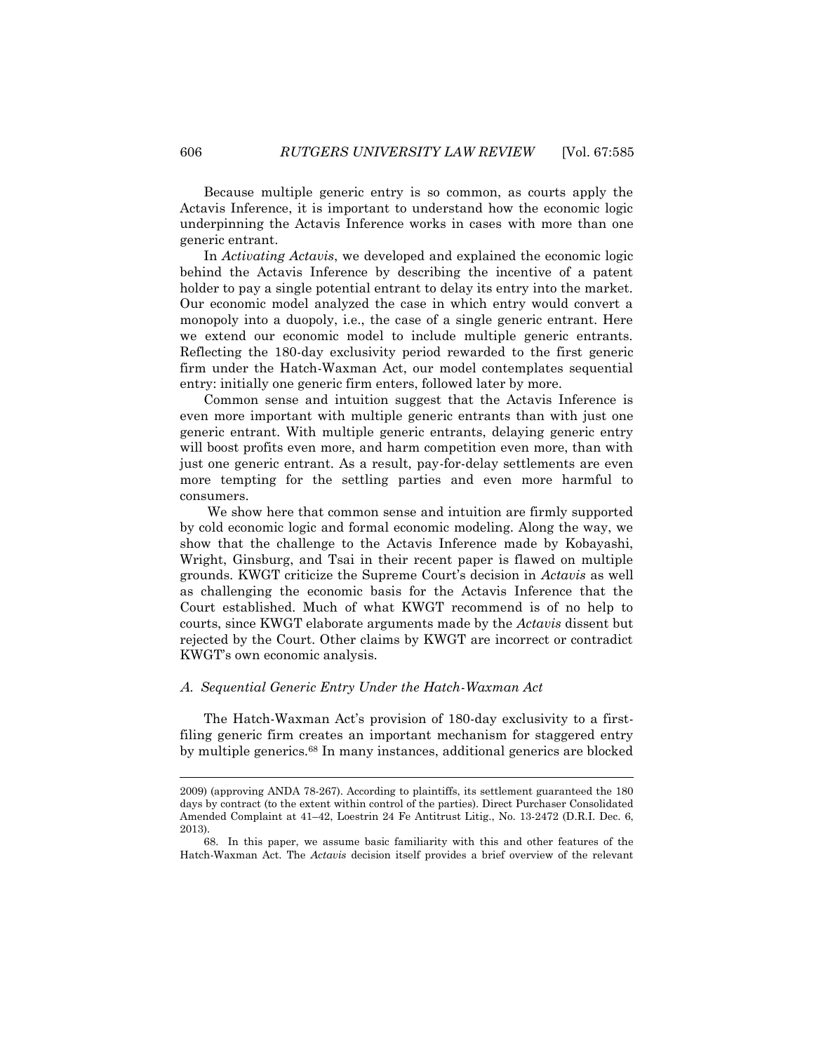Because multiple generic entry is so common, as courts apply the Actavis Inference, it is important to understand how the economic logic underpinning the Actavis Inference works in cases with more than one generic entrant.

In *Activating Actavis*, we developed and explained the economic logic behind the Actavis Inference by describing the incentive of a patent holder to pay a single potential entrant to delay its entry into the market. Our economic model analyzed the case in which entry would convert a monopoly into a duopoly, i.e., the case of a single generic entrant. Here we extend our economic model to include multiple generic entrants. Reflecting the 180-day exclusivity period rewarded to the first generic firm under the Hatch-Waxman Act, our model contemplates sequential entry: initially one generic firm enters, followed later by more.

Common sense and intuition suggest that the Actavis Inference is even more important with multiple generic entrants than with just one generic entrant. With multiple generic entrants, delaying generic entry will boost profits even more, and harm competition even more, than with just one generic entrant. As a result, pay-for-delay settlements are even more tempting for the settling parties and even more harmful to consumers.

We show here that common sense and intuition are firmly supported by cold economic logic and formal economic modeling. Along the way, we show that the challenge to the Actavis Inference made by Kobayashi, Wright, Ginsburg, and Tsai in their recent paper is flawed on multiple grounds. KWGT criticize the Supreme Court's decision in *Actavis* as well as challenging the economic basis for the Actavis Inference that the Court established. Much of what KWGT recommend is of no help to courts, since KWGT elaborate arguments made by the *Actavis* dissent but rejected by the Court. Other claims by KWGT are incorrect or contradict KWGT's own economic analysis.

### *A. Sequential Generic Entry Under the Hatch-Waxman Act*

The Hatch-Waxman Act's provision of 180-day exclusivity to a first-filing generic firm creates an important mechanism for staggered entry by multiple generics.[68] In many instances, additional generics are blocked

---

2009) (approving ANDA 78-267). According to plaintiffs, its settlement guaranteed the 180 days by contract (to the extent within control of the parties). Direct Purchaser Consolidated Amended Complaint at 41–42, Loestrin 24 Fe Antitrust Litig., No. 13-2472 (D.R.I. Dec. 6, 2013).

68. In this paper, we assume basic familiarity with this and other features of the Hatch-Waxman Act. The *Actavis* decision itself provides a brief overview of the relevant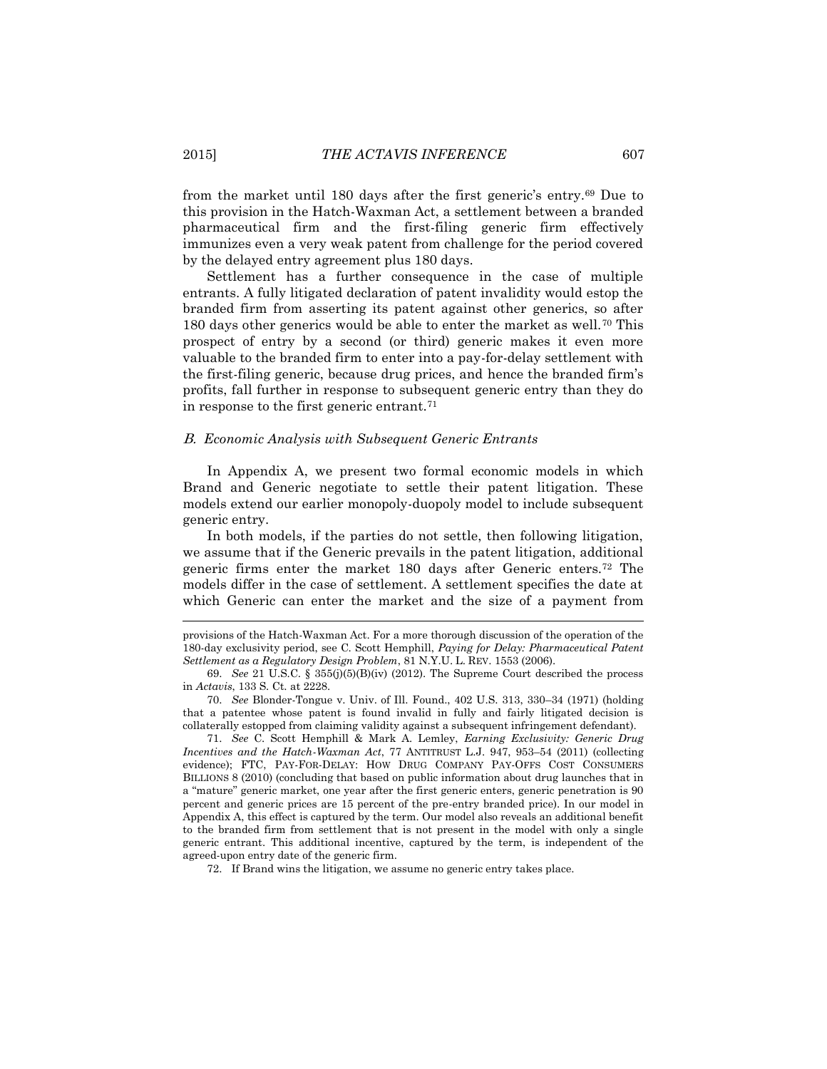from the market until 180 days after the first generic's entry.[69] Due to this provision in the Hatch-Waxman Act, a settlement between a branded pharmaceutical firm and the first-filing generic firm effectively immunizes even a very weak patent from challenge for the period covered by the delayed entry agreement plus 180 days.

Settlement has a further consequence in the case of multiple entrants. A fully litigated declaration of patent invalidity would estop the branded firm from asserting its patent against other generics, so after 180 days other generics would be able to enter the market as well.[70] This prospect of entry by a second (or third) generic makes it even more valuable to the branded firm to enter into a pay-for-delay settlement with the first-filing generic, because drug prices, and hence the branded firm's profits, fall further in response to subsequent generic entry than they do in response to the first generic entrant.[71]

### *B. Economic Analysis with Subsequent Generic Entrants*

In Appendix A, we present two formal economic models in which Brand and Generic negotiate to settle their patent litigation. These models extend our earlier monopoly-duopoly model to include subsequent generic entry.

In both models, if the parties do not settle, then following litigation, we assume that if the Generic prevails in the patent litigation, additional generic firms enter the market 180 days after Generic enters.[72] The models differ in the case of settlement. A settlement specifies the date at which Generic can enter the market and the size of a payment from

---

provisions of the Hatch-Waxman Act. For a more thorough discussion of the operation of the 180-day exclusivity period, see C. Scott Hemphill, *Paying for Delay: Pharmaceutical Patent Settlement as a Regulatory Design Problem*, 81 N.Y.U. L. REV. 1553 (2006).

69. *See* 21 U.S.C. § 355(j)(5)(B)(iv) (2012). The Supreme Court described the process in *Actavis*, 133 S. Ct. at 2228.

70. *See* Blonder-Tongue v. Univ. of Ill. Found., 402 U.S. 313, 330–34 (1971) (holding that a patentee whose patent is found invalid in fully and fairly litigated decision is collaterally estopped from claiming validity against a subsequent infringement defendant).

71. *See* C. Scott Hemphill & Mark A. Lemley, *Earning Exclusivity: Generic Drug Incentives and the Hatch-Waxman Act*, 77 ANTITRUST L.J. 947, 953–54 (2011) (collecting evidence); FTC, PAY-FOR-DELAY: HOW DRUG COMPANY PAY-OFFS COST CONSUMERS BILLIONS 8 (2010) (concluding that based on public information about drug launches that in a "mature" generic market, one year after the first generic enters, generic penetration is 90 percent and generic prices are 15 percent of the pre-entry branded price). In our model in Appendix A, this effect is captured by the term. Our model also reveals an additional benefit to the branded firm from settlement that is not present in the model with only a single generic entrant. This additional incentive, captured by the term, is independent of the agreed-upon entry date of the generic firm.

72. If Brand wins the litigation, we assume no generic entry takes place.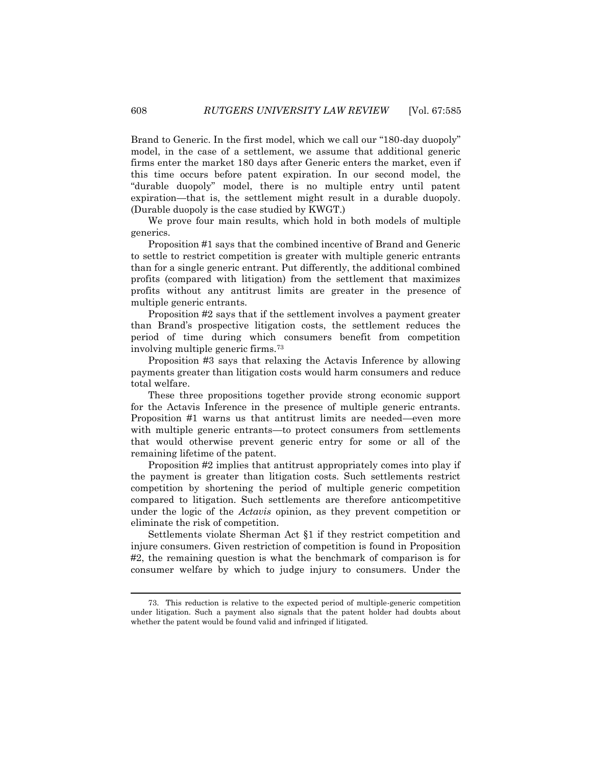Brand to Generic. In the first model, which we call our "180-day duopoly" model, in the case of a settlement, we assume that additional generic firms enter the market 180 days after Generic enters the market, even if this time occurs before patent expiration. In our second model, the "durable duopoly" model, there is no multiple entry until patent expiration—that is, the settlement might result in a durable duopoly. (Durable duopoly is the case studied by KWGT.)

We prove four main results, which hold in both models of multiple generics.

Proposition #1 says that the combined incentive of Brand and Generic to settle to restrict competition is greater with multiple generic entrants than for a single generic entrant. Put differently, the additional combined profits (compared with litigation) from the settlement that maximizes profits without any antitrust limits are greater in the presence of multiple generic entrants.

Proposition #2 says that if the settlement involves a payment greater than Brand's prospective litigation costs, the settlement reduces the period of time during which consumers benefit from competition involving multiple generic firms.[73]

Proposition #3 says that relaxing the Actavis Inference by allowing payments greater than litigation costs would harm consumers and reduce total welfare.

These three propositions together provide strong economic support for the Actavis Inference in the presence of multiple generic entrants. Proposition #1 warns us that antitrust limits are needed—even more with multiple generic entrants—to protect consumers from settlements that would otherwise prevent generic entry for some or all of the remaining lifetime of the patent.

Proposition #2 implies that antitrust appropriately comes into play if the payment is greater than litigation costs. Such settlements restrict competition by shortening the period of multiple generic competition compared to litigation. Such settlements are therefore anticompetitive under the logic of the *Actavis* opinion, as they prevent competition or eliminate the risk of competition.

Settlements violate Sherman Act §1 if they restrict competition and injure consumers. Given restriction of competition is found in Proposition #2, the remaining question is what the benchmark of comparison is for consumer welfare by which to judge injury to consumers. Under the

73. This reduction is relative to the expected period of multiple-generic competition under litigation. Such a payment also signals that the patent holder had doubts about whether the patent would be found valid and infringed if litigated.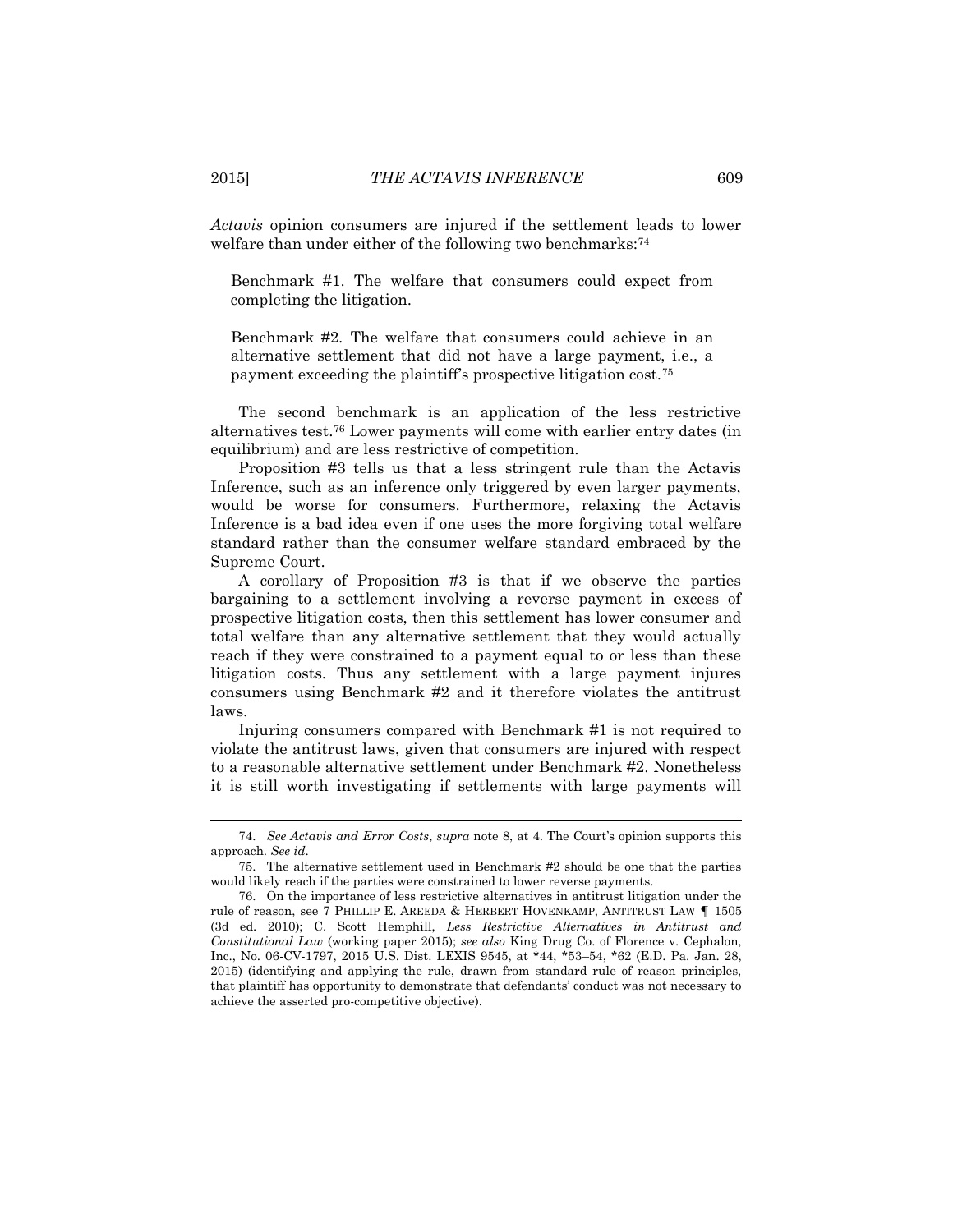*Actavis* opinion consumers are injured if the settlement leads to lower welfare than under either of the following two benchmarks:[74]

> Benchmark #1. The welfare that consumers could expect from completing the litigation.
>
> Benchmark #2. The welfare that consumers could achieve in an alternative settlement that did not have a large payment, i.e., a payment exceeding the plaintiff's prospective litigation cost.[75]

The second benchmark is an application of the less restrictive alternatives test.[76] Lower payments will come with earlier entry dates (in equilibrium) and are less restrictive of competition.

Proposition #3 tells us that a less stringent rule than the Actavis Inference, such as an inference only triggered by even larger payments, would be worse for consumers. Furthermore, relaxing the Actavis Inference is a bad idea even if one uses the more forgiving total welfare standard rather than the consumer welfare standard embraced by the Supreme Court.

A corollary of Proposition #3 is that if we observe the parties bargaining to a settlement involving a reverse payment in excess of prospective litigation costs, then this settlement has lower consumer and total welfare than any alternative settlement that they would actually reach if they were constrained to a payment equal to or less than these litigation costs. Thus any settlement with a large payment injures consumers using Benchmark #2 and it therefore violates the antitrust laws.

Injuring consumers compared with Benchmark #1 is not required to violate the antitrust laws, given that consumers are injured with respect to a reasonable alternative settlement under Benchmark #2. Nonetheless it is still worth investigating if settlements with large payments will

---

74. *See Actavis and Error Costs*, *supra* note 8, at 4. The Court's opinion supports this approach. *See id*.

75. The alternative settlement used in Benchmark #2 should be one that the parties would likely reach if the parties were constrained to lower reverse payments.

76. On the importance of less restrictive alternatives in antitrust litigation under the rule of reason, see 7 PHILLIP E. AREEDA & HERBERT HOVENKAMP, ANTITRUST LAW ¶ 1505 (3d ed. 2010); C. Scott Hemphill, *Less Restrictive Alternatives in Antitrust and Constitutional Law* (working paper 2015); *see also* King Drug Co. of Florence v. Cephalon, Inc., No. 06-CV-1797, 2015 U.S. Dist. LEXIS 9545, at *44, *53–54, *62 (E.D. Pa. Jan. 28, 2015) (identifying and applying the rule, drawn from standard rule of reason principles, that plaintiff has opportunity to demonstrate that defendants' conduct was not necessary to achieve the asserted pro-competitive objective).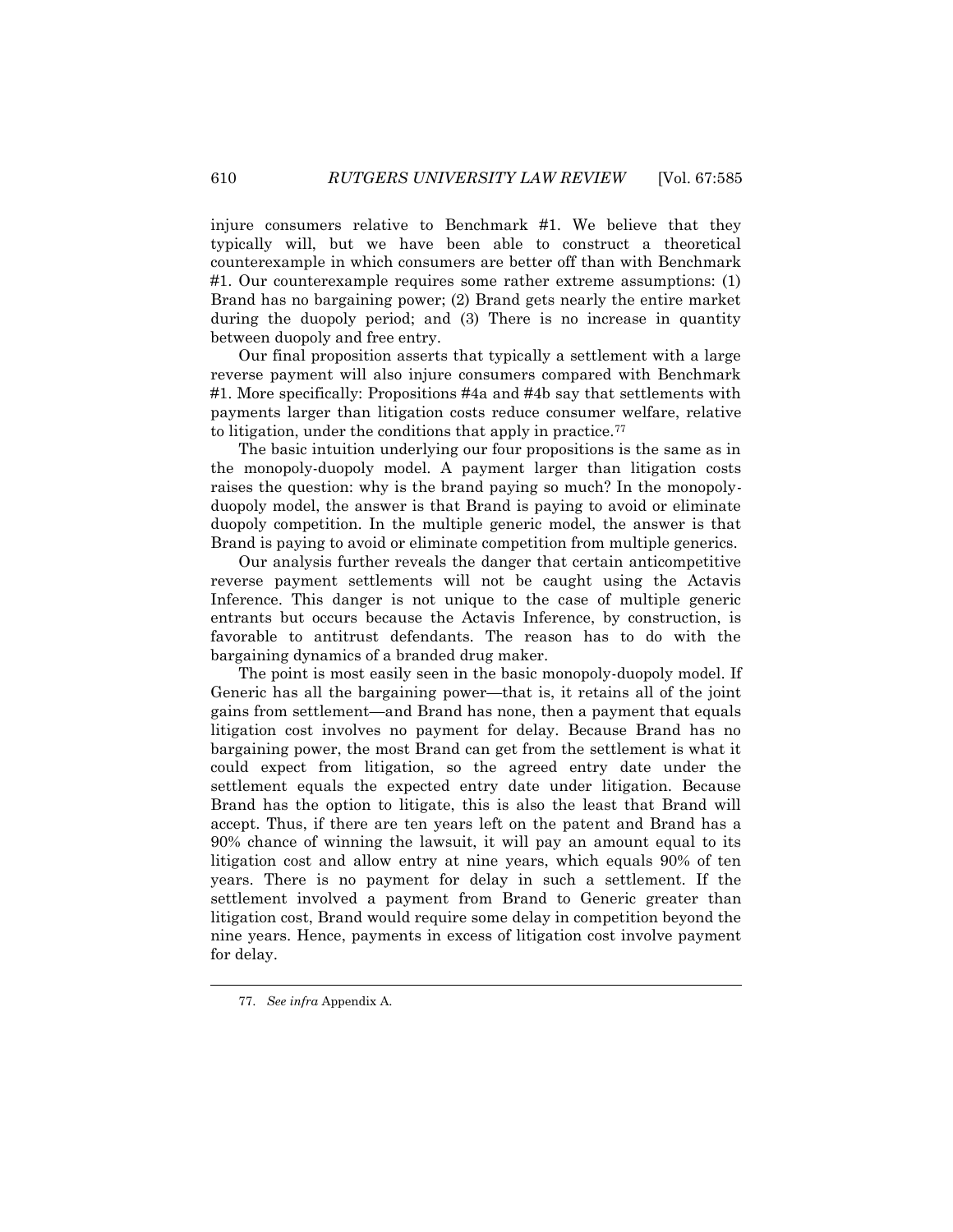injure consumers relative to Benchmark #1. We believe that they typically will, but we have been able to construct a theoretical counterexample in which consumers are better off than with Benchmark #1. Our counterexample requires some rather extreme assumptions: (1) Brand has no bargaining power; (2) Brand gets nearly the entire market during the duopoly period; and (3) There is no increase in quantity between duopoly and free entry.

Our final proposition asserts that typically a settlement with a large reverse payment will also injure consumers compared with Benchmark #1. More specifically: Propositions #4a and #4b say that settlements with payments larger than litigation costs reduce consumer welfare, relative to litigation, under the conditions that apply in practice.[77]

The basic intuition underlying our four propositions is the same as in the monopoly-duopoly model. A payment larger than litigation costs raises the question: why is the brand paying so much? In the monopoly-duopoly model, the answer is that Brand is paying to avoid or eliminate duopoly competition. In the multiple generic model, the answer is that Brand is paying to avoid or eliminate competition from multiple generics.

Our analysis further reveals the danger that certain anticompetitive reverse payment settlements will not be caught using the Actavis Inference. This danger is not unique to the case of multiple generic entrants but occurs because the Actavis Inference, by construction, is favorable to antitrust defendants. The reason has to do with the bargaining dynamics of a branded drug maker.

The point is most easily seen in the basic monopoly-duopoly model. If Generic has all the bargaining power—that is, it retains all of the joint gains from settlement—and Brand has none, then a payment that equals litigation cost involves no payment for delay. Because Brand has no bargaining power, the most Brand can get from the settlement is what it could expect from litigation, so the agreed entry date under the settlement equals the expected entry date under litigation. Because Brand has the option to litigate, this is also the least that Brand will accept. Thus, if there are ten years left on the patent and Brand has a 90% chance of winning the lawsuit, it will pay an amount equal to its litigation cost and allow entry at nine years, which equals 90% of ten years. There is no payment for delay in such a settlement. If the settlement involved a payment from Brand to Generic greater than litigation cost, Brand would require some delay in competition beyond the nine years. Hence, payments in excess of litigation cost involve payment for delay.

---

77. *See infra* Appendix A.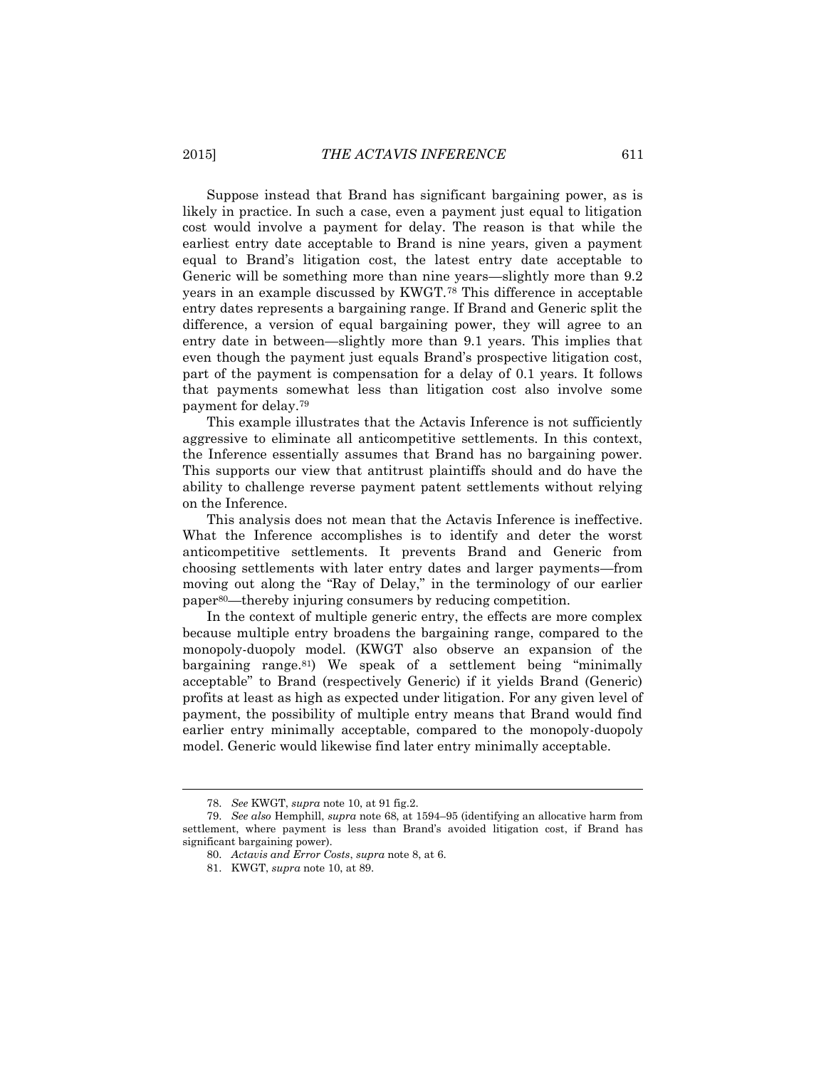Suppose instead that Brand has significant bargaining power, as is likely in practice. In such a case, even a payment just equal to litigation cost would involve a payment for delay. The reason is that while the earliest entry date acceptable to Brand is nine years, given a payment equal to Brand's litigation cost, the latest entry date acceptable to Generic will be something more than nine years—slightly more than 9.2 years in an example discussed by KWGT.[78] This difference in acceptable entry dates represents a bargaining range. If Brand and Generic split the difference, a version of equal bargaining power, they will agree to an entry date in between—slightly more than 9.1 years. This implies that even though the payment just equals Brand's prospective litigation cost, part of the payment is compensation for a delay of 0.1 years. It follows that payments somewhat less than litigation cost also involve some payment for delay.[79]

This example illustrates that the Actavis Inference is not sufficiently aggressive to eliminate all anticompetitive settlements. In this context, the Inference essentially assumes that Brand has no bargaining power. This supports our view that antitrust plaintiffs should and do have the ability to challenge reverse payment patent settlements without relying on the Inference.

This analysis does not mean that the Actavis Inference is ineffective. What the Inference accomplishes is to identify and deter the worst anticompetitive settlements. It prevents Brand and Generic from choosing settlements with later entry dates and larger payments—from moving out along the "Ray of Delay," in the terminology of our earlier paper[80]—thereby injuring consumers by reducing competition.

In the context of multiple generic entry, the effects are more complex because multiple entry broadens the bargaining range, compared to the monopoly-duopoly model. (KWGT also observe an expansion of the bargaining range.[81]) We speak of a settlement being "minimally acceptable" to Brand (respectively Generic) if it yields Brand (Generic) profits at least as high as expected under litigation. For any given level of payment, the possibility of multiple entry means that Brand would find earlier entry minimally acceptable, compared to the monopoly-duopoly model. Generic would likewise find later entry minimally acceptable.

---

78. *See* KWGT, *supra* note 10, at 91 fig.2.

79. *See also* Hemphill, *supra* note 68, at 1594–95 (identifying an allocative harm from settlement, where payment is less than Brand's avoided litigation cost, if Brand has significant bargaining power).

80. *Actavis and Error Costs*, *supra* note 8, at 6.

81. KWGT, *supra* note 10, at 89.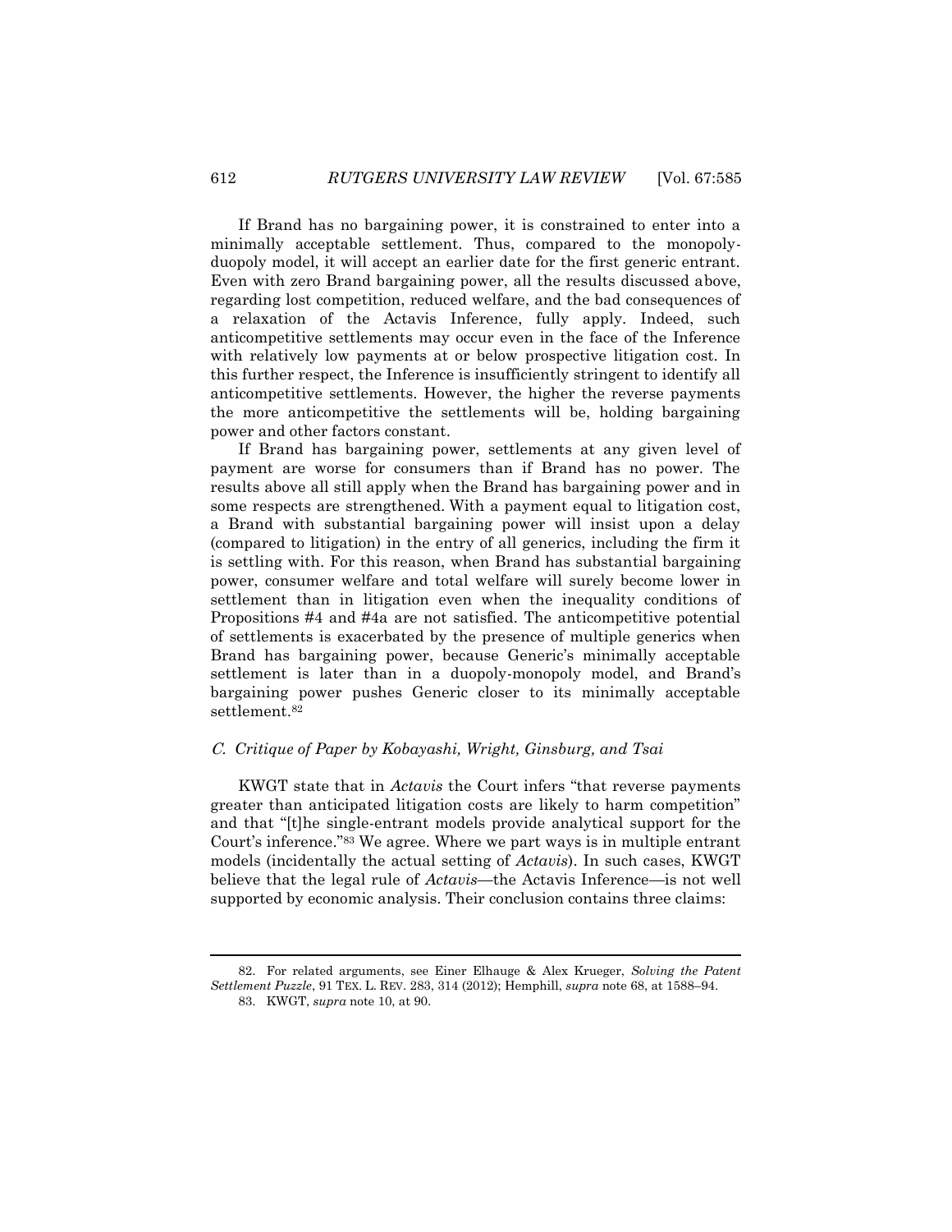If Brand has no bargaining power, it is constrained to enter into a minimally acceptable settlement. Thus, compared to the monopoly-duopoly model, it will accept an earlier date for the first generic entrant. Even with zero Brand bargaining power, all the results discussed above, regarding lost competition, reduced welfare, and the bad consequences of a relaxation of the Actavis Inference, fully apply. Indeed, such anticompetitive settlements may occur even in the face of the Inference with relatively low payments at or below prospective litigation cost. In this further respect, the Inference is insufficiently stringent to identify all anticompetitive settlements. However, the higher the reverse payments the more anticompetitive the settlements will be, holding bargaining power and other factors constant.

If Brand has bargaining power, settlements at any given level of payment are worse for consumers than if Brand has no power. The results above all still apply when the Brand has bargaining power and in some respects are strengthened. With a payment equal to litigation cost, a Brand with substantial bargaining power will insist upon a delay (compared to litigation) in the entry of all generics, including the firm it is settling with. For this reason, when Brand has substantial bargaining power, consumer welfare and total welfare will surely become lower in settlement than in litigation even when the inequality conditions of Propositions #4 and #4a are not satisfied. The anticompetitive potential of settlements is exacerbated by the presence of multiple generics when Brand has bargaining power, because Generic's minimally acceptable settlement is later than in a duopoly-monopoly model, and Brand's bargaining power pushes Generic closer to its minimally acceptable settlement.[82]

### *C. Critique of Paper by Kobayashi, Wright, Ginsburg, and Tsai*

KWGT state that in *Actavis* the Court infers "that reverse payments greater than anticipated litigation costs are likely to harm competition" and that "[t]he single-entrant models provide analytical support for the Court's inference."[83] We agree. Where we part ways is in multiple entrant models (incidentally the actual setting of *Actavis*). In such cases, KWGT believe that the legal rule of *Actavis*—the Actavis Inference—is not well supported by economic analysis. Their conclusion contains three claims:

---

82. For related arguments, see Einer Elhauge & Alex Krueger, *Solving the Patent Settlement Puzzle*, 91 TEX. L. REV. 283, 314 (2012); Hemphill, *supra* note 68, at 1588–94.

83. KWGT, *supra* note 10, at 90.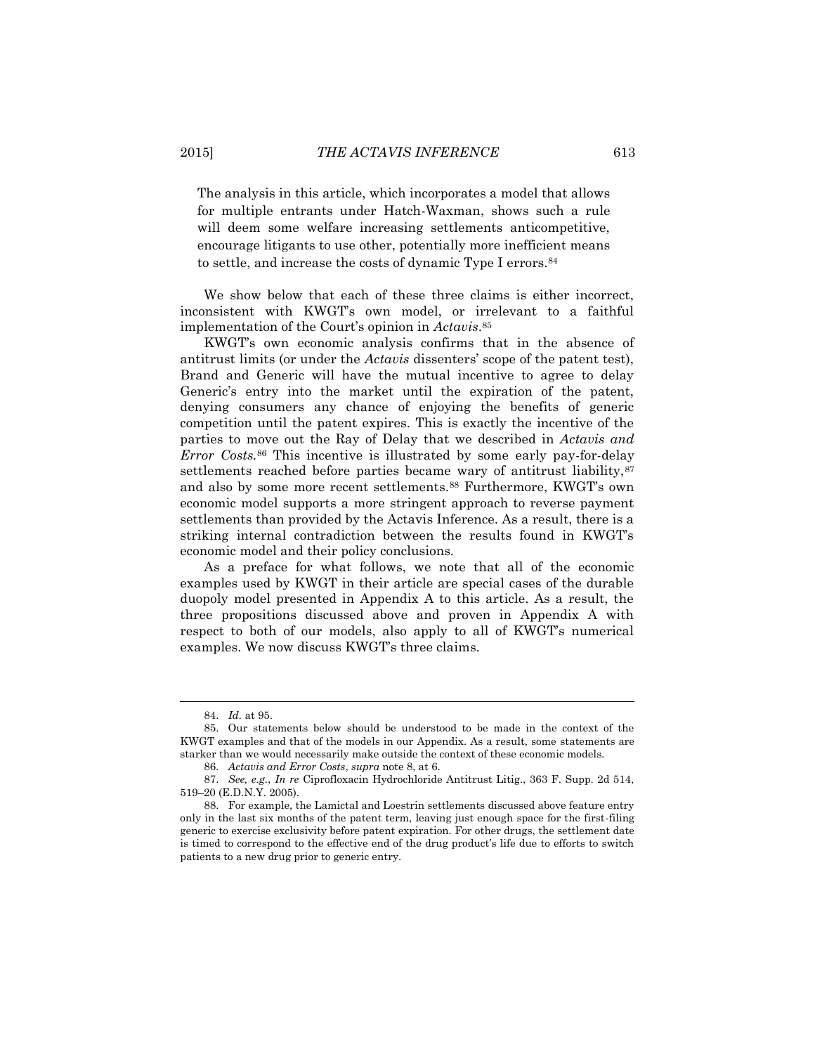> The analysis in this article, which incorporates a model that allows for multiple entrants under Hatch-Waxman, shows such a rule will deem some welfare increasing settlements anticompetitive, encourage litigants to use other, potentially more inefficient means to settle, and increase the costs of dynamic Type I errors.[84]

We show below that each of these three claims is either incorrect, inconsistent with KWGT's own model, or irrelevant to a faithful implementation of the Court's opinion in *Actavis*.[85]

KWGT's own economic analysis confirms that in the absence of antitrust limits (or under the *Actavis* dissenters' scope of the patent test), Brand and Generic will have the mutual incentive to agree to delay Generic's entry into the market until the expiration of the patent, denying consumers any chance of enjoying the benefits of generic competition until the patent expires. This is exactly the incentive of the parties to move out the Ray of Delay that we described in *Actavis and Error Costs*.[86] This incentive is illustrated by some early pay-for-delay settlements reached before parties became wary of antitrust liability,[87] and also by some more recent settlements.[88] Furthermore, KWGT's own economic model supports a more stringent approach to reverse payment settlements than provided by the Actavis Inference. As a result, there is a striking internal contradiction between the results found in KWGT's economic model and their policy conclusions.

As a preface for what follows, we note that all of the economic examples used by KWGT in their article are special cases of the durable duopoly model presented in Appendix A to this article. As a result, the three propositions discussed above and proven in Appendix A with respect to both of our models, also apply to all of KWGT's numerical examples. We now discuss KWGT's three claims.

---

84. *Id.* at 95.

85. Our statements below should be understood to be made in the context of the KWGT examples and that of the models in our Appendix. As a result, some statements are starker than we would necessarily make outside the context of these economic models.

86. *Actavis and Error Costs*, *supra* note 8, at 6.

87. *See, e.g.*, *In re* Ciprofloxacin Hydrochloride Antitrust Litig., 363 F. Supp. 2d 514, 519–20 (E.D.N.Y. 2005).

88. For example, the Lamictal and Loestrin settlements discussed above feature entry only in the last six months of the patent term, leaving just enough space for the first-filing generic to exercise exclusivity before patent expiration. For other drugs, the settlement date is timed to correspond to the effective end of the drug product's life due to efforts to switch patients to a new drug prior to generic entry.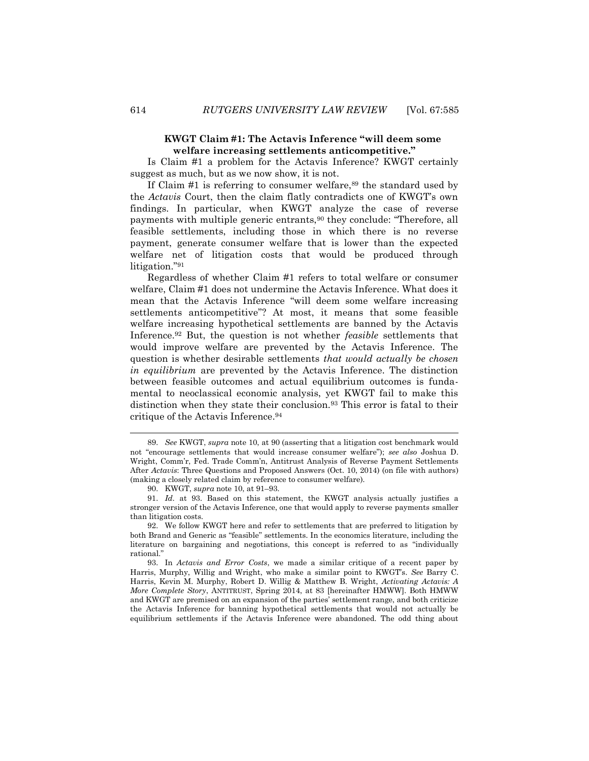**KWGT Claim #1: The Actavis Inference "will deem some welfare increasing settlements anticompetitive."**

Is Claim #1 a problem for the Actavis Inference? KWGT certainly suggest as much, but as we now show, it is not.

If Claim #1 is referring to consumer welfare,[89] the standard used by the *Actavis* Court, then the claim flatly contradicts one of KWGT's own findings. In particular, when KWGT analyze the case of reverse payments with multiple generic entrants,[90] they conclude: "Therefore, all feasible settlements, including those in which there is no reverse payment, generate consumer welfare that is lower than the expected welfare net of litigation costs that would be produced through litigation."[91]

Regardless of whether Claim #1 refers to total welfare or consumer welfare, Claim #1 does not undermine the Actavis Inference. What does it mean that the Actavis Inference "will deem some welfare increasing settlements anticompetitive"? At most, it means that some feasible welfare increasing hypothetical settlements are banned by the Actavis Inference.[92] But, the question is not whether *feasible* settlements that would improve welfare are prevented by the Actavis Inference. The question is whether desirable settlements *that would actually be chosen in equilibrium* are prevented by the Actavis Inference. The distinction between feasible outcomes and actual equilibrium outcomes is fundamental to neoclassical economic analysis, yet KWGT fail to make this distinction when they state their conclusion.[93] This error is fatal to their critique of the Actavis Inference.[94]

---

89. *See* KWGT, *supra* note 10, at 90 (asserting that a litigation cost benchmark would not "encourage settlements that would increase consumer welfare"); *see also* Joshua D. Wright, Comm'r, Fed. Trade Comm'n, Antitrust Analysis of Reverse Payment Settlements After *Actavis*: Three Questions and Proposed Answers (Oct. 10, 2014) (on file with authors) (making a closely related claim by reference to consumer welfare).

90. KWGT, *supra* note 10, at 91–93.

91. *Id.* at 93. Based on this statement, the KWGT analysis actually justifies a stronger version of the Actavis Inference, one that would apply to reverse payments smaller than litigation costs.

92. We follow KWGT here and refer to settlements that are preferred to litigation by both Brand and Generic as "feasible" settlements. In the economics literature, including the literature on bargaining and negotiations, this concept is referred to as "individually rational."

93. In *Actavis and Error Costs*, we made a similar critique of a recent paper by Harris, Murphy, Willig and Wright, who make a similar point to KWGT's. *See* Barry C. Harris, Kevin M. Murphy, Robert D. Willig & Matthew B. Wright, *Activating Actavis: A More Complete Story*, ANTITRUST, Spring 2014, at 83 [hereinafter HMWW]. Both HMWW and KWGT are premised on an expansion of the parties' settlement range, and both criticize the Actavis Inference for banning hypothetical settlements that would not actually be equilibrium settlements if the Actavis Inference were abandoned. The odd thing about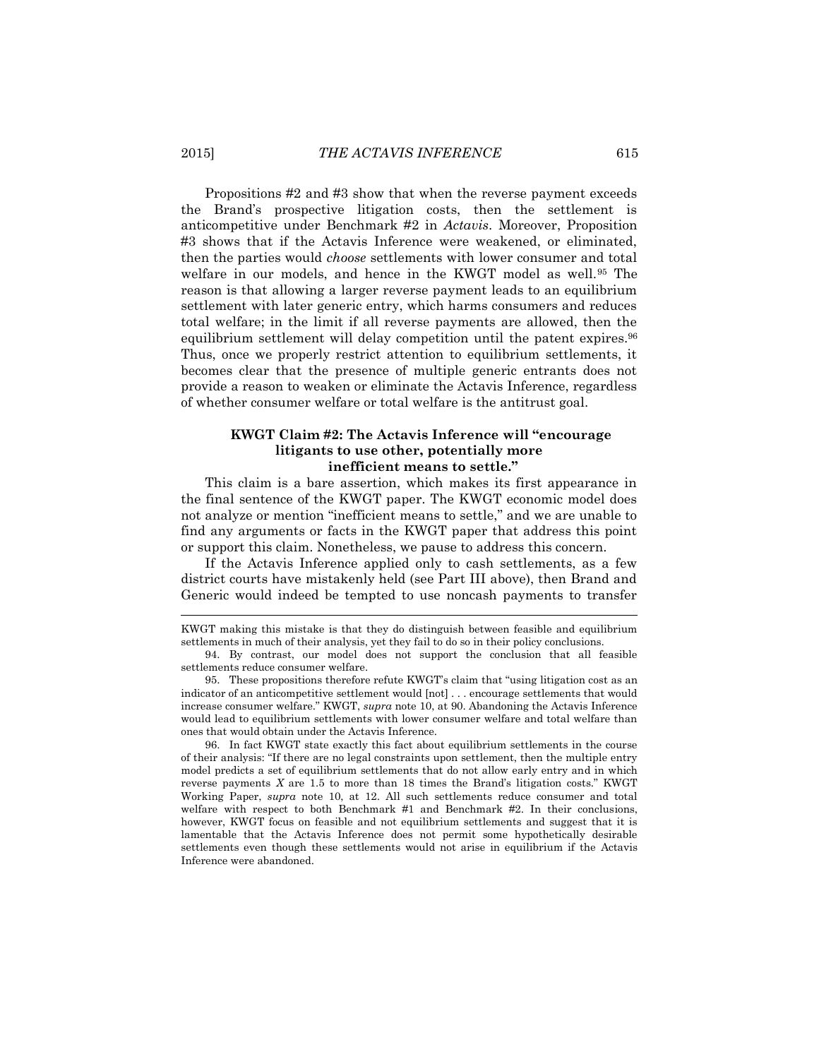Propositions #2 and #3 show that when the reverse payment exceeds the Brand's prospective litigation costs, then the settlement is anticompetitive under Benchmark #2 in *Actavis*. Moreover, Proposition #3 shows that if the Actavis Inference were weakened, or eliminated, then the parties would *choose* settlements with lower consumer and total welfare in our models, and hence in the KWGT model as well.[95] The reason is that allowing a larger reverse payment leads to an equilibrium settlement with later generic entry, which harms consumers and reduces total welfare; in the limit if all reverse payments are allowed, then the equilibrium settlement will delay competition until the patent expires.[96] Thus, once we properly restrict attention to equilibrium settlements, it becomes clear that the presence of multiple generic entrants does not provide a reason to weaken or eliminate the Actavis Inference, regardless of whether consumer welfare or total welfare is the antitrust goal.

**KWGT Claim #2: The Actavis Inference will "encourage litigants to use other, potentially more inefficient means to settle."**

This claim is a bare assertion, which makes its first appearance in the final sentence of the KWGT paper. The KWGT economic model does not analyze or mention "inefficient means to settle," and we are unable to find any arguments or facts in the KWGT paper that address this point or support this claim. Nonetheless, we pause to address this concern.

If the Actavis Inference applied only to cash settlements, as a few district courts have mistakenly held (see Part III above), then Brand and Generic would indeed be tempted to use noncash payments to transfer

---

KWGT making this mistake is that they do distinguish between feasible and equilibrium settlements in much of their analysis, yet they fail to do so in their policy conclusions.

94. By contrast, our model does not support the conclusion that all feasible settlements reduce consumer welfare.

95. These propositions therefore refute KWGT's claim that "using litigation cost as an indicator of an anticompetitive settlement would [not] . . . encourage settlements that would increase consumer welfare." KWGT, *supra* note 10, at 90. Abandoning the Actavis Inference would lead to equilibrium settlements with lower consumer welfare and total welfare than ones that would obtain under the Actavis Inference.

96. In fact KWGT state exactly this fact about equilibrium settlements in the course of their analysis: "If there are no legal constraints upon settlement, then the multiple entry model predicts a set of equilibrium settlements that do not allow early entry and in which reverse payments $X$ are 1.5 to more than 18 times the Brand's litigation costs." KWGT Working Paper, *supra* note 10, at 12. All such settlements reduce consumer and total welfare with respect to both Benchmark #1 and Benchmark #2. In their conclusions, however, KWGT focus on feasible and not equilibrium settlements and suggest that it is lamentable that the Actavis Inference does not permit some hypothetically desirable settlements even though these settlements would not arise in equilibrium if the Actavis Inference were abandoned.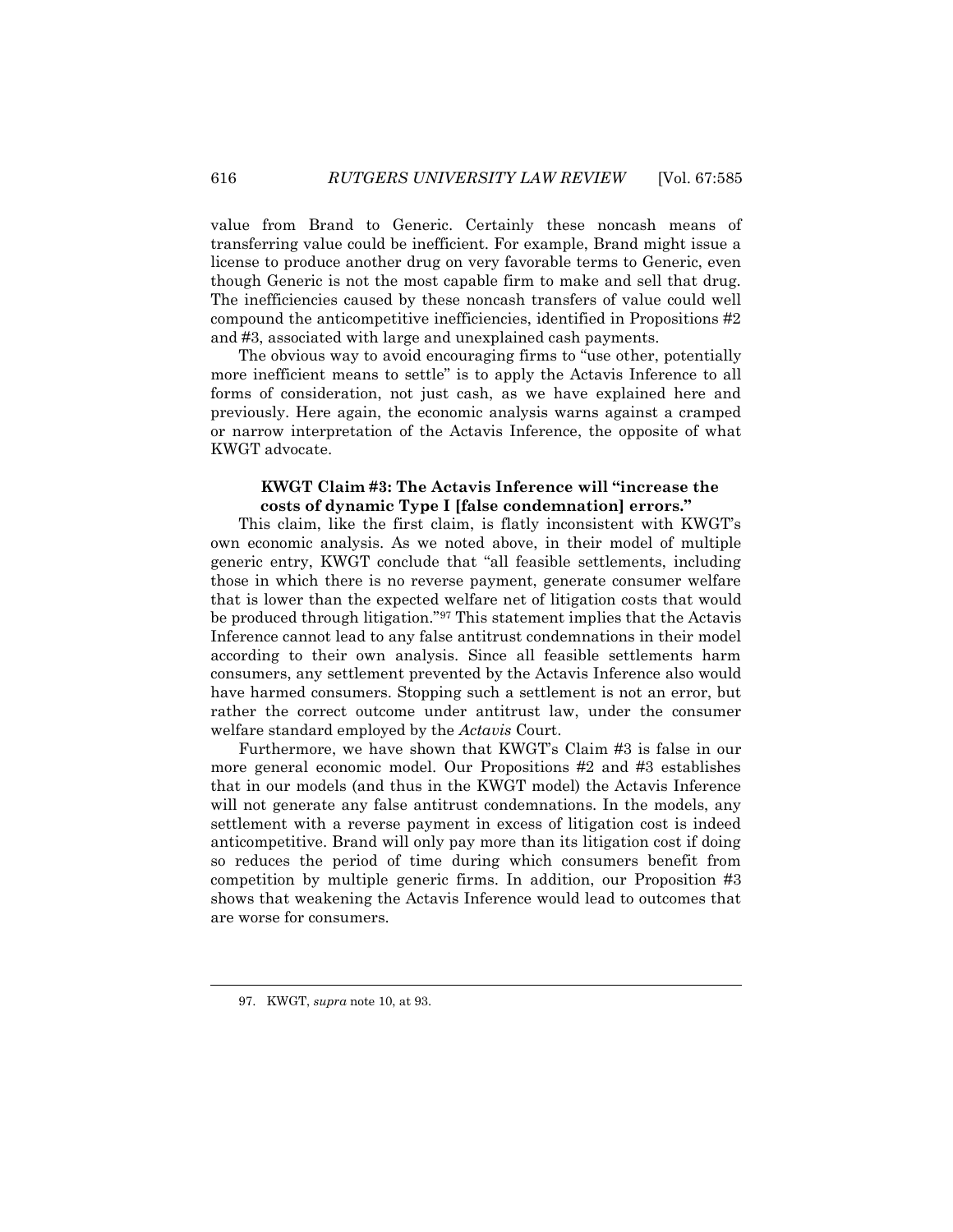value from Brand to Generic. Certainly these noncash means of transferring value could be inefficient. For example, Brand might issue a license to produce another drug on very favorable terms to Generic, even though Generic is not the most capable firm to make and sell that drug. The inefficiencies caused by these noncash transfers of value could well compound the anticompetitive inefficiencies, identified in Propositions #2 and #3, associated with large and unexplained cash payments.

The obvious way to avoid encouraging firms to "use other, potentially more inefficient means to settle" is to apply the Actavis Inference to all forms of consideration, not just cash, as we have explained here and previously. Here again, the economic analysis warns against a cramped or narrow interpretation of the Actavis Inference, the opposite of what KWGT advocate.

**KWGT Claim #3: The Actavis Inference will "increase the costs of dynamic Type I [false condemnation] errors."**

This claim, like the first claim, is flatly inconsistent with KWGT's own economic analysis. As we noted above, in their model of multiple generic entry, KWGT conclude that "all feasible settlements, including those in which there is no reverse payment, generate consumer welfare that is lower than the expected welfare net of litigation costs that would be produced through litigation."[97] This statement implies that the Actavis Inference cannot lead to any false antitrust condemnations in their model according to their own analysis. Since all feasible settlements harm consumers, any settlement prevented by the Actavis Inference also would have harmed consumers. Stopping such a settlement is not an error, but rather the correct outcome under antitrust law, under the consumer welfare standard employed by the *Actavis* Court.

Furthermore, we have shown that KWGT's Claim #3 is false in our more general economic model. Our Propositions #2 and #3 establishes that in our models (and thus in the KWGT model) the Actavis Inference will not generate any false antitrust condemnations. In the models, any settlement with a reverse payment in excess of litigation cost is indeed anticompetitive. Brand will only pay more than its litigation cost if doing so reduces the period of time during which consumers benefit from competition by multiple generic firms. In addition, our Proposition #3 shows that weakening the Actavis Inference would lead to outcomes that are worse for consumers.

---

97. KWGT, *supra* note 10, at 93.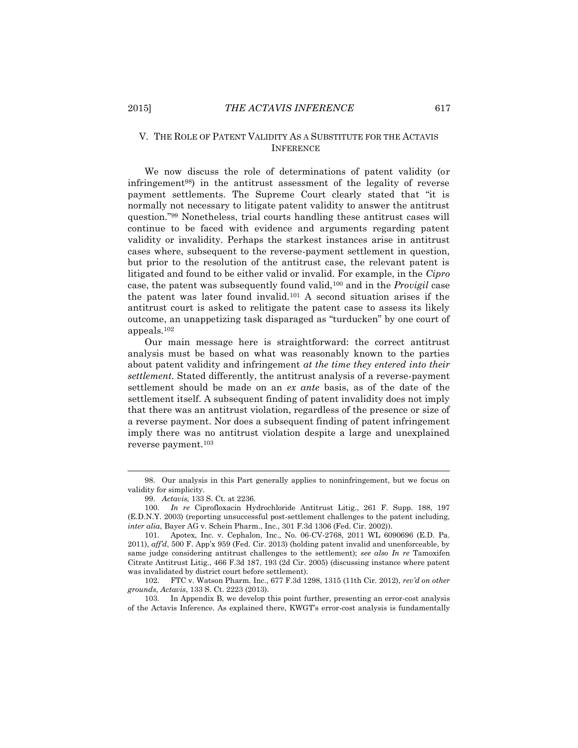## V. THE ROLE OF PATENT VALIDITY AS A SUBSTITUTE FOR THE ACTAVIS INFERENCE

We now discuss the role of determinations of patent validity (or infringement[98]) in the antitrust assessment of the legality of reverse payment settlements. The Supreme Court clearly stated that "it is normally not necessary to litigate patent validity to answer the antitrust question."[99] Nonetheless, trial courts handling these antitrust cases will continue to be faced with evidence and arguments regarding patent validity or invalidity. Perhaps the starkest instances arise in antitrust cases where, subsequent to the reverse-payment settlement in question, but prior to the resolution of the antitrust case, the relevant patent is litigated and found to be either valid or invalid. For example, in the *Cipro* case, the patent was subsequently found valid,[100] and in the *Provigil* case the patent was later found invalid.[101] A second situation arises if the antitrust court is asked to relitigate the patent case to assess its likely outcome, an unappetizing task disparaged as "turducken" by one court of appeals.[102]

Our main message here is straightforward: the correct antitrust analysis must be based on what was reasonably known to the parties about patent validity and infringement *at the time they entered into their settlement.* Stated differently, the antitrust analysis of a reverse-payment settlement should be made on an *ex ante* basis, as of the date of the settlement itself. A subsequent finding of patent invalidity does not imply that there was an antitrust violation, regardless of the presence or size of a reverse payment. Nor does a subsequent finding of patent infringement imply there was no antitrust violation despite a large and unexplained reverse payment.[103]

---

98. Our analysis in this Part generally applies to noninfringement, but we focus on validity for simplicity.

99. *Actavis,* 133 S. Ct. at 2236.

100. *In re* Ciprofloxacin Hydrochloride Antitrust Litig., 261 F. Supp. 188, 197 (E.D.N.Y. 2003) (reporting unsuccessful post-settlement challenges to the patent including, *inter alia*, Bayer AG v. Schein Pharm., Inc., 301 F.3d 1306 (Fed. Cir. 2002)).

101. Apotex, Inc. v. Cephalon, Inc., No. 06-CV-2768, 2011 WL 6090696 (E.D. Pa. 2011), *aff'd*, 500 F. App'x 959 (Fed. Cir. 2013) (holding patent invalid and unenforceable, by same judge considering antitrust challenges to the settlement); *see also In re* Tamoxifen Citrate Antitrust Litig., 466 F.3d 187, 193 (2d Cir. 2005) (discussing instance where patent was invalidated by district court before settlement).

102. FTC v. Watson Pharm. Inc., 677 F.3d 1298, 1315 (11th Cir. 2012), *rev'd on other grounds*, *Actavis*, 133 S. Ct. 2223 (2013).

103. In Appendix B, we develop this point further, presenting an error-cost analysis of the Actavis Inference. As explained there, KWGT's error-cost analysis is fundamentally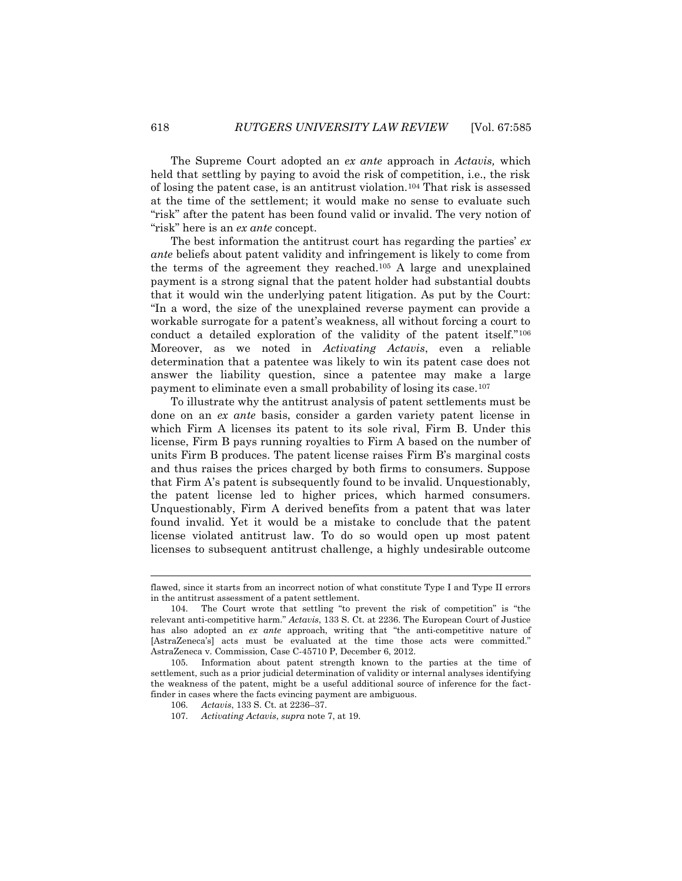The Supreme Court adopted an *ex ante* approach in *Actavis,* which held that settling by paying to avoid the risk of competition, i.e., the risk of losing the patent case, is an antitrust violation.[104] That risk is assessed at the time of the settlement; it would make no sense to evaluate such "risk" after the patent has been found valid or invalid. The very notion of "risk" here is an *ex ante* concept.

The best information the antitrust court has regarding the parties' *ex ante* beliefs about patent validity and infringement is likely to come from the terms of the agreement they reached.[105] A large and unexplained payment is a strong signal that the patent holder had substantial doubts that it would win the underlying patent litigation. As put by the Court: "In a word, the size of the unexplained reverse payment can provide a workable surrogate for a patent's weakness, all without forcing a court to conduct a detailed exploration of the validity of the patent itself."[106] Moreover, as we noted in *Activating Actavis*, even a reliable determination that a patentee was likely to win its patent case does not answer the liability question, since a patentee may make a large payment to eliminate even a small probability of losing its case.[107]

To illustrate why the antitrust analysis of patent settlements must be done on an *ex ante* basis, consider a garden variety patent license in which Firm A licenses its patent to its sole rival, Firm B. Under this license, Firm B pays running royalties to Firm A based on the number of units Firm B produces. The patent license raises Firm B's marginal costs and thus raises the prices charged by both firms to consumers. Suppose that Firm A's patent is subsequently found to be invalid. Unquestionably, the patent license led to higher prices, which harmed consumers. Unquestionably, Firm A derived benefits from a patent that was later found invalid. Yet it would be a mistake to conclude that the patent license violated antitrust law. To do so would open up most patent licenses to subsequent antitrust challenge, a highly undesirable outcome

---

flawed, since it starts from an incorrect notion of what constitute Type I and Type II errors in the antitrust assessment of a patent settlement.

104. The Court wrote that settling "to prevent the risk of competition" is "the relevant anti-competitive harm." *Actavis*, 133 S. Ct. at 2236. The European Court of Justice has also adopted an *ex ante* approach, writing that "the anti-competitive nature of [AstraZeneca's] acts must be evaluated at the time those acts were committed." AstraZeneca v. Commission, Case C-45710 P, December 6, 2012.

105. Information about patent strength known to the parties at the time of settlement, such as a prior judicial determination of validity or internal analyses identifying the weakness of the patent, might be a useful additional source of inference for the fact-finder in cases where the facts evincing payment are ambiguous.

106. *Actavis*, 133 S. Ct. at 2236–37.

107. *Activating Actavis*, *supra* note 7, at 19.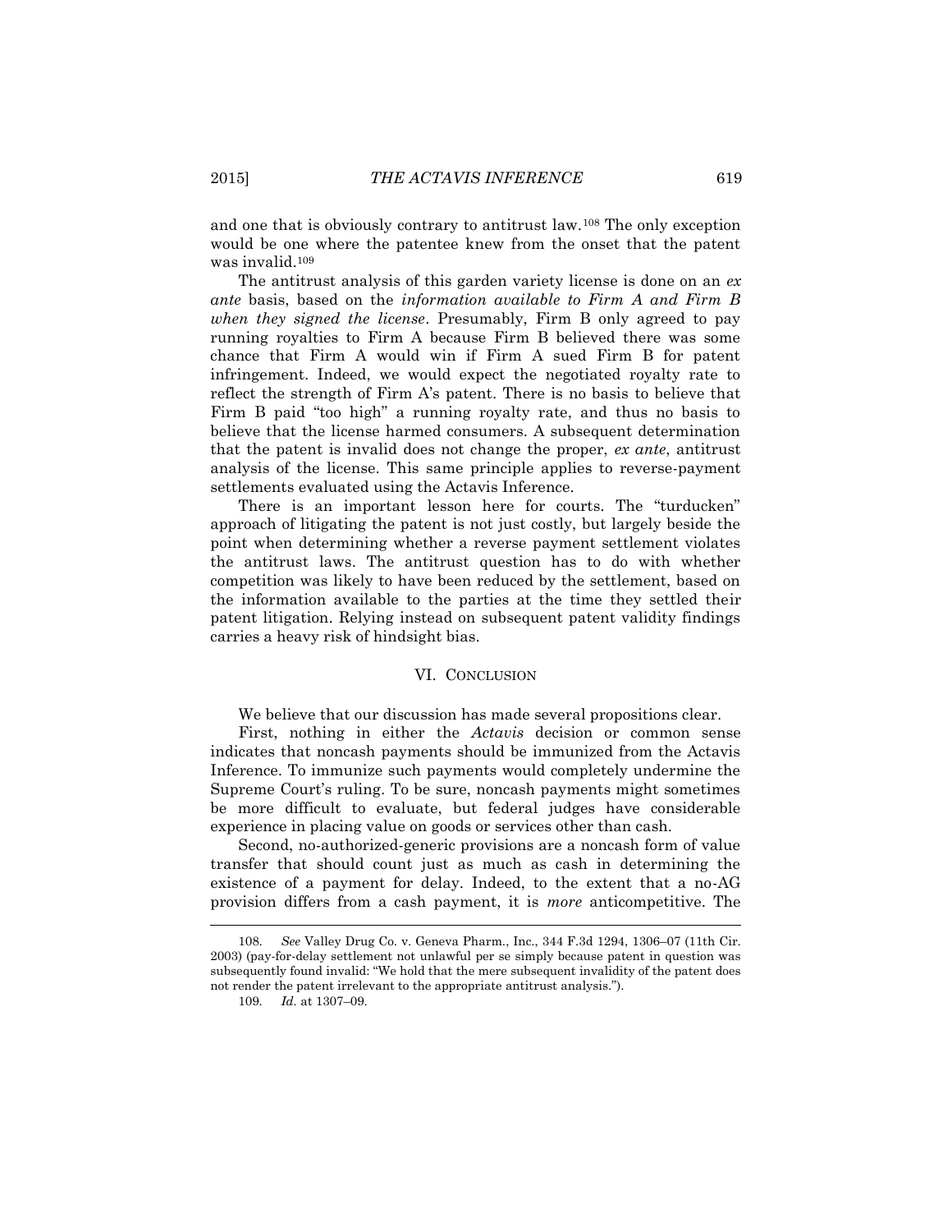and one that is obviously contrary to antitrust law.[108] The only exception would be one where the patentee knew from the onset that the patent was invalid.[109]

The antitrust analysis of this garden variety license is done on an *ex ante* basis, based on the *information available to Firm A and Firm B when they signed the license*. Presumably, Firm B only agreed to pay running royalties to Firm A because Firm B believed there was some chance that Firm A would win if Firm A sued Firm B for patent infringement. Indeed, we would expect the negotiated royalty rate to reflect the strength of Firm A's patent. There is no basis to believe that Firm B paid "too high" a running royalty rate, and thus no basis to believe that the license harmed consumers. A subsequent determination that the patent is invalid does not change the proper, *ex ante*, antitrust analysis of the license. This same principle applies to reverse-payment settlements evaluated using the Actavis Inference.

There is an important lesson here for courts. The "turducken" approach of litigating the patent is not just costly, but largely beside the point when determining whether a reverse payment settlement violates the antitrust laws. The antitrust question has to do with whether competition was likely to have been reduced by the settlement, based on the information available to the parties at the time they settled their patent litigation. Relying instead on subsequent patent validity findings carries a heavy risk of hindsight bias.

## VI. Conclusion

We believe that our discussion has made several propositions clear.

First, nothing in either the *Actavis* decision or common sense indicates that noncash payments should be immunized from the Actavis Inference. To immunize such payments would completely undermine the Supreme Court's ruling. To be sure, noncash payments might sometimes be more difficult to evaluate, but federal judges have considerable experience in placing value on goods or services other than cash.

Second, no-authorized-generic provisions are a noncash form of value transfer that should count just as much as cash in determining the existence of a payment for delay. Indeed, to the extent that a no-AG provision differs from a cash payment, it is *more* anticompetitive. The

---

108. *See* Valley Drug Co. v. Geneva Pharm., Inc., 344 F.3d 1294, 1306–07 (11th Cir. 2003) (pay-for-delay settlement not unlawful per se simply because patent in question was subsequently found invalid: "We hold that the mere subsequent invalidity of the patent does not render the patent irrelevant to the appropriate antitrust analysis.").

109. *Id.* at 1307–09.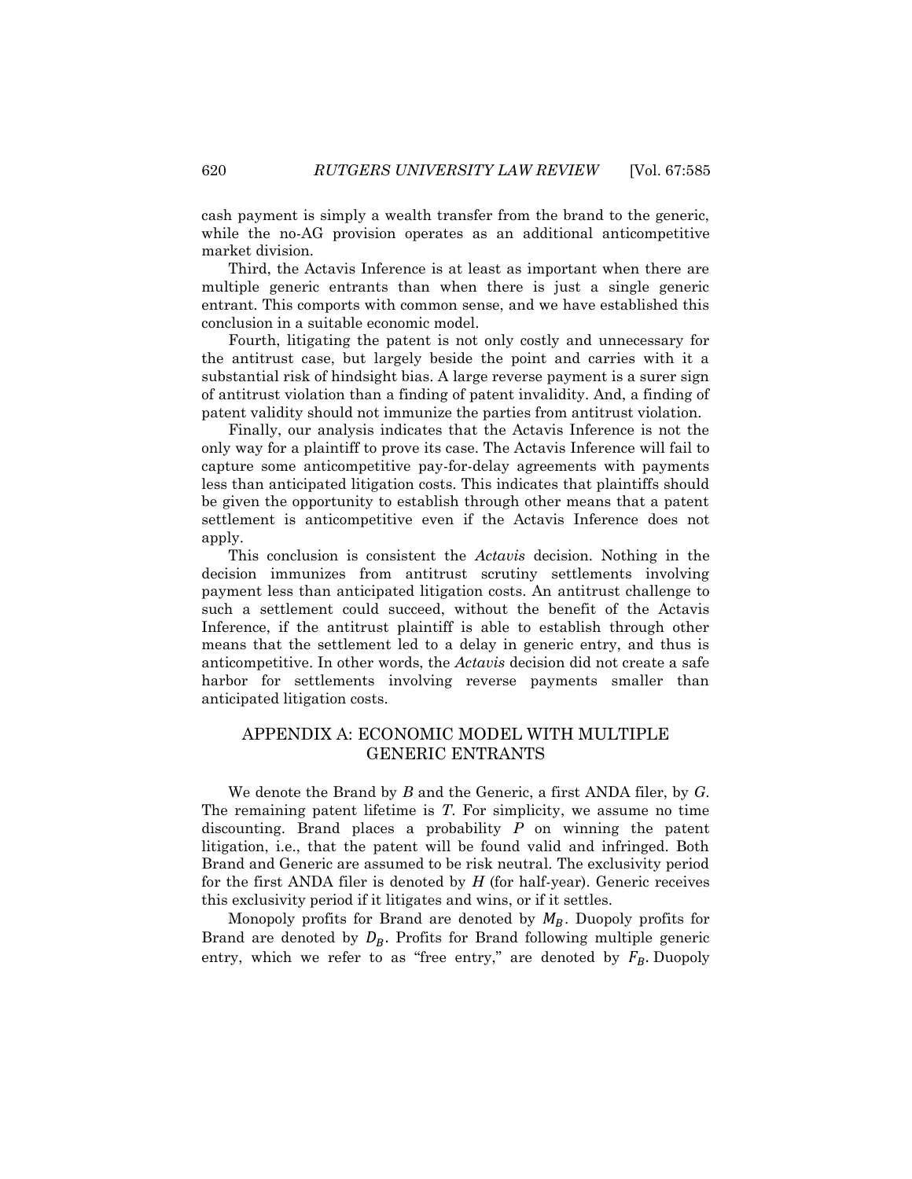cash payment is simply a wealth transfer from the brand to the generic, while the no-AG provision operates as an additional anticompetitive market division.

Third, the Actavis Inference is at least as important when there are multiple generic entrants than when there is just a single generic entrant. This comports with common sense, and we have established this conclusion in a suitable economic model.

Fourth, litigating the patent is not only costly and unnecessary for the antitrust case, but largely beside the point and carries with it a substantial risk of hindsight bias. A large reverse payment is a surer sign of antitrust violation than a finding of patent invalidity. And, a finding of patent validity should not immunize the parties from antitrust violation.

Finally, our analysis indicates that the Actavis Inference is not the only way for a plaintiff to prove its case. The Actavis Inference will fail to capture some anticompetitive pay-for-delay agreements with payments less than anticipated litigation costs. This indicates that plaintiffs should be given the opportunity to establish through other means that a patent settlement is anticompetitive even if the Actavis Inference does not apply.

This conclusion is consistent the *Actavis* decision. Nothing in the decision immunizes from antitrust scrutiny settlements involving payment less than anticipated litigation costs. An antitrust challenge to such a settlement could succeed, without the benefit of the Actavis Inference, if the antitrust plaintiff is able to establish through other means that the settlement led to a delay in generic entry, and thus is anticompetitive. In other words, the *Actavis* decision did not create a safe harbor for settlements involving reverse payments smaller than anticipated litigation costs.

## APPENDIX A: ECONOMIC MODEL WITH MULTIPLE GENERIC ENTRANTS

We denote the Brand by $B$ and the Generic, a first ANDA filer, by $G$. The remaining patent lifetime is $T$. For simplicity, we assume no time discounting. Brand places a probability $P$ on winning the patent litigation, i.e., that the patent will be found valid and infringed. Both Brand and Generic are assumed to be risk neutral. The exclusivity period for the first ANDA filer is denoted by $H$ (for half-year). Generic receives this exclusivity period if it litigates and wins, or if it settles.

Monopoly profits for Brand are denoted by $M_B$. Duopoly profits for Brand are denoted by $D_B$. Profits for Brand following multiple generic entry, which we refer to as "free entry," are denoted by $F_B$. Duopoly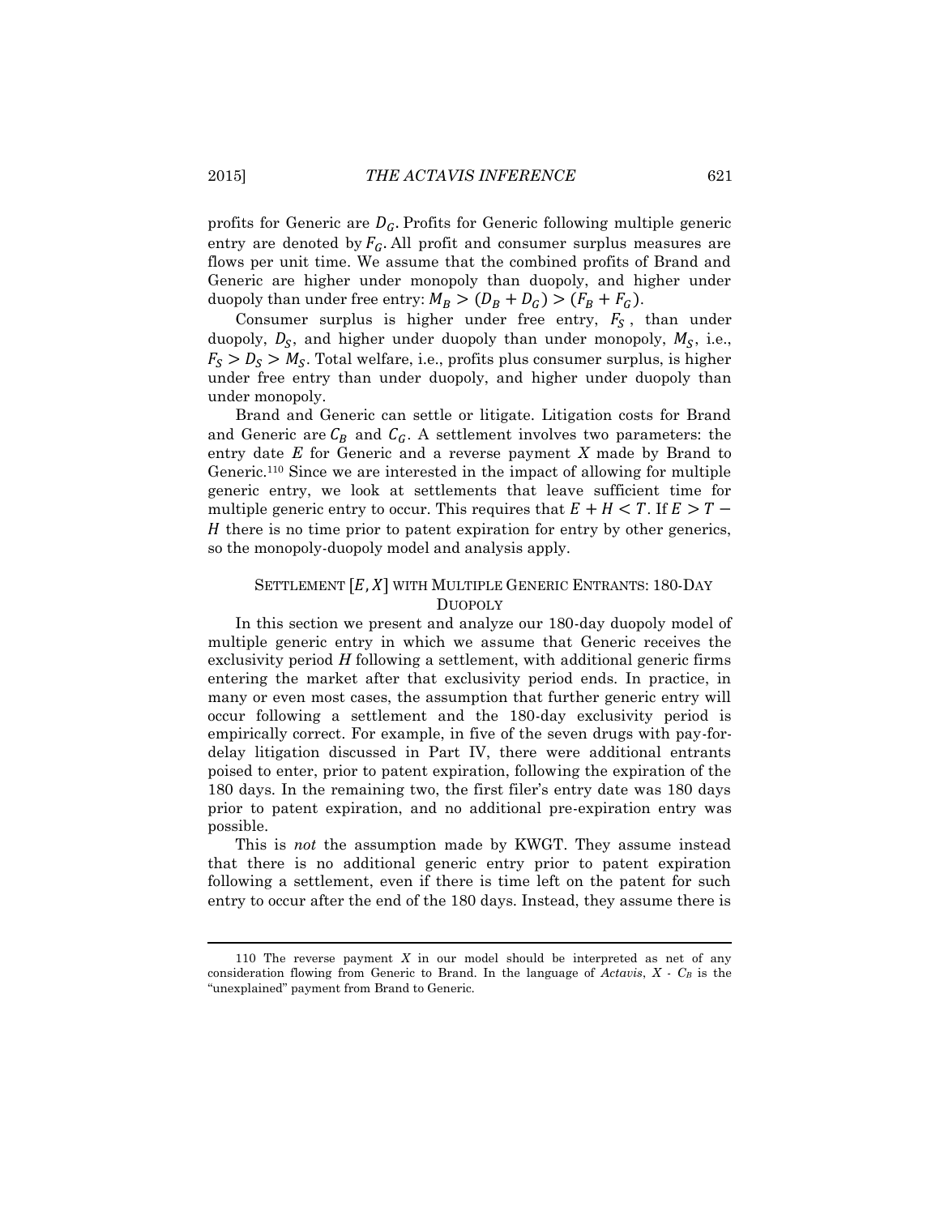profits for Generic are $D_G$. Profits for Generic following multiple generic entry are denoted by $F_G$. All profit and consumer surplus measures are flows per unit time. We assume that the combined profits of Brand and Generic are higher under monopoly than duopoly, and higher under duopoly than under free entry: $M_B > (D_B + D_G) > (F_B + F_G)$.

Consumer surplus is higher under free entry, $F_S$, than under duopoly, $D_S$, and higher under duopoly than under monopoly, $M_S$, i.e., $F_S > D_S > M_S$. Total welfare, i.e., profits plus consumer surplus, is higher under free entry than under duopoly, and higher under duopoly than under monopoly.

Brand and Generic can settle or litigate. Litigation costs for Brand and Generic are $C_B$ and $C_G$. A settlement involves two parameters: the entry date $E$ for Generic and a reverse payment $X$ made by Brand to Generic.[110] Since we are interested in the impact of allowing for multiple generic entry, we look at settlements that leave sufficient time for multiple generic entry to occur. This requires that $E + H < T$. If $E > T - H$ there is no time prior to patent expiration for entry by other generics, so the monopoly-duopoly model and analysis apply.

## SETTLEMENT $[E, X]$ WITH MULTIPLE GENERIC ENTRANTS: 180-DAY DUOPOLY

In this section we present and analyze our 180-day duopoly model of multiple generic entry in which we assume that Generic receives the exclusivity period $H$ following a settlement, with additional generic firms entering the market after that exclusivity period ends. In practice, in many or even most cases, the assumption that further generic entry will occur following a settlement and the 180-day exclusivity period is empirically correct. For example, in five of the seven drugs with pay-for-delay litigation discussed in Part IV, there were additional entrants poised to enter, prior to patent expiration, following the expiration of the 180 days. In the remaining two, the first filer's entry date was 180 days prior to patent expiration, and no additional pre-expiration entry was possible.

This is *not* the assumption made by KWGT. They assume instead that there is no additional generic entry prior to patent expiration following a settlement, even if there is time left on the patent for such entry to occur after the end of the 180 days. Instead, they assume there is

---

110 The reverse payment $X$ in our model should be interpreted as net of any consideration flowing from Generic to Brand. In the language of *Actavis*, $X - C_B$ is the "unexplained" payment from Brand to Generic.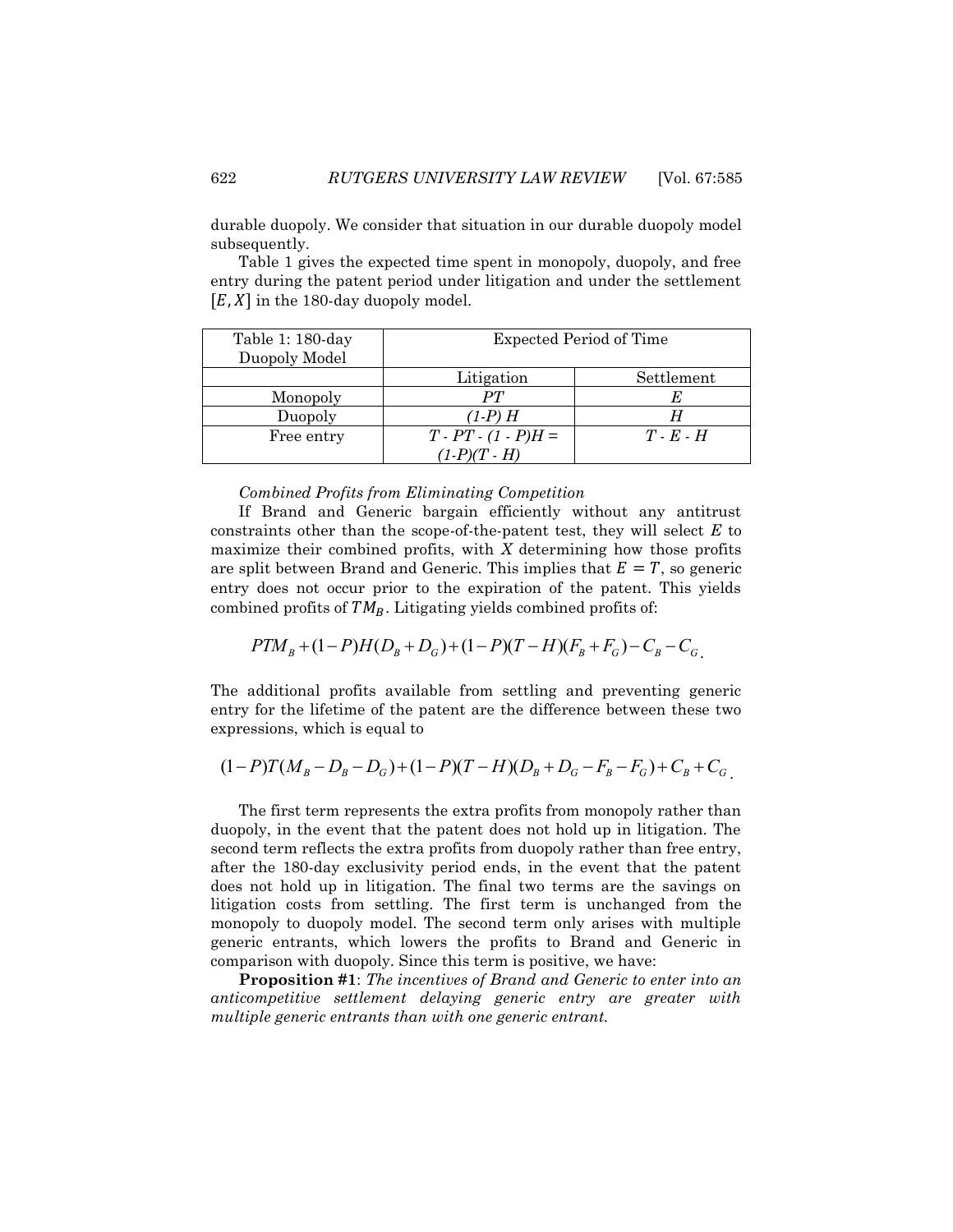durable duopoly. We consider that situation in our durable duopoly model subsequently.

Table 1 gives the expected time spent in monopoly, duopoly, and free entry during the patent period under litigation and under the settlement $[E, X]$ in the 180-day duopoly model.

| Table 1: 180-day Duopoly Model | Expected Period of Time | |
|---|---|---|
| | Litigation | Settlement |
| Monopoly | $PT$ | $E$ |
| Duopoly | $(1\text{-}P)\, H$ | $H$ |
| Free entry | $T$ - $PT$ - $(1$ - $P)H$ = $(1\text{-}P)(T$ - $H)$ | $T$ - $E$ - $H$ |

*Combined Profits from Eliminating Competition*

If Brand and Generic bargain efficiently without any antitrust constraints other than the scope-of-the-patent test, they will select $E$ to maximize their combined profits, with $X$ determining how those profits are split between Brand and Generic. This implies that $E = T$, so generic entry does not occur prior to the expiration of the patent. This yields combined profits of $TM_B$. Litigating yields combined profits of:

$$PTM_B + (1-P)H(D_B + D_G) + (1-P)(T-H)(F_B + F_G) - C_B - C_G.$$

The additional profits available from settling and preventing generic entry for the lifetime of the patent are the difference between these two expressions, which is equal to

$$(1-P)T(M_B - D_B - D_G) + (1-P)(T-H)(D_B + D_G - F_B - F_G) + C_B + C_G.$$

The first term represents the extra profits from monopoly rather than duopoly, in the event that the patent does not hold up in litigation. The second term reflects the extra profits from duopoly rather than free entry, after the 180-day exclusivity period ends, in the event that the patent does not hold up in litigation. The final two terms are the savings on litigation costs from settling. The first term is unchanged from the monopoly to duopoly model. The second term only arises with multiple generic entrants, which lowers the profits to Brand and Generic in comparison with duopoly. Since this term is positive, we have:

**Proposition #1**: *The incentives of Brand and Generic to enter into an anticompetitive settlement delaying generic entry are greater with multiple generic entrants than with one generic entrant.*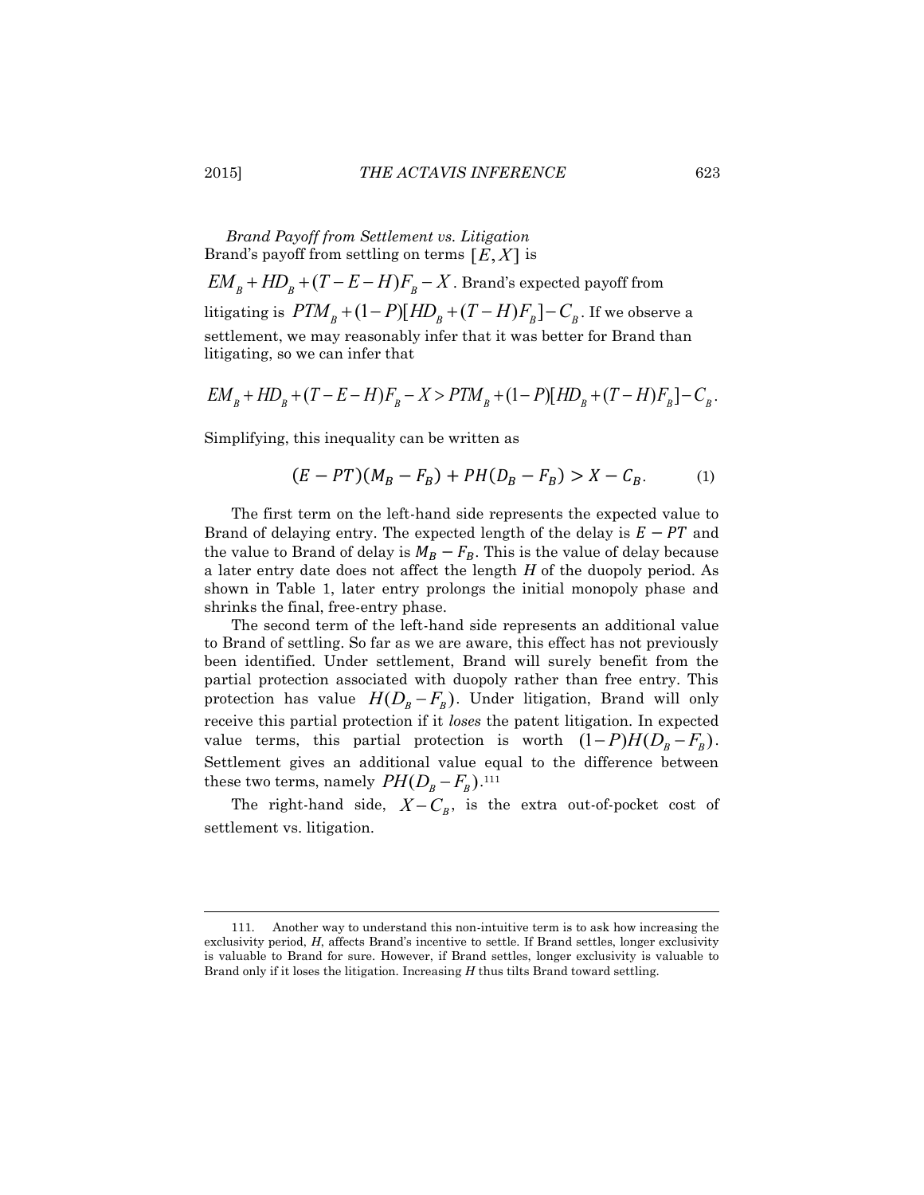*Brand Payoff from Settlement vs. Litigation*

Brand's payoff from settling on terms $[E, X]$ is $EM_B + HD_B + (T - E - H)F_B - X$. Brand's expected payoff from litigating is $PTM_B + (1-P)[HD_B + (T-H)F_B] - C_B$. If we observe a settlement, we may reasonably infer that it was better for Brand than litigating, so we can infer that

$$EM_B + HD_B + (T - E - H)F_B - X > PTM_B + (1-P)[HD_B + (T-H)F_B] - C_B.$$

Simplifying, this inequality can be written as

$$(E - PT)(M_B - F_B) + PH(D_B - F_B) > X - C_B. \qquad (1)$$

The first term on the left-hand side represents the expected value to Brand of delaying entry. The expected length of the delay is $E - PT$ and the value to Brand of delay is $M_B - F_B$. This is the value of delay because a later entry date does not affect the length $H$ of the duopoly period. As shown in Table 1, later entry prolongs the initial monopoly phase and shrinks the final, free-entry phase.

The second term of the left-hand side represents an additional value to Brand of settling. So far as we are aware, this effect has not previously been identified. Under settlement, Brand will surely benefit from the partial protection associated with duopoly rather than free entry. This protection has value $H(D_B - F_B)$. Under litigation, Brand will only receive this partial protection if it *loses* the patent litigation. In expected value terms, this partial protection is worth $(1-P)H(D_B - F_B)$. Settlement gives an additional value equal to the difference between these two terms, namely $PH(D_B - F_B)$.[111]

The right-hand side, $X - C_B$, is the extra out-of-pocket cost of settlement vs. litigation.

---

111. Another way to understand this non-intuitive term is to ask how increasing the exclusivity period, *H*, affects Brand's incentive to settle. If Brand settles, longer exclusivity is valuable to Brand for sure. However, if Brand settles, longer exclusivity is valuable to Brand only if it loses the litigation. Increasing *H* thus tilts Brand toward settling.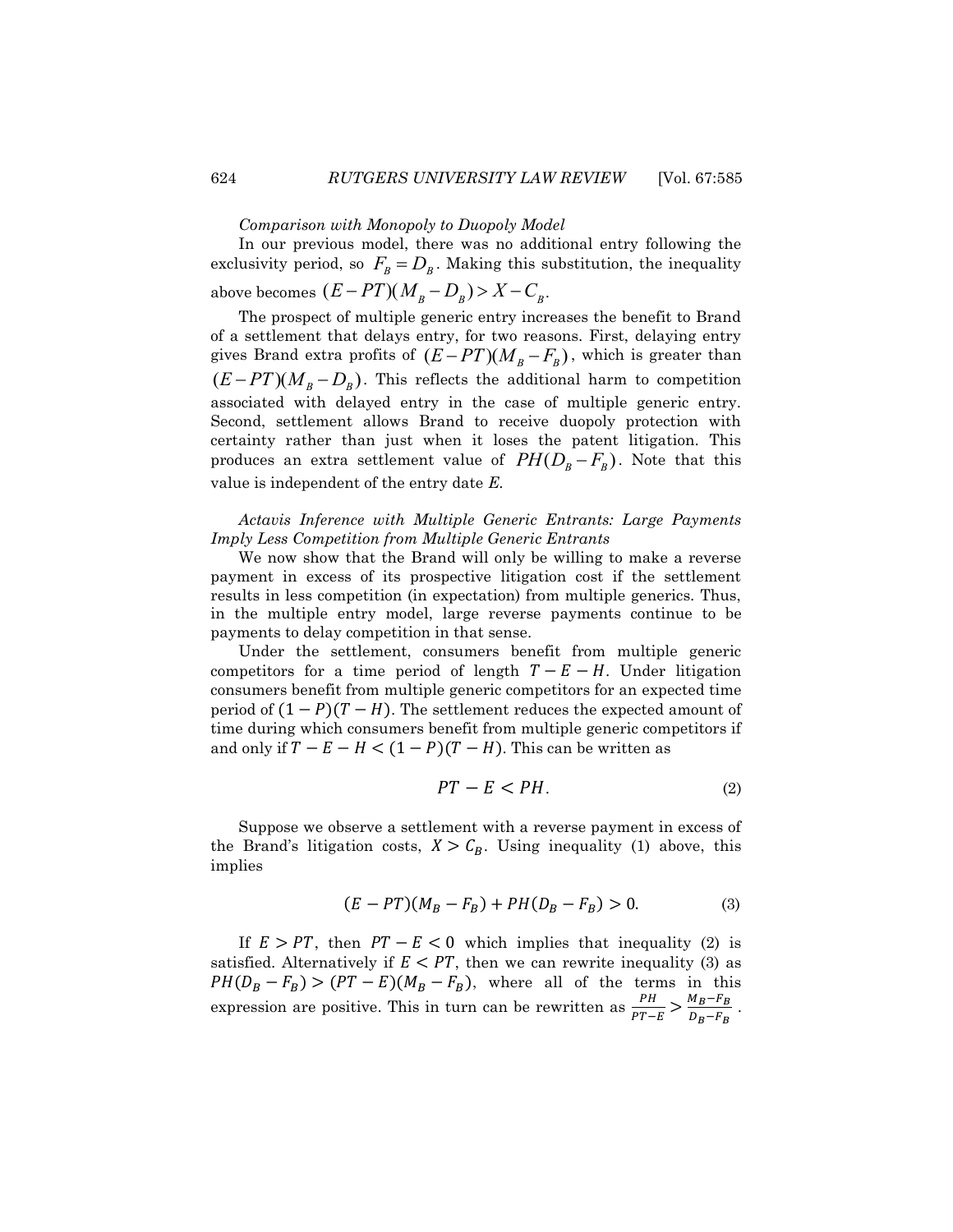*Comparison with Monopoly to Duopoly Model*

In our previous model, there was no additional entry following the exclusivity period, so $F_B = D_B$. Making this substitution, the inequality above becomes $(E - PT)(M_B - D_B) > X - C_B$.

The prospect of multiple generic entry increases the benefit to Brand of a settlement that delays entry, for two reasons. First, delaying entry gives Brand extra profits of $(E - PT)(M_B - F_B)$, which is greater than $(E - PT)(M_B - D_B)$. This reflects the additional harm to competition associated with delayed entry in the case of multiple generic entry. Second, settlement allows Brand to receive duopoly protection with certainty rather than just when it loses the patent litigation. This produces an extra settlement value of $PH(D_B - F_B)$. Note that this value is independent of the entry date $E$.

*Actavis Inference with Multiple Generic Entrants: Large Payments Imply Less Competition from Multiple Generic Entrants*

We now show that the Brand will only be willing to make a reverse payment in excess of its prospective litigation cost if the settlement results in less competition (in expectation) from multiple generics. Thus, in the multiple entry model, large reverse payments continue to be payments to delay competition in that sense.

Under the settlement, consumers benefit from multiple generic competitors for a time period of length $T - E - H$. Under litigation consumers benefit from multiple generic competitors for an expected time period of $(1 - P)(T - H)$. The settlement reduces the expected amount of time during which consumers benefit from multiple generic competitors if and only if $T - E - H < (1 - P)(T - H)$. This can be written as

$$PT - E < PH. \tag{2}$$

Suppose we observe a settlement with a reverse payment in excess of the Brand's litigation costs, $X > C_B$. Using inequality (1) above, this implies

$$(E - PT)(M_B - F_B) + PH(D_B - F_B) > 0. \tag{3}$$

If $E > PT$, then $PT - E < 0$ which implies that inequality (2) is satisfied. Alternatively if $E < PT$, then we can rewrite inequality (3) as $PH(D_B - F_B) > (PT - E)(M_B - F_B)$, where all of the terms in this expression are positive. This in turn can be rewritten as $\frac{PH}{PT-E} > \frac{M_B - F_B}{D_B - F_B}$.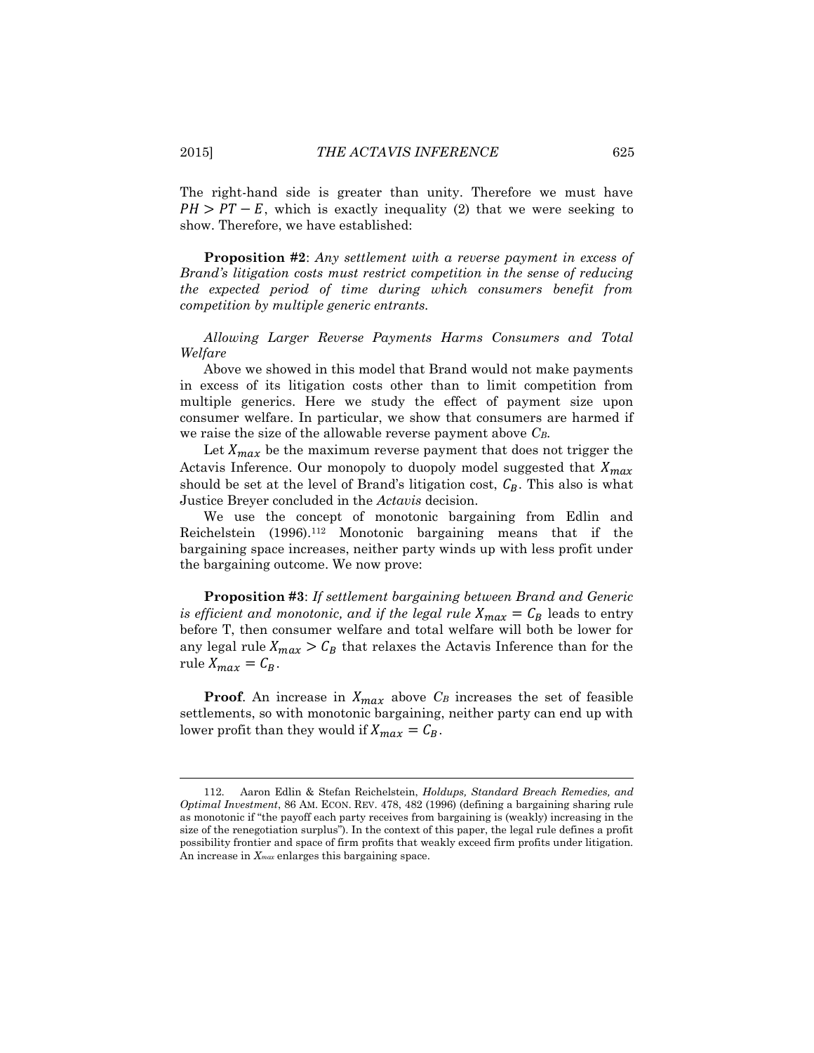The right-hand side is greater than unity. Therefore we must have $PH > PT - E$, which is exactly inequality (2) that we were seeking to show. Therefore, we have established:

**Proposition #2**: *Any settlement with a reverse payment in excess of Brand's litigation costs must restrict competition in the sense of reducing the expected period of time during which consumers benefit from competition by multiple generic entrants.*

*Allowing Larger Reverse Payments Harms Consumers and Total Welfare*

Above we showed in this model that Brand would not make payments in excess of its litigation costs other than to limit competition from multiple generics. Here we study the effect of payment size upon consumer welfare. In particular, we show that consumers are harmed if we raise the size of the allowable reverse payment above $C_B$.

Let $X_{max}$ be the maximum reverse payment that does not trigger the Actavis Inference. Our monopoly to duopoly model suggested that $X_{max}$ should be set at the level of Brand's litigation cost, $C_B$. This also is what Justice Breyer concluded in the *Actavis* decision.

We use the concept of monotonic bargaining from Edlin and Reichelstein (1996).[112] Monotonic bargaining means that if the bargaining space increases, neither party winds up with less profit under the bargaining outcome. We now prove:

**Proposition #3**: *If settlement bargaining between Brand and Generic is efficient and monotonic, and if the legal rule $X_{max} = C_B$ leads to entry before T, then consumer welfare and total welfare will both be lower for any legal rule $X_{max} > C_B$ that relaxes the Actavis Inference than for the rule $X_{max} = C_B$.*

**Proof**. An increase in $X_{max}$ above $C_B$ increases the set of feasible settlements, so with monotonic bargaining, neither party can end up with lower profit than they would if $X_{max} = C_B$.

---

112. Aaron Edlin & Stefan Reichelstein, *Holdups, Standard Breach Remedies, and Optimal Investment*, 86 AM. ECON. REV. 478, 482 (1996) (defining a bargaining sharing rule as monotonic if "the payoff each party receives from bargaining is (weakly) increasing in the size of the renegotiation surplus"). In the context of this paper, the legal rule defines a profit possibility frontier and space of firm profits that weakly exceed firm profits under litigation. An increase in $X_{max}$ enlarges this bargaining space.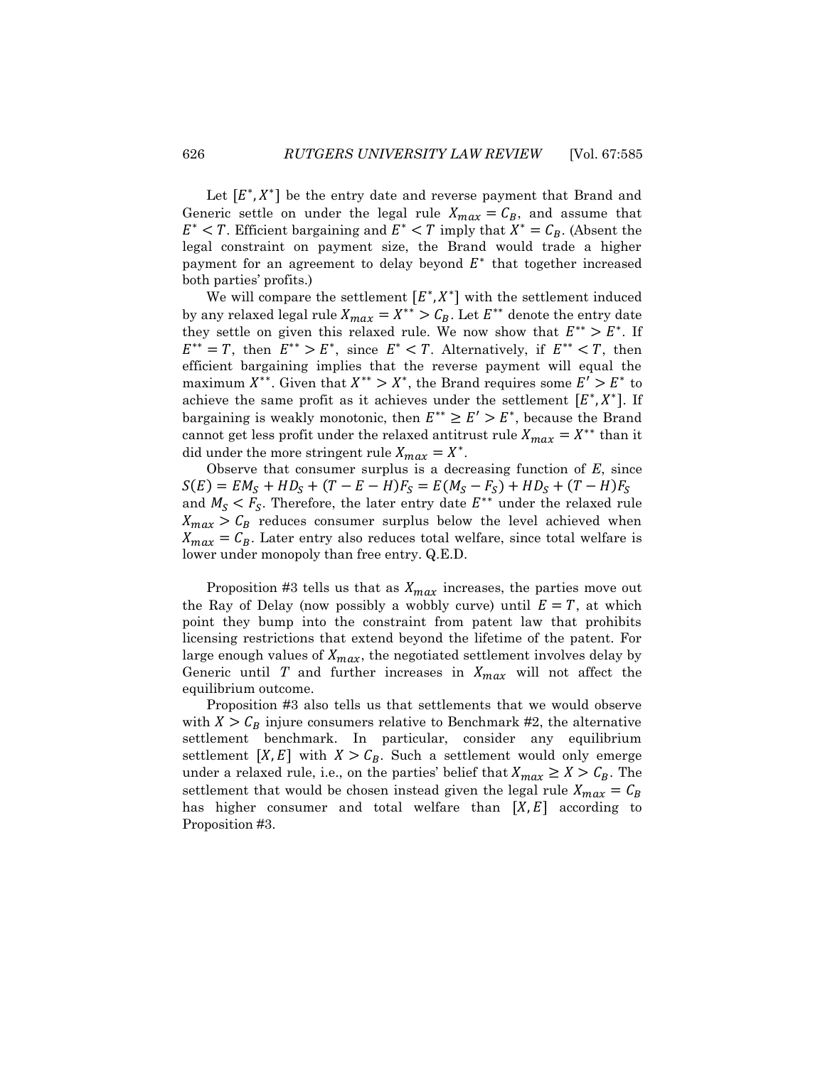Let $[E^*, X^*]$ be the entry date and reverse payment that Brand and Generic settle on under the legal rule $X_{max} = C_B$, and assume that $E^* < T$. Efficient bargaining and $E^* < T$ imply that $X^* = C_B$. (Absent the legal constraint on payment size, the Brand would trade a higher payment for an agreement to delay beyond $E^*$ that together increased both parties' profits.)

We will compare the settlement $[E^*, X^*]$ with the settlement induced by any relaxed legal rule $X_{max} = X^{**} > C_B$. Let $E^{**}$ denote the entry date they settle on given this relaxed rule. We now show that $E^{**} > E^*$. If $E^{**} = T$, then $E^{**} > E^*$, since $E^* < T$. Alternatively, if $E^{**} < T$, then efficient bargaining implies that the reverse payment will equal the maximum $X^{**}$. Given that $X^{**} > X^*$, the Brand requires some $E' > E^*$ to achieve the same profit as it achieves under the settlement $[E^*, X^*]$. If bargaining is weakly monotonic, then $E^{**} \geq E' > E^*$, because the Brand cannot get less profit under the relaxed antitrust rule $X_{max} = X^{**}$ than it did under the more stringent rule $X_{max} = X^*$.

Observe that consumer surplus is a decreasing function of $E$, since $S(E) = EM_S + HD_S + (T - E - H)F_S = E(M_S - F_S) + HD_S + (T - H)F_S$ and $M_S < F_S$. Therefore, the later entry date $E^{**}$ under the relaxed rule $X_{max} > C_B$ reduces consumer surplus below the level achieved when $X_{max} = C_B$. Later entry also reduces total welfare, since total welfare is lower under monopoly than free entry. Q.E.D.

Proposition #3 tells us that as $X_{max}$ increases, the parties move out the Ray of Delay (now possibly a wobbly curve) until $E = T$, at which point they bump into the constraint from patent law that prohibits licensing restrictions that extend beyond the lifetime of the patent. For large enough values of $X_{max}$, the negotiated settlement involves delay by Generic until $T$ and further increases in $X_{max}$ will not affect the equilibrium outcome.

Proposition #3 also tells us that settlements that we would observe with $X > C_B$ injure consumers relative to Benchmark #2, the alternative settlement benchmark. In particular, consider any equilibrium settlement $[X, E]$ with $X > C_B$. Such a settlement would only emerge under a relaxed rule, i.e., on the parties' belief that $X_{max} \geq X > C_B$. The settlement that would be chosen instead given the legal rule $X_{max} = C_B$ has higher consumer and total welfare than $[X, E]$ according to Proposition #3.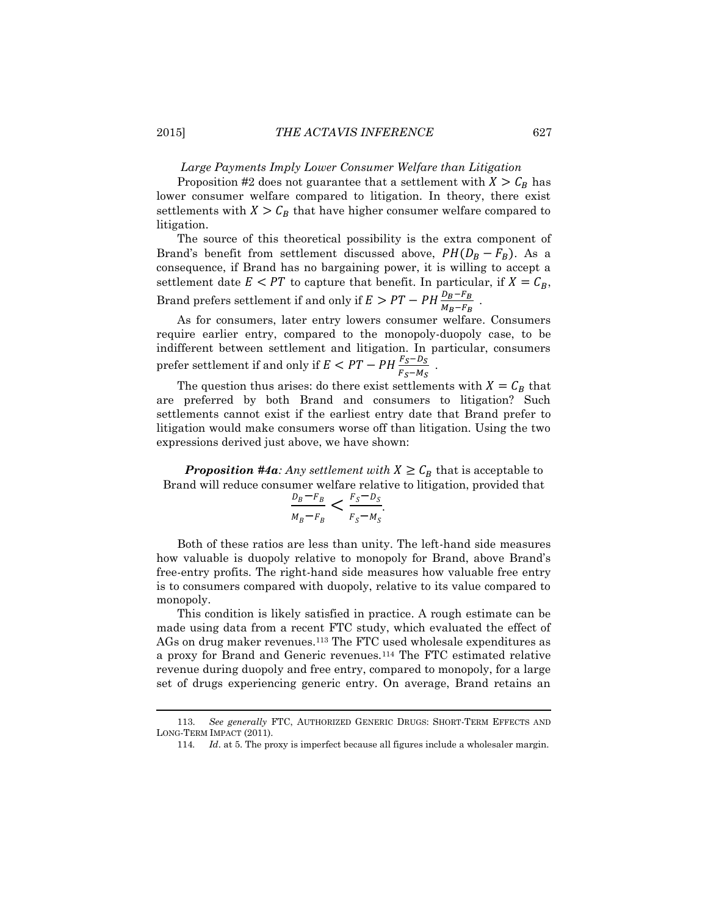*Large Payments Imply Lower Consumer Welfare than Litigation*

Proposition #2 does not guarantee that a settlement with $X > C_B$ has lower consumer welfare compared to litigation. In theory, there exist settlements with $X > C_B$ that have higher consumer welfare compared to litigation.

The source of this theoretical possibility is the extra component of Brand's benefit from settlement discussed above, $PH(D_B - F_B)$. As a consequence, if Brand has no bargaining power, it is willing to accept a settlement date $E < PT$ to capture that benefit. In particular, if $X = C_B$, Brand prefers settlement if and only if $E > PT - PH\frac{D_B - F_B}{M_B - F_B}$ .

As for consumers, later entry lowers consumer welfare. Consumers require earlier entry, compared to the monopoly-duopoly case, to be indifferent between settlement and litigation. In particular, consumers prefer settlement if and only if $E < PT - PH\frac{F_S - D_S}{F_S - M_S}$ .

The question thus arises: do there exist settlements with $X = C_B$ that are preferred by both Brand and consumers to litigation? Such settlements cannot exist if the earliest entry date that Brand prefer to litigation would make consumers worse off than litigation. Using the two expressions derived just above, we have shown:

***Proposition #4a**: Any settlement with* $X \geq C_B$ that is acceptable to Brand will reduce consumer welfare relative to litigation, provided that

$$\frac{D_B - F_B}{M_B - F_B} < \frac{F_S - D_S}{F_S - M_S}.$$

Both of these ratios are less than unity. The left-hand side measures how valuable is duopoly relative to monopoly for Brand, above Brand's free-entry profits. The right-hand side measures how valuable free entry is to consumers compared with duopoly, relative to its value compared to monopoly.

This condition is likely satisfied in practice. A rough estimate can be made using data from a recent FTC study, which evaluated the effect of AGs on drug maker revenues.[113] The FTC used wholesale expenditures as a proxy for Brand and Generic revenues.[114] The FTC estimated relative revenue during duopoly and free entry, compared to monopoly, for a large set of drugs experiencing generic entry. On average, Brand retains an

---

113. *See generally* FTC, AUTHORIZED GENERIC DRUGS: SHORT-TERM EFFECTS AND LONG-TERM IMPACT (2011).

114. *Id*. at 5. The proxy is imperfect because all figures include a wholesaler margin.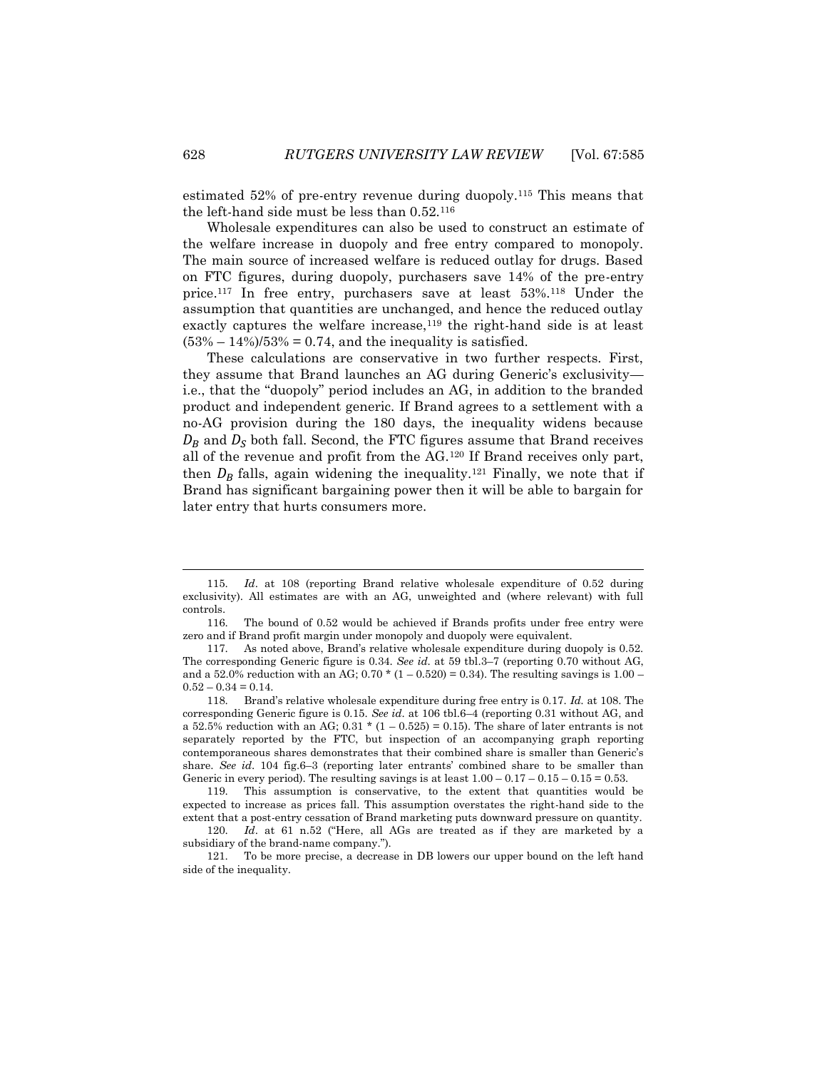estimated 52% of pre-entry revenue during duopoly.[115] This means that the left-hand side must be less than 0.52.[116]

Wholesale expenditures can also be used to construct an estimate of the welfare increase in duopoly and free entry compared to monopoly. The main source of increased welfare is reduced outlay for drugs. Based on FTC figures, during duopoly, purchasers save 14% of the pre-entry price.[117] In free entry, purchasers save at least 53%.[118] Under the assumption that quantities are unchanged, and hence the reduced outlay exactly captures the welfare increase,[119] the right-hand side is at least (53% – 14%)/53% = 0.74, and the inequality is satisfied.

These calculations are conservative in two further respects. First, they assume that Brand launches an AG during Generic's exclusivity—i.e., that the "duopoly" period includes an AG, in addition to the branded product and independent generic. If Brand agrees to a settlement with a no-AG provision during the 180 days, the inequality widens because $D_B$ and $D_S$ both fall. Second, the FTC figures assume that Brand receives all of the revenue and profit from the AG.[120] If Brand receives only part, then $D_B$ falls, again widening the inequality.[121] Finally, we note that if Brand has significant bargaining power then it will be able to bargain for later entry that hurts consumers more.

---

115. *Id*. at 108 (reporting Brand relative wholesale expenditure of 0.52 during exclusivity). All estimates are with an AG, unweighted and (where relevant) with full controls.

116. The bound of 0.52 would be achieved if Brands profits under free entry were zero and if Brand profit margin under monopoly and duopoly were equivalent.

117. As noted above, Brand's relative wholesale expenditure during duopoly is 0.52. The corresponding Generic figure is 0.34. *See id.* at 59 tbl.3–7 (reporting 0.70 without AG, and a 52.0% reduction with an AG; 0.70 * (1 – 0.520) = 0.34). The resulting savings is 1.00 – 0.52 – 0.34 = 0.14.

118. Brand's relative wholesale expenditure during free entry is 0.17. *Id.* at 108. The corresponding Generic figure is 0.15. *See id.* at 106 tbl.6–4 (reporting 0.31 without AG, and a 52.5% reduction with an AG; 0.31 * (1 – 0.525) = 0.15). The share of later entrants is not separately reported by the FTC, but inspection of an accompanying graph reporting contemporaneous shares demonstrates that their combined share is smaller than Generic's share. *See id.* 104 fig.6–3 (reporting later entrants' combined share to be smaller than Generic in every period). The resulting savings is at least 1.00 – 0.17 – 0.15 – 0.15 = 0.53.

119. This assumption is conservative, to the extent that quantities would be expected to increase as prices fall. This assumption overstates the right-hand side to the extent that a post-entry cessation of Brand marketing puts downward pressure on quantity.

120. *Id*. at 61 n.52 ("Here, all AGs are treated as if they are marketed by a subsidiary of the brand-name company.").

121. To be more precise, a decrease in DB lowers our upper bound on the left hand side of the inequality.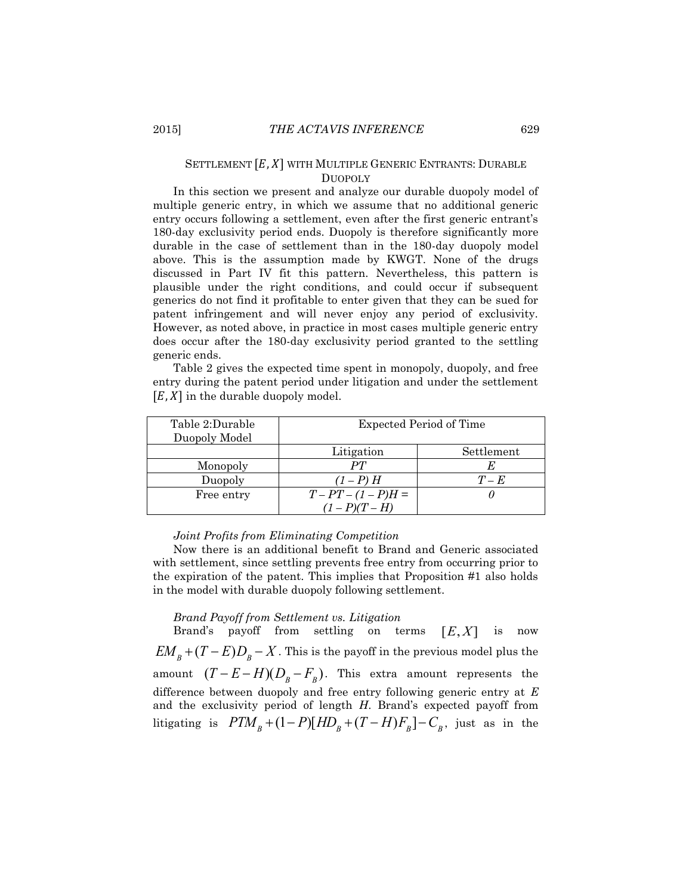### SETTLEMENT $[E, X]$ WITH MULTIPLE GENERIC ENTRANTS: DURABLE DUOPOLY

In this section we present and analyze our durable duopoly model of multiple generic entry, in which we assume that no additional generic entry occurs following a settlement, even after the first generic entrant's 180-day exclusivity period ends. Duopoly is therefore significantly more durable in the case of settlement than in the 180-day duopoly model above. This is the assumption made by KWGT. None of the drugs discussed in Part IV fit this pattern. Nevertheless, this pattern is plausible under the right conditions, and could occur if subsequent generics do not find it profitable to enter given that they can be sued for patent infringement and will never enjoy any period of exclusivity. However, as noted above, in practice in most cases multiple generic entry does occur after the 180-day exclusivity period granted to the settling generic ends.

Table 2 gives the expected time spent in monopoly, duopoly, and free entry during the patent period under litigation and under the settlement $[E, X]$ in the durable duopoly model.

| Table 2:Durable Duopoly Model | Expected Period of Time | |
|---|---|---|
| | Litigation | Settlement |
| Monopoly | $PT$ | $E$ |
| Duopoly | $(1 - P)\,H$ | $T - E$ |
| Free entry | $T - PT - (1 - P)H = (1 - P)(T - H)$ | $0$ |

*Joint Profits from Eliminating Competition*

Now there is an additional benefit to Brand and Generic associated with settlement, since settling prevents free entry from occurring prior to the expiration of the patent. This implies that Proposition #1 also holds in the model with durable duopoly following settlement.

*Brand Payoff from Settlement vs. Litigation*

Brand's payoff from settling on terms $[E, X]$ is now $EM_B + (T-E)D_B - X$. This is the payoff in the previous model plus the amount $(T-E-H)(D_B - F_B)$. This extra amount represents the difference between duopoly and free entry following generic entry at $E$ and the exclusivity period of length $H$. Brand's expected payoff from litigating is $PTM_B + (1-P)[HD_B + (T-H)F_B] - C_B$, just as in the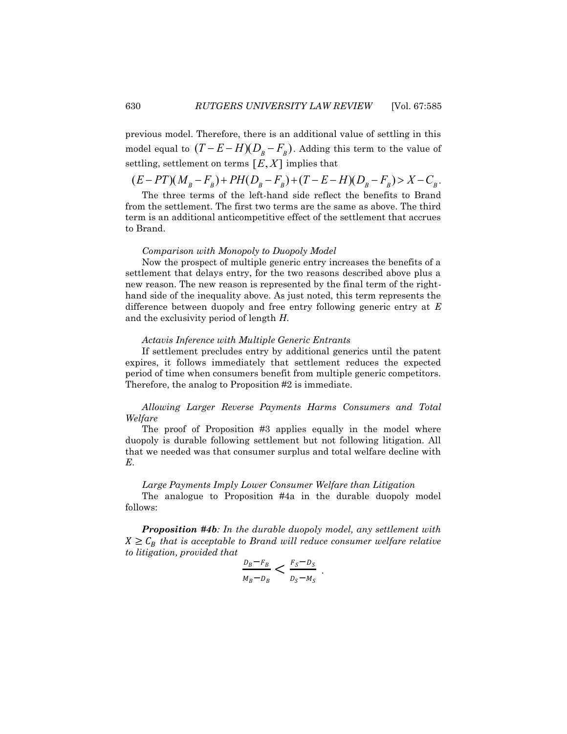previous model. Therefore, there is an additional value of settling in this model equal to $(T-E-H)(D_B-F_B)$. Adding this term to the value of settling, settlement on terms $[E,X]$ implies that

$$(E-PT)(M_B-F_B)+PH(D_B-F_B)+(T-E-H)(D_B-F_B)>X-C_B.$$

The three terms of the left-hand side reflect the benefits to Brand from the settlement. The first two terms are the same as above. The third term is an additional anticompetitive effect of the settlement that accrues to Brand.

*Comparison with Monopoly to Duopoly Model*

Now the prospect of multiple generic entry increases the benefits of a settlement that delays entry, for the two reasons described above plus a new reason. The new reason is represented by the final term of the right-hand side of the inequality above. As just noted, this term represents the difference between duopoly and free entry following generic entry at $E$ and the exclusivity period of length $H$.

*Actavis Inference with Multiple Generic Entrants*

If settlement precludes entry by additional generics until the patent expires, it follows immediately that settlement reduces the expected period of time when consumers benefit from multiple generic competitors. Therefore, the analog to Proposition #2 is immediate.

*Allowing Larger Reverse Payments Harms Consumers and Total Welfare*

The proof of Proposition #3 applies equally in the model where duopoly is durable following settlement but not following litigation. All that we needed was that consumer surplus and total welfare decline with $E$.

*Large Payments Imply Lower Consumer Welfare than Litigation*

The analogue to Proposition #4a in the durable duopoly model follows:

***Proposition #4b****: In the durable duopoly model, any settlement with $X \geq C_B$ that is acceptable to Brand will reduce consumer welfare relative to litigation, provided that*

$$\frac{D_B-F_B}{M_B-D_B} < \frac{F_S-D_S}{D_S-M_S}\ .$$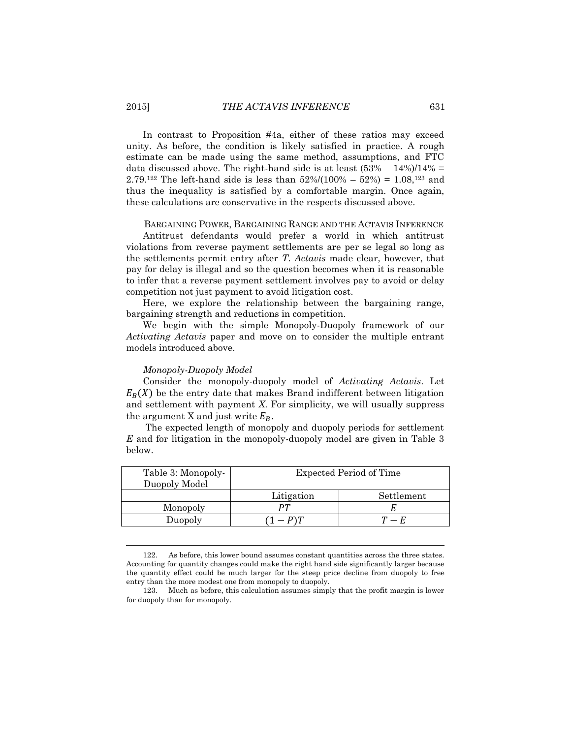In contrast to Proposition #4a, either of these ratios may exceed unity. As before, the condition is likely satisfied in practice. A rough estimate can be made using the same method, assumptions, and FTC data discussed above. The right-hand side is at least (53% – 14%)/14% = 2.79.[122] The left-hand side is less than 52%/(100% – 52%) = 1.08,[123] and thus the inequality is satisfied by a comfortable margin. Once again, these calculations are conservative in the respects discussed above.

BARGAINING POWER, BARGAINING RANGE AND THE ACTAVIS INFERENCE

Antitrust defendants would prefer a world in which antitrust violations from reverse payment settlements are per se legal so long as the settlements permit entry after *T*. *Actavis* made clear, however, that pay for delay is illegal and so the question becomes when it is reasonable to infer that a reverse payment settlement involves pay to avoid or delay competition not just payment to avoid litigation cost.

Here, we explore the relationship between the bargaining range, bargaining strength and reductions in competition.

We begin with the simple Monopoly-Duopoly framework of our *Activating Actavis* paper and move on to consider the multiple entrant models introduced above.

*Monopoly-Duopoly Model*

Consider the monopoly-duopoly model of *Activating Actavis*. Let $E_B(X)$ be the entry date that makes Brand indifferent between litigation and settlement with payment *X*. For simplicity, we will usually suppress the argument X and just write $E_B$.

The expected length of monopoly and duopoly periods for settlement *E* and for litigation in the monopoly-duopoly model are given in Table 3 below.

| Table 3: Monopoly-Duopoly Model | Expected Period of Time | |
|---|---|---|
| | Litigation | Settlement |
| Monopoly | $PT$ | $E$ |
| Duopoly | $(1-P)T$ | $T-E$ |

122. As before, this lower bound assumes constant quantities across the three states. Accounting for quantity changes could make the right hand side significantly larger because the quantity effect could be much larger for the steep price decline from duopoly to free entry than the more modest one from monopoly to duopoly.

123. Much as before, this calculation assumes simply that the profit margin is lower for duopoly than for monopoly.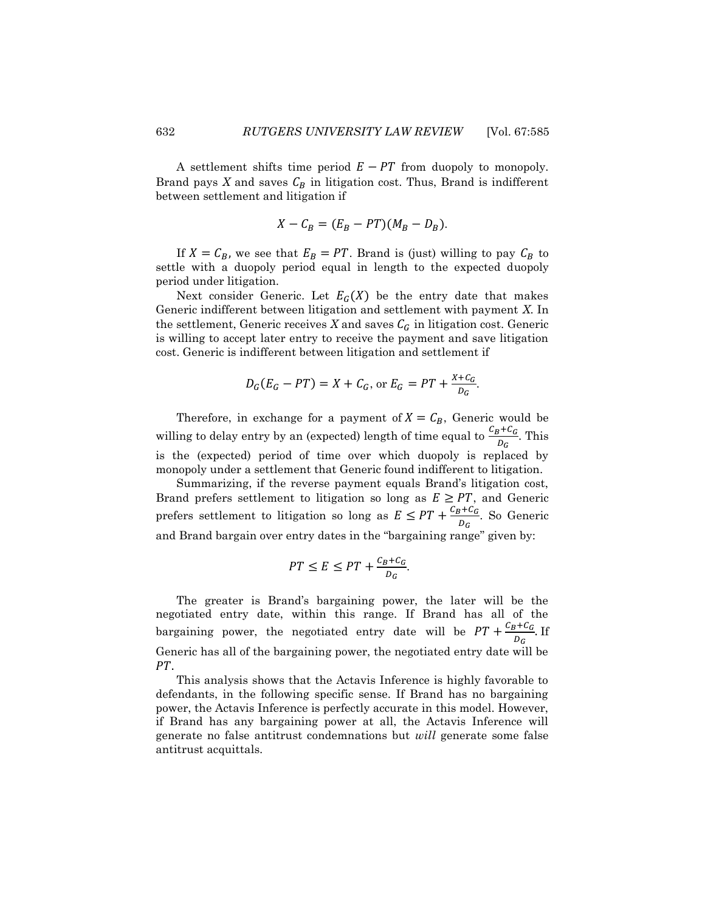A settlement shifts time period $E - PT$ from duopoly to monopoly. Brand pays $X$ and saves $C_B$ in litigation cost. Thus, Brand is indifferent between settlement and litigation if

$$X - C_B = (E_B - PT)(M_B - D_B).$$

If $X = C_B$, we see that $E_B = PT$. Brand is (just) willing to pay $C_B$ to settle with a duopoly period equal in length to the expected duopoly period under litigation.

Next consider Generic. Let $E_G(X)$ be the entry date that makes Generic indifferent between litigation and settlement with payment $X$. In the settlement, Generic receives $X$ and saves $C_G$ in litigation cost. Generic is willing to accept later entry to receive the payment and save litigation cost. Generic is indifferent between litigation and settlement if

$$D_G(E_G - PT) = X + C_G, \text{ or } E_G = PT + \frac{X + C_G}{D_G}.$$

Therefore, in exchange for a payment of $X = C_B$, Generic would be willing to delay entry by an (expected) length of time equal to $\frac{C_B + C_G}{D_G}$. This is the (expected) period of time over which duopoly is replaced by monopoly under a settlement that Generic found indifferent to litigation.

Summarizing, if the reverse payment equals Brand's litigation cost, Brand prefers settlement to litigation so long as $E \geq PT$, and Generic prefers settlement to litigation so long as $E \leq PT + \frac{C_B + C_G}{D_G}$. So Generic and Brand bargain over entry dates in the "bargaining range" given by:

$$PT \leq E \leq PT + \frac{C_B + C_G}{D_G}.$$

The greater is Brand's bargaining power, the later will be the negotiated entry date, within this range. If Brand has all of the bargaining power, the negotiated entry date will be $PT + \frac{C_B + C_G}{D_G}$. If Generic has all of the bargaining power, the negotiated entry date will be $PT$.

This analysis shows that the Actavis Inference is highly favorable to defendants, in the following specific sense. If Brand has no bargaining power, the Actavis Inference is perfectly accurate in this model. However, if Brand has any bargaining power at all, the Actavis Inference will generate no false antitrust condemnations but *will* generate some false antitrust acquittals.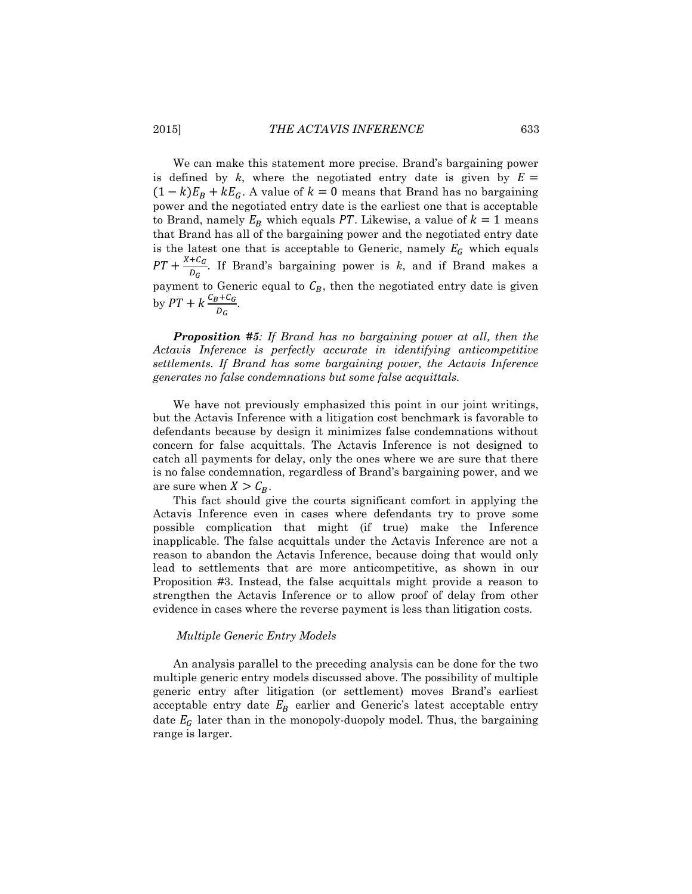We can make this statement more precise. Brand's bargaining power is defined by $k$, where the negotiated entry date is given by $E = (1-k)E_B + kE_G$. A value of $k = 0$ means that Brand has no bargaining power and the negotiated entry date is the earliest one that is acceptable to Brand, namely $E_B$ which equals $PT$. Likewise, a value of $k = 1$ means that Brand has all of the bargaining power and the negotiated entry date is the latest one that is acceptable to Generic, namely $E_G$ which equals $PT + \frac{X+C_G}{D_G}$. If Brand's bargaining power is $k$, and if Brand makes a payment to Generic equal to $C_B$, then the negotiated entry date is given by $PT + k\frac{C_B+C_G}{D_G}$.

***Proposition #5****: If Brand has no bargaining power at all, then the Actavis Inference is perfectly accurate in identifying anticompetitive settlements. If Brand has some bargaining power, the Actavis Inference generates no false condemnations but some false acquittals.*

We have not previously emphasized this point in our joint writings, but the Actavis Inference with a litigation cost benchmark is favorable to defendants because by design it minimizes false condemnations without concern for false acquittals. The Actavis Inference is not designed to catch all payments for delay, only the ones where we are sure that there is no false condemnation, regardless of Brand's bargaining power, and we are sure when $X > C_B$.

This fact should give the courts significant comfort in applying the Actavis Inference even in cases where defendants try to prove some possible complication that might (if true) make the Inference inapplicable. The false acquittals under the Actavis Inference are not a reason to abandon the Actavis Inference, because doing that would only lead to settlements that are more anticompetitive, as shown in our Proposition #3. Instead, the false acquittals might provide a reason to strengthen the Actavis Inference or to allow proof of delay from other evidence in cases where the reverse payment is less than litigation costs.

*Multiple Generic Entry Models*

An analysis parallel to the preceding analysis can be done for the two multiple generic entry models discussed above. The possibility of multiple generic entry after litigation (or settlement) moves Brand's earliest acceptable entry date $E_B$ earlier and Generic's latest acceptable entry date $E_G$ later than in the monopoly-duopoly model. Thus, the bargaining range is larger.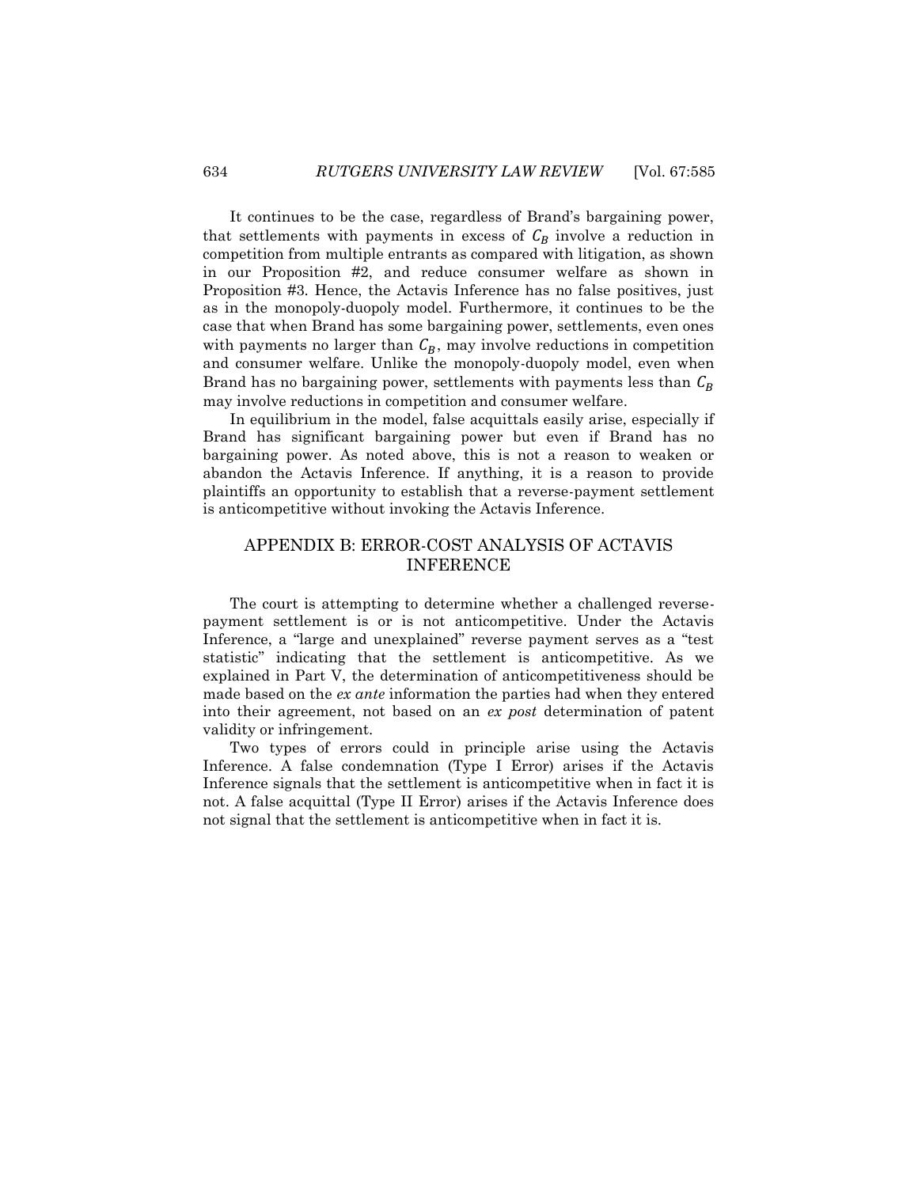It continues to be the case, regardless of Brand's bargaining power, that settlements with payments in excess of $C_B$ involve a reduction in competition from multiple entrants as compared with litigation, as shown in our Proposition #2, and reduce consumer welfare as shown in Proposition #3. Hence, the Actavis Inference has no false positives, just as in the monopoly-duopoly model. Furthermore, it continues to be the case that when Brand has some bargaining power, settlements, even ones with payments no larger than $C_B$, may involve reductions in competition and consumer welfare. Unlike the monopoly-duopoly model, even when Brand has no bargaining power, settlements with payments less than $C_B$ may involve reductions in competition and consumer welfare.

In equilibrium in the model, false acquittals easily arise, especially if Brand has significant bargaining power but even if Brand has no bargaining power. As noted above, this is not a reason to weaken or abandon the Actavis Inference. If anything, it is a reason to provide plaintiffs an opportunity to establish that a reverse-payment settlement is anticompetitive without invoking the Actavis Inference.

## APPENDIX B: ERROR-COST ANALYSIS OF ACTAVIS INFERENCE

The court is attempting to determine whether a challenged reverse-payment settlement is or is not anticompetitive. Under the Actavis Inference, a "large and unexplained" reverse payment serves as a "test statistic" indicating that the settlement is anticompetitive. As we explained in Part V, the determination of anticompetitiveness should be made based on the *ex ante* information the parties had when they entered into their agreement, not based on an *ex post* determination of patent validity or infringement.

Two types of errors could in principle arise using the Actavis Inference. A false condemnation (Type I Error) arises if the Actavis Inference signals that the settlement is anticompetitive when in fact it is not. A false acquittal (Type II Error) arises if the Actavis Inference does not signal that the settlement is anticompetitive when in fact it is.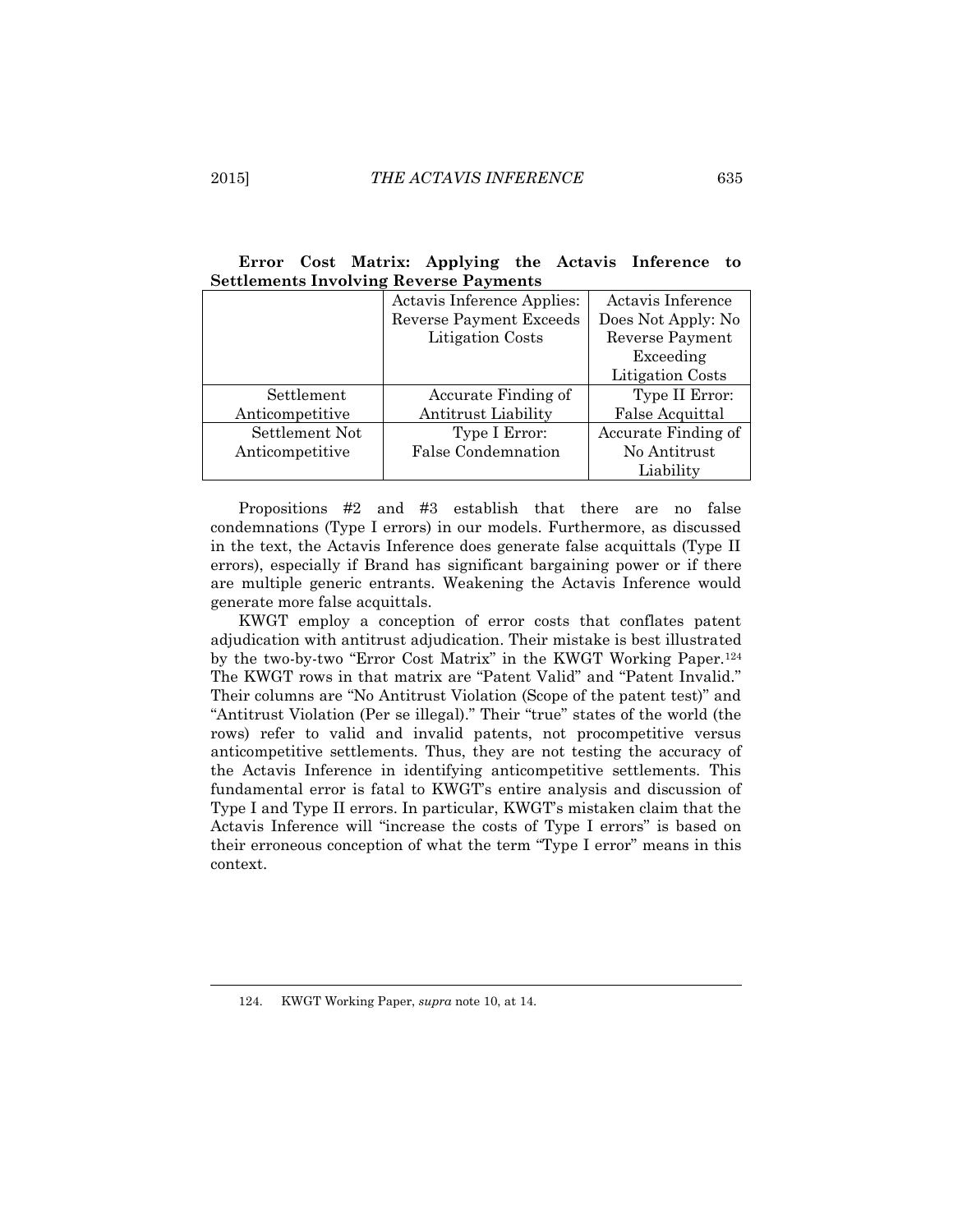**Error Cost Matrix: Applying the Actavis Inference to Settlements Involving Reverse Payments**

| | Actavis Inference Applies: Reverse Payment Exceeds Litigation Costs | Actavis Inference Does Not Apply: No Reverse Payment Exceeding Litigation Costs |
|---|---|---|
| Settlement Anticompetitive | Accurate Finding of Antitrust Liability | Type II Error: False Acquittal |
| Settlement Not Anticompetitive | Type I Error: False Condemnation | Accurate Finding of No Antitrust Liability |

Propositions #2 and #3 establish that there are no false condemnations (Type I errors) in our models. Furthermore, as discussed in the text, the Actavis Inference does generate false acquittals (Type II errors), especially if Brand has significant bargaining power or if there are multiple generic entrants. Weakening the Actavis Inference would generate more false acquittals.

KWGT employ a conception of error costs that conflates patent adjudication with antitrust adjudication. Their mistake is best illustrated by the two-by-two "Error Cost Matrix" in the KWGT Working Paper.[124] The KWGT rows in that matrix are "Patent Valid" and "Patent Invalid." Their columns are "No Antitrust Violation (Scope of the patent test)" and "Antitrust Violation (Per se illegal)." Their "true" states of the world (the rows) refer to valid and invalid patents, not procompetitive versus anticompetitive settlements. Thus, they are not testing the accuracy of the Actavis Inference in identifying anticompetitive settlements. This fundamental error is fatal to KWGT's entire analysis and discussion of Type I and Type II errors. In particular, KWGT's mistaken claim that the Actavis Inference will "increase the costs of Type I errors" is based on their erroneous conception of what the term "Type I error" means in this context.

---

124. KWGT Working Paper, *supra* note 10, at 14.